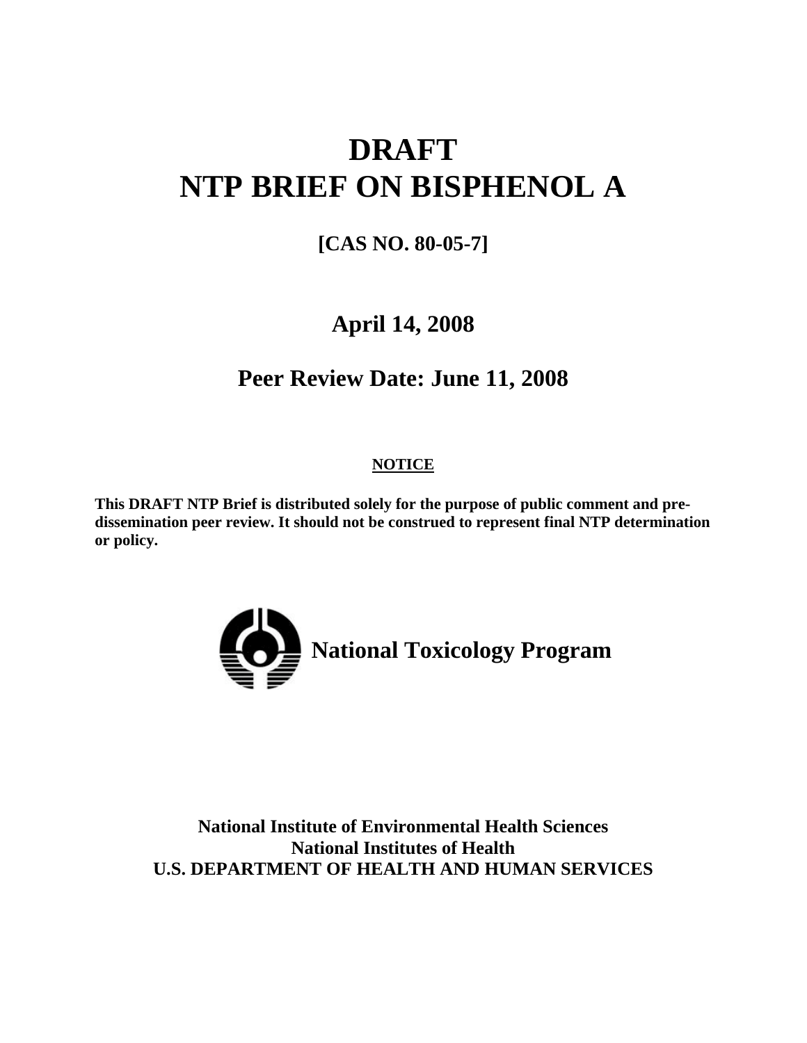# DRAFT
# NTP BRIEF ON BISPHENOL A

**[CAS NO. 80-05-7]**

## April 14, 2008

## Peer Review Date: June 11, 2008

**NOTICE**

**This DRAFT NTP Brief is distributed solely for the purpose of public comment and pre-dissemination peer review. It should not be construed to represent final NTP determination or policy.**

**National Toxicology Program**

**National Institute of Environmental Health Sciences**
**National Institutes of Health**
**U.S. DEPARTMENT OF HEALTH AND HUMAN SERVICES**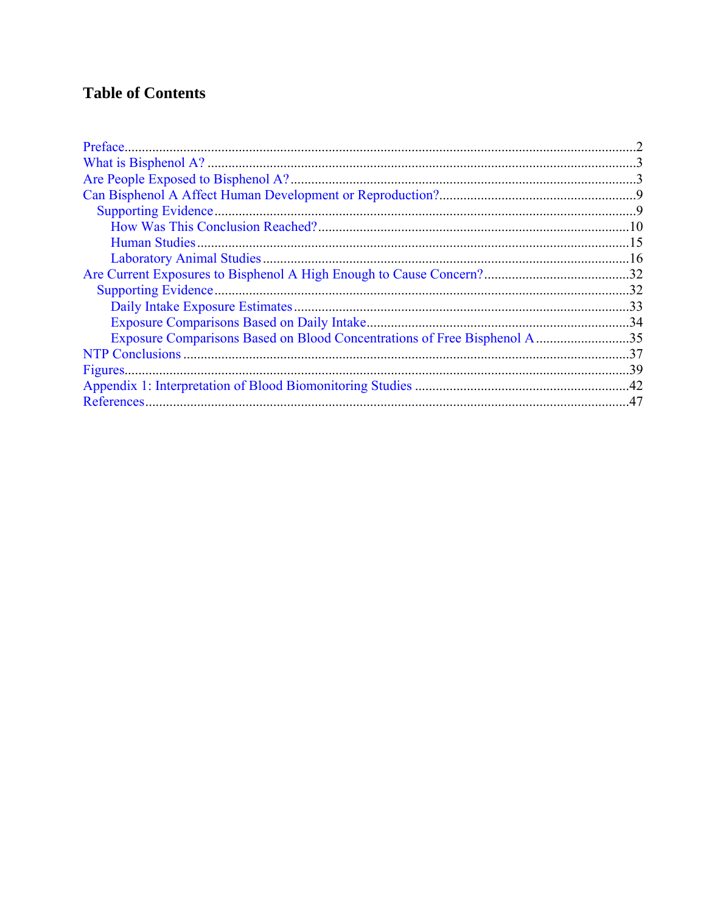## Table of Contents

- Preface.....2
- What is Bisphenol A? .....3
- Are People Exposed to Bisphenol A?.....3
- Can Bisphenol A Affect Human Development or Reproduction?.....9
  - Supporting Evidence.....9
    - How Was This Conclusion Reached?.....10
    - Human Studies.....15
    - Laboratory Animal Studies.....16
- Are Current Exposures to Bisphenol A High Enough to Cause Concern?.....32
  - Supporting Evidence.....32
    - Daily Intake Exposure Estimates.....33
    - Exposure Comparisons Based on Daily Intake.....34
    - Exposure Comparisons Based on Blood Concentrations of Free Bisphenol A.....35
- NTP Conclusions.....37
- Figures.....39
- Appendix 1: Interpretation of Blood Biomonitoring Studies.....42
- References.....47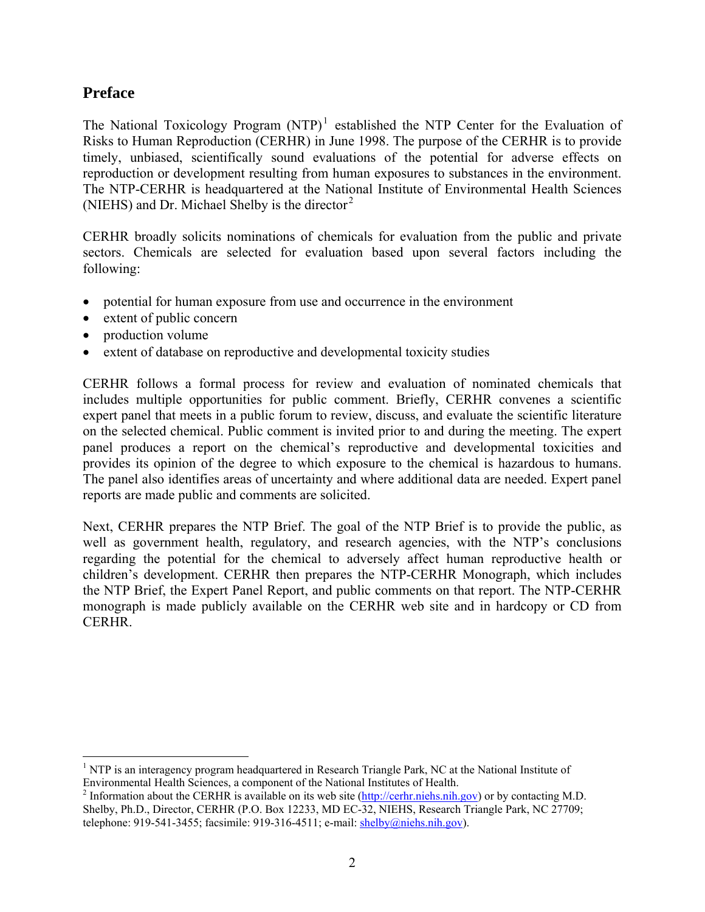## Preface

The National Toxicology Program (NTP)[1] established the NTP Center for the Evaluation of Risks to Human Reproduction (CERHR) in June 1998. The purpose of the CERHR is to provide timely, unbiased, scientifically sound evaluations of the potential for adverse effects on reproduction or development resulting from human exposures to substances in the environment. The NTP-CERHR is headquartered at the National Institute of Environmental Health Sciences (NIEHS) and Dr. Michael Shelby is the director[2]

CERHR broadly solicits nominations of chemicals for evaluation from the public and private sectors. Chemicals are selected for evaluation based upon several factors including the following:

- potential for human exposure from use and occurrence in the environment
- extent of public concern
- production volume
- extent of database on reproductive and developmental toxicity studies

CERHR follows a formal process for review and evaluation of nominated chemicals that includes multiple opportunities for public comment. Briefly, CERHR convenes a scientific expert panel that meets in a public forum to review, discuss, and evaluate the scientific literature on the selected chemical. Public comment is invited prior to and during the meeting. The expert panel produces a report on the chemical's reproductive and developmental toxicities and provides its opinion of the degree to which exposure to the chemical is hazardous to humans. The panel also identifies areas of uncertainty and where additional data are needed. Expert panel reports are made public and comments are solicited.

Next, CERHR prepares the NTP Brief. The goal of the NTP Brief is to provide the public, as well as government health, regulatory, and research agencies, with the NTP's conclusions regarding the potential for the chemical to adversely affect human reproductive health or children's development. CERHR then prepares the NTP-CERHR Monograph, which includes the NTP Brief, the Expert Panel Report, and public comments on that report. The NTP-CERHR monograph is made publicly available on the CERHR web site and in hardcopy or CD from CERHR.

---

[1] NTP is an interagency program headquartered in Research Triangle Park, NC at the National Institute of Environmental Health Sciences, a component of the National Institutes of Health.

[2] Information about the CERHR is available on its web site (http://cerhr.niehs.nih.gov) or by contacting M.D. Shelby, Ph.D., Director, CERHR (P.O. Box 12233, MD EC-32, NIEHS, Research Triangle Park, NC 27709; telephone: 919-541-3455; facsimile: 919-316-4511; e-mail: shelby@niehs.nih.gov).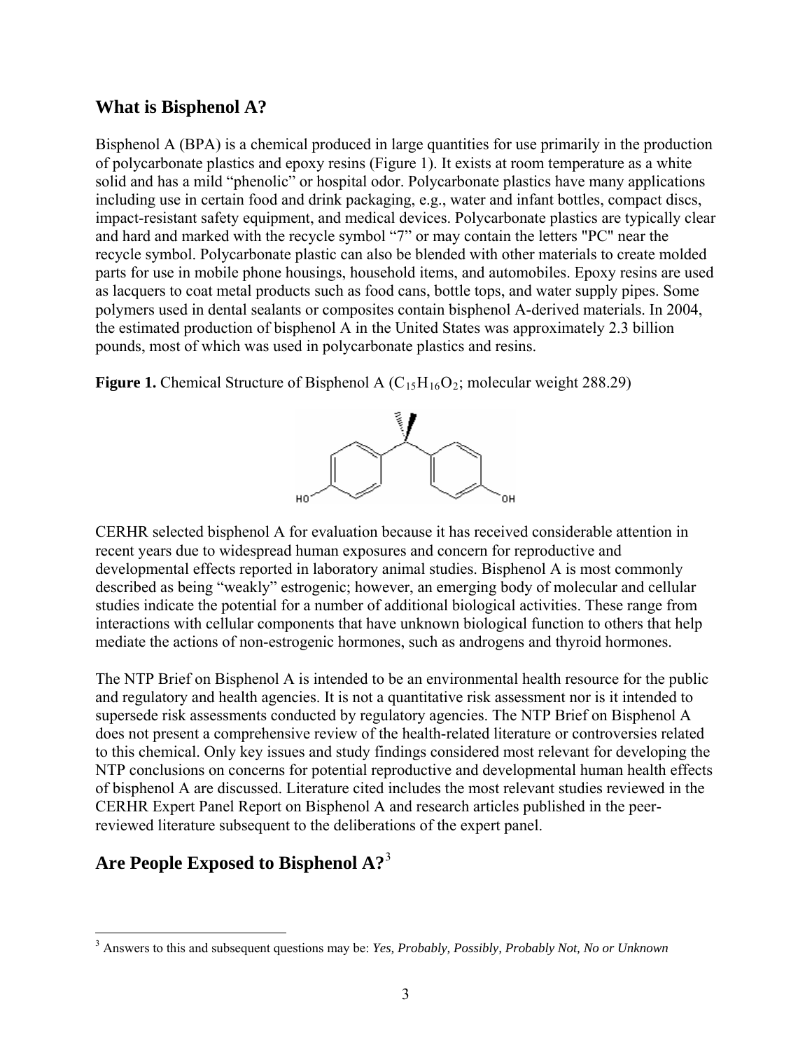## What is Bisphenol A?

Bisphenol A (BPA) is a chemical produced in large quantities for use primarily in the production of polycarbonate plastics and epoxy resins (Figure 1). It exists at room temperature as a white solid and has a mild "phenolic" or hospital odor. Polycarbonate plastics have many applications including use in certain food and drink packaging, e.g., water and infant bottles, compact discs, impact-resistant safety equipment, and medical devices. Polycarbonate plastics are typically clear and hard and marked with the recycle symbol "7" or may contain the letters "PC" near the recycle symbol. Polycarbonate plastic can also be blended with other materials to create molded parts for use in mobile phone housings, household items, and automobiles. Epoxy resins are used as lacquers to coat metal products such as food cans, bottle tops, and water supply pipes. Some polymers used in dental sealants or composites contain bisphenol A-derived materials. In 2004, the estimated production of bisphenol A in the United States was approximately 2.3 billion pounds, most of which was used in polycarbonate plastics and resins.

**Figure 1.** Chemical Structure of Bisphenol A ($C_{15}H_{16}O_2$; molecular weight 288.29)

CERHR selected bisphenol A for evaluation because it has received considerable attention in recent years due to widespread human exposures and concern for reproductive and developmental effects reported in laboratory animal studies. Bisphenol A is most commonly described as being "weakly" estrogenic; however, an emerging body of molecular and cellular studies indicate the potential for a number of additional biological activities. These range from interactions with cellular components that have unknown biological function to others that help mediate the actions of non-estrogenic hormones, such as androgens and thyroid hormones.

The NTP Brief on Bisphenol A is intended to be an environmental health resource for the public and regulatory and health agencies. It is not a quantitative risk assessment nor is it intended to supersede risk assessments conducted by regulatory agencies. The NTP Brief on Bisphenol A does not present a comprehensive review of the health-related literature or controversies related to this chemical. Only key issues and study findings considered most relevant for developing the NTP conclusions on concerns for potential reproductive and developmental human health effects of bisphenol A are discussed. Literature cited includes the most relevant studies reviewed in the CERHR Expert Panel Report on Bisphenol A and research articles published in the peer-reviewed literature subsequent to the deliberations of the expert panel.

## Are People Exposed to Bisphenol A?[3]

[3] Answers to this and subsequent questions may be: *Yes, Probably, Possibly, Probably Not, No or Unknown*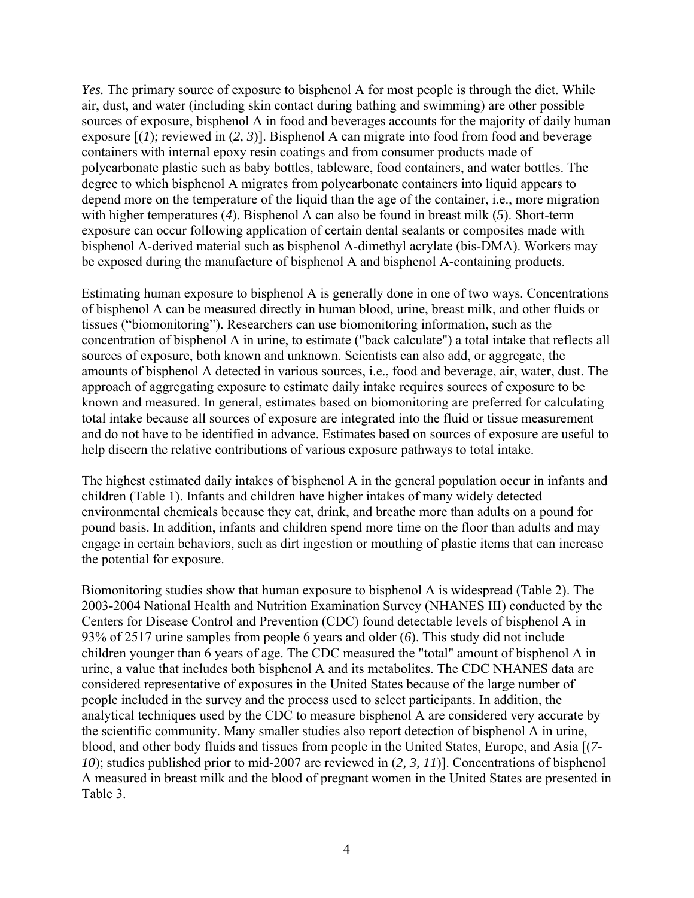*Yes.* The primary source of exposure to bisphenol A for most people is through the diet. While air, dust, and water (including skin contact during bathing and swimming) are other possible sources of exposure, bisphenol A in food and beverages accounts for the majority of daily human exposure [(*1*); reviewed in (*2, 3*)]. Bisphenol A can migrate into food from food and beverage containers with internal epoxy resin coatings and from consumer products made of polycarbonate plastic such as baby bottles, tableware, food containers, and water bottles. The degree to which bisphenol A migrates from polycarbonate containers into liquid appears to depend more on the temperature of the liquid than the age of the container, i.e., more migration with higher temperatures (*4*). Bisphenol A can also be found in breast milk (*5*). Short-term exposure can occur following application of certain dental sealants or composites made with bisphenol A-derived material such as bisphenol A-dimethyl acrylate (bis-DMA). Workers may be exposed during the manufacture of bisphenol A and bisphenol A-containing products.

Estimating human exposure to bisphenol A is generally done in one of two ways. Concentrations of bisphenol A can be measured directly in human blood, urine, breast milk, and other fluids or tissues ("biomonitoring"). Researchers can use biomonitoring information, such as the concentration of bisphenol A in urine, to estimate ("back calculate") a total intake that reflects all sources of exposure, both known and unknown. Scientists can also add, or aggregate, the amounts of bisphenol A detected in various sources, i.e., food and beverage, air, water, dust. The approach of aggregating exposure to estimate daily intake requires sources of exposure to be known and measured. In general, estimates based on biomonitoring are preferred for calculating total intake because all sources of exposure are integrated into the fluid or tissue measurement and do not have to be identified in advance. Estimates based on sources of exposure are useful to help discern the relative contributions of various exposure pathways to total intake.

The highest estimated daily intakes of bisphenol A in the general population occur in infants and children (Table 1). Infants and children have higher intakes of many widely detected environmental chemicals because they eat, drink, and breathe more than adults on a pound for pound basis. In addition, infants and children spend more time on the floor than adults and may engage in certain behaviors, such as dirt ingestion or mouthing of plastic items that can increase the potential for exposure.

Biomonitoring studies show that human exposure to bisphenol A is widespread (Table 2). The 2003-2004 National Health and Nutrition Examination Survey (NHANES III) conducted by the Centers for Disease Control and Prevention (CDC) found detectable levels of bisphenol A in 93% of 2517 urine samples from people 6 years and older (*6*). This study did not include children younger than 6 years of age. The CDC measured the "total" amount of bisphenol A in urine, a value that includes both bisphenol A and its metabolites. The CDC NHANES data are considered representative of exposures in the United States because of the large number of people included in the survey and the process used to select participants. In addition, the analytical techniques used by the CDC to measure bisphenol A are considered very accurate by the scientific community. Many smaller studies also report detection of bisphenol A in urine, blood, and other body fluids and tissues from people in the United States, Europe, and Asia [(*7-10*); studies published prior to mid-2007 are reviewed in (*2, 3, 11*)]. Concentrations of bisphenol A measured in breast milk and the blood of pregnant women in the United States are presented in Table 3.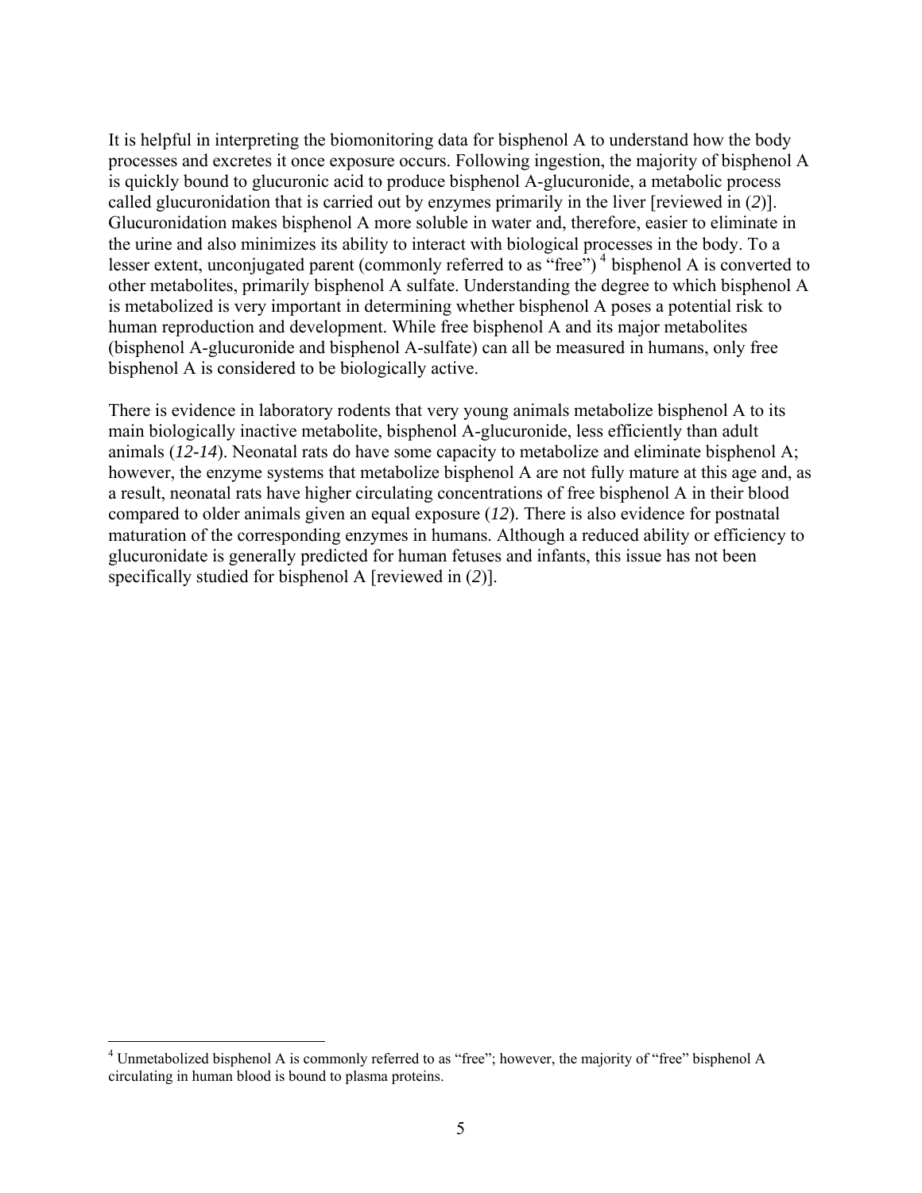It is helpful in interpreting the biomonitoring data for bisphenol A to understand how the body processes and excretes it once exposure occurs. Following ingestion, the majority of bisphenol A is quickly bound to glucuronic acid to produce bisphenol A-glucuronide, a metabolic process called glucuronidation that is carried out by enzymes primarily in the liver [reviewed in (*2*)]. Glucuronidation makes bisphenol A more soluble in water and, therefore, easier to eliminate in the urine and also minimizes its ability to interact with biological processes in the body. To a lesser extent, unconjugated parent (commonly referred to as "free") [4] bisphenol A is converted to other metabolites, primarily bisphenol A sulfate. Understanding the degree to which bisphenol A is metabolized is very important in determining whether bisphenol A poses a potential risk to human reproduction and development. While free bisphenol A and its major metabolites (bisphenol A-glucuronide and bisphenol A-sulfate) can all be measured in humans, only free bisphenol A is considered to be biologically active.

There is evidence in laboratory rodents that very young animals metabolize bisphenol A to its main biologically inactive metabolite, bisphenol A-glucuronide, less efficiently than adult animals (*12-14*). Neonatal rats do have some capacity to metabolize and eliminate bisphenol A; however, the enzyme systems that metabolize bisphenol A are not fully mature at this age and, as a result, neonatal rats have higher circulating concentrations of free bisphenol A in their blood compared to older animals given an equal exposure (*12*). There is also evidence for postnatal maturation of the corresponding enzymes in humans. Although a reduced ability or efficiency to glucuronidate is generally predicted for human fetuses and infants, this issue has not been specifically studied for bisphenol A [reviewed in (*2*)].

---

[4] Unmetabolized bisphenol A is commonly referred to as "free"; however, the majority of "free" bisphenol A circulating in human blood is bound to plasma proteins.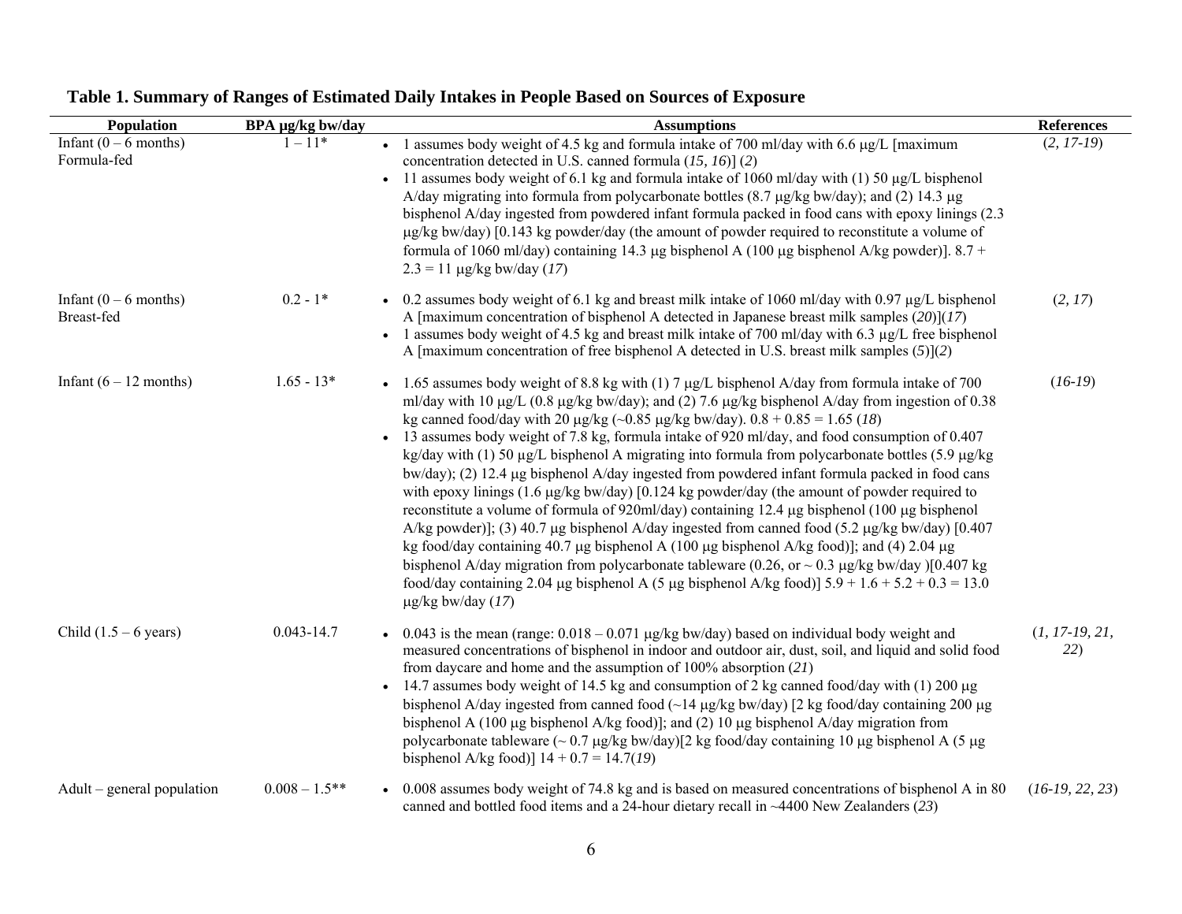**Table 1. Summary of Ranges of Estimated Daily Intakes in People Based on Sources of Exposure**

| Population | BPA μg/kg bw/day | Assumptions | References |
|---|---|---|---|
| Infant (0 – 6 months) Formula-fed | 1 – 11* | • 1 assumes body weight of 4.5 kg and formula intake of 700 ml/day with 6.6 μg/L [maximum concentration detected in U.S. canned formula (*15, 16*)] (*2*)<br>• 11 assumes body weight of 6.1 kg and formula intake of 1060 ml/day with (1) 50 μg/L bisphenol A/day migrating into formula from polycarbonate bottles (8.7 μg/kg bw/day); and (2) 14.3 μg bisphenol A/day ingested from powdered infant formula packed in food cans with epoxy linings (2.3 μg/kg bw/day) [0.143 kg powder/day (the amount of powder required to reconstitute a volume of formula of 1060 ml/day) containing 14.3 μg bisphenol A (100 μg bisphenol A/kg powder)]. 8.7 + 2.3 = 11 μg/kg bw/day (*17*) | (*2, 17-19*) |
| Infant (0 – 6 months) Breast-fed | 0.2 - 1* | • 0.2 assumes body weight of 6.1 kg and breast milk intake of 1060 ml/day with 0.97 μg/L bisphenol A [maximum concentration of bisphenol A detected in Japanese breast milk samples (*20*)](*17*)<br>• 1 assumes body weight of 4.5 kg and breast milk intake of 700 ml/day with 6.3 μg/L free bisphenol A [maximum concentration of free bisphenol A detected in U.S. breast milk samples (*5*)](*2*) | (*2, 17*) |
| Infant (6 – 12 months) | 1.65 - 13* | • 1.65 assumes body weight of 8.8 kg with (1) 7 μg/L bisphenol A/day from formula intake of 700 ml/day with 10 μg/L (0.8 μg/kg bw/day); and (2) 7.6 μg/kg bisphenol A/day from ingestion of 0.38 kg canned food/day with 20 μg/kg (~0.85 μg/kg bw/day). 0.8 + 0.85 = 1.65 (*18*)<br>• 13 assumes body weight of 7.8 kg, formula intake of 920 ml/day, and food consumption of 0.407 kg/day with (1) 50 μg/L bisphenol A migrating into formula from polycarbonate bottles (5.9 μg/kg bw/day); (2) 12.4 μg bisphenol A/day ingested from powdered infant formula packed in food cans with epoxy linings (1.6 μg/kg bw/day) [0.124 kg powder/day (the amount of powder required to reconstitute a volume of formula of 920ml/day) containing 12.4 μg bisphenol (100 μg bisphenol A/kg powder)]; (3) 40.7 μg bisphenol A/day ingested from canned food (5.2 μg/kg bw/day) [0.407 kg food/day containing 40.7 μg bisphenol A (100 μg bisphenol A/kg food)]; and (4) 2.04 μg bisphenol A/day migration from polycarbonate tableware (0.26, or ~ 0.3 μg/kg bw/day )[0.407 kg food/day containing 2.04 μg bisphenol A (5 μg bisphenol A/kg food)] 5.9 + 1.6 + 5.2 + 0.3 = 13.0 μg/kg bw/day (*17*) | (*16-19*) |
| Child (1.5 – 6 years) | 0.043-14.7 | • 0.043 is the mean (range: 0.018 – 0.071 μg/kg bw/day) based on individual body weight and measured concentrations of bisphenol in indoor and outdoor air, dust, soil, and liquid and solid food from daycare and home and the assumption of 100% absorption (*21*)<br>• 14.7 assumes body weight of 14.5 kg and consumption of 2 kg canned food/day with (1) 200 μg bisphenol A/day ingested from canned food (~14 μg/kg bw/day) [2 kg food/day containing 200 μg bisphenol A (100 μg bisphenol A/kg food)]; and (2) 10 μg bisphenol A/day migration from polycarbonate tableware (~ 0.7 μg/kg bw/day)[2 kg food/day containing 10 μg bisphenol A (5 μg bisphenol A/kg food)] 14 + 0.7 = 14.7(*19*) | (*1, 17-19, 21, 22*) |
| Adult – general population | 0.008 – 1.5** | • 0.008 assumes body weight of 74.8 kg and is based on measured concentrations of bisphenol A in 80 canned and bottled food items and a 24-hour dietary recall in ~4400 New Zealanders (*23*) | (*16-19, 22, 23*) |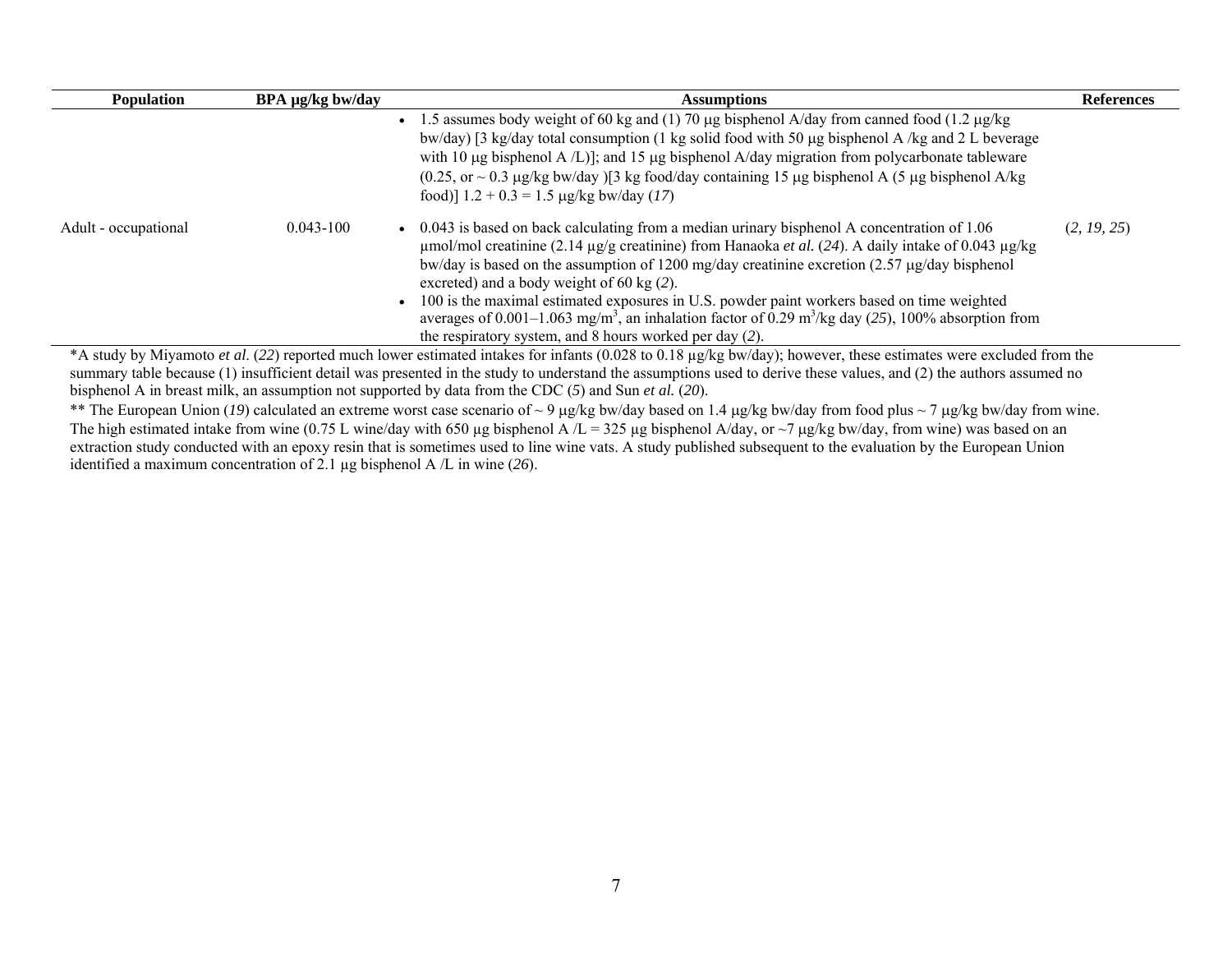| Population | BPA µg/kg bw/day | Assumptions | References |
|---|---|---|---|
| | | • 1.5 assumes body weight of 60 kg and (1) 70 µg bisphenol A/day from canned food (1.2 µg/kg bw/day) [3 kg/day total consumption (1 kg solid food with 50 µg bisphenol A /kg and 2 L beverage with 10 µg bisphenol A /L)]; and 15 µg bisphenol A/day migration from polycarbonate tableware (0.25, or ~ 0.3 µg/kg bw/day )[3 kg food/day containing 15 µg bisphenol A (5 µg bisphenol A/kg food)] 1.2 + 0.3 = 1.5 µg/kg bw/day (*17*) | |
| Adult - occupational | 0.043-100 | • 0.043 is based on back calculating from a median urinary bisphenol A concentration of 1.06 µmol/mol creatinine (2.14 µg/g creatinine) from Hanaoka *et al.* (*24*). A daily intake of 0.043 µg/kg bw/day is based on the assumption of 1200 mg/day creatinine excretion (2.57 µg/day bisphenol excreted) and a body weight of 60 kg (*2*).<br>• 100 is the maximal estimated exposures in U.S. powder paint workers based on time weighted averages of 0.001–1.063 mg/m$^3$, an inhalation factor of 0.29 m$^3$/kg day (*25*), 100% absorption from the respiratory system, and 8 hours worked per day (*2*). | (*2, 19, 25*) |

*A study by Miyamoto *et al.* (*22*) reported much lower estimated intakes for infants (0.028 to 0.18 µg/kg bw/day); however, these estimates were excluded from the summary table because (1) insufficient detail was presented in the study to understand the assumptions used to derive these values, and (2) the authors assumed no bisphenol A in breast milk, an assumption not supported by data from the CDC (*5*) and Sun *et al.* (*20*).

** The European Union (*19*) calculated an extreme worst case scenario of ~ 9 µg/kg bw/day based on 1.4 µg/kg bw/day from food plus ~ 7 µg/kg bw/day from wine. The high estimated intake from wine (0.75 L wine/day with 650 µg bisphenol A /L = 325 µg bisphenol A/day, or ~7 µg/kg bw/day, from wine) was based on an extraction study conducted with an epoxy resin that is sometimes used to line wine vats. A study published subsequent to the evaluation by the European Union identified a maximum concentration of 2.1 µg bisphenol A /L in wine (*26*).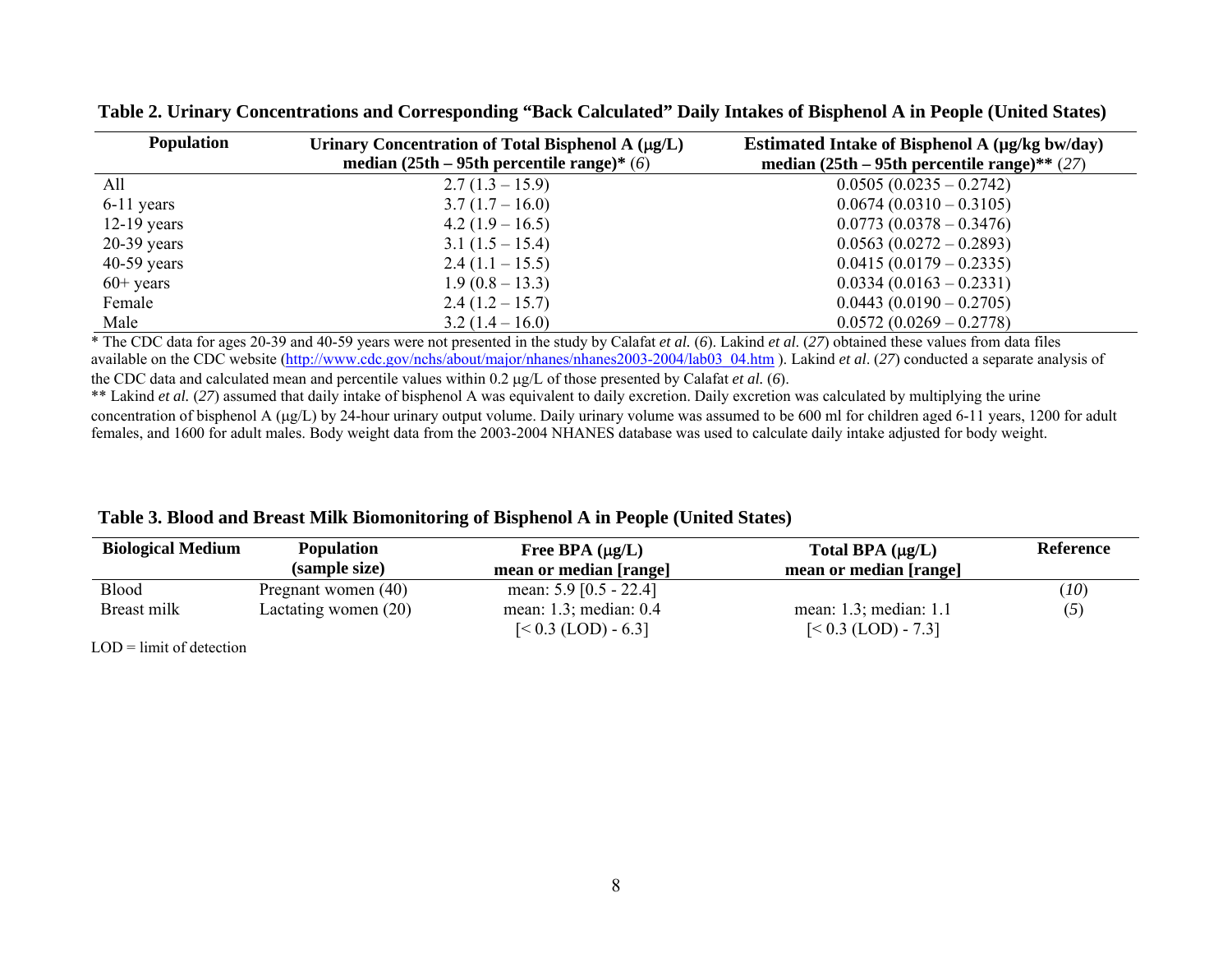**Table 2. Urinary Concentrations and Corresponding "Back Calculated" Daily Intakes of Bisphenol A in People (United States)**

| Population | Urinary Concentration of Total Bisphenol A (μg/L) median (25th – 95th percentile range)* (*6*) | Estimated Intake of Bisphenol A (μg/kg bw/day) median (25th – 95th percentile range)** (*27*) |
|---|---|---|
| All | 2.7 (1.3 – 15.9) | 0.0505 (0.0235 – 0.2742) |
| 6-11 years | 3.7 (1.7 – 16.0) | 0.0674 (0.0310 – 0.3105) |
| 12-19 years | 4.2 (1.9 – 16.5) | 0.0773 (0.0378 – 0.3476) |
| 20-39 years | 3.1 (1.5 – 15.4) | 0.0563 (0.0272 – 0.2893) |
| 40-59 years | 2.4 (1.1 – 15.5) | 0.0415 (0.0179 – 0.2335) |
| 60+ years | 1.9 (0.8 – 13.3) | 0.0334 (0.0163 – 0.2331) |
| Female | 2.4 (1.2 – 15.7) | 0.0443 (0.0190 – 0.2705) |
| Male | 3.2 (1.4 – 16.0) | 0.0572 (0.0269 – 0.2778) |

\* The CDC data for ages 20-39 and 40-59 years were not presented in the study by Calafat *et al.* (*6*). Lakind *et al.* (*27*) obtained these values from data files available on the CDC website (http://www.cdc.gov/nchs/about/major/nhanes/nhanes2003-2004/lab03_04.htm ). Lakind *et al*. (*27*) conducted a separate analysis of the CDC data and calculated mean and percentile values within 0.2 μg/L of those presented by Calafat *et al.* (*6*).

\** Lakind *et al.* (*27*) assumed that daily intake of bisphenol A was equivalent to daily excretion. Daily excretion was calculated by multiplying the urine concentration of bisphenol A (μg/L) by 24-hour urinary output volume. Daily urinary volume was assumed to be 600 ml for children aged 6-11 years, 1200 for adult females, and 1600 for adult males. Body weight data from the 2003-2004 NHANES database was used to calculate daily intake adjusted for body weight.

**Table 3. Blood and Breast Milk Biomonitoring of Bisphenol A in People (United States)**

| Biological Medium | Population (sample size) | Free BPA (μg/L) mean or median [range] | Total BPA (μg/L) mean or median [range] | Reference |
|---|---|---|---|---|
| Blood | Pregnant women (40) | mean: 5.9 [0.5 - 22.4] | | (*10*) |
| Breast milk | Lactating women (20) | mean: 1.3; median: 0.4 [< 0.3 (LOD) - 6.3] | mean: 1.3; median: 1.1 [< 0.3 (LOD) - 7.3] | (*5*) |

LOD = limit of detection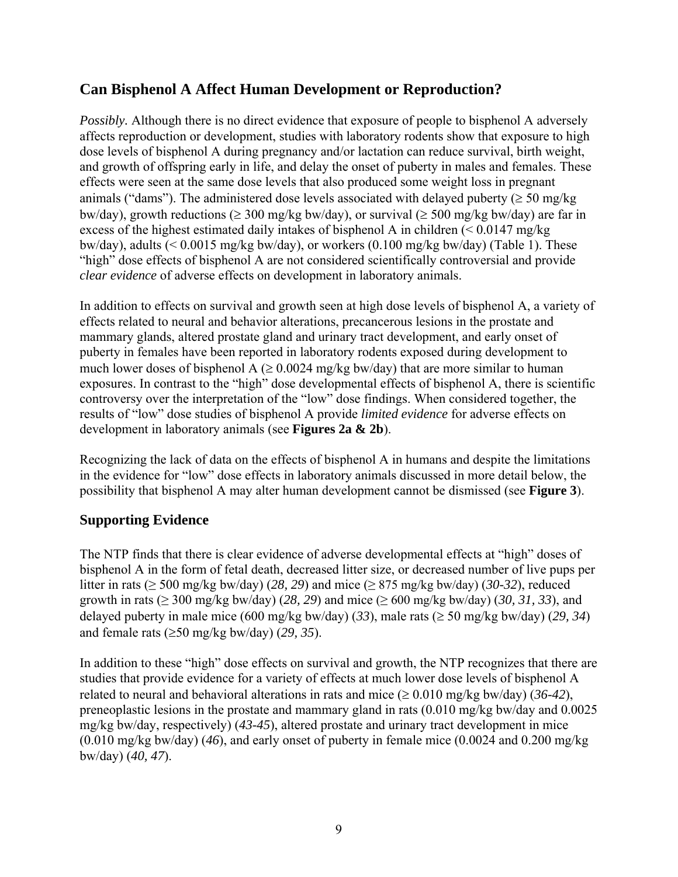## Can Bisphenol A Affect Human Development or Reproduction?

*Possibly.* Although there is no direct evidence that exposure of people to bisphenol A adversely affects reproduction or development, studies with laboratory rodents show that exposure to high dose levels of bisphenol A during pregnancy and/or lactation can reduce survival, birth weight, and growth of offspring early in life, and delay the onset of puberty in males and females. These effects were seen at the same dose levels that also produced some weight loss in pregnant animals ("dams"). The administered dose levels associated with delayed puberty (≥ 50 mg/kg bw/day), growth reductions (≥ 300 mg/kg bw/day), or survival (≥ 500 mg/kg bw/day) are far in excess of the highest estimated daily intakes of bisphenol A in children (< 0.0147 mg/kg bw/day), adults (< 0.0015 mg/kg bw/day), or workers (0.100 mg/kg bw/day) (Table 1). These "high" dose effects of bisphenol A are not considered scientifically controversial and provide *clear evidence* of adverse effects on development in laboratory animals.

In addition to effects on survival and growth seen at high dose levels of bisphenol A, a variety of effects related to neural and behavior alterations, precancerous lesions in the prostate and mammary glands, altered prostate gland and urinary tract development, and early onset of puberty in females have been reported in laboratory rodents exposed during development to much lower doses of bisphenol A (≥ 0.0024 mg/kg bw/day) that are more similar to human exposures. In contrast to the "high" dose developmental effects of bisphenol A, there is scientific controversy over the interpretation of the "low" dose findings. When considered together, the results of "low" dose studies of bisphenol A provide *limited evidence* for adverse effects on development in laboratory animals (see **Figures 2a & 2b**).

Recognizing the lack of data on the effects of bisphenol A in humans and despite the limitations in the evidence for "low" dose effects in laboratory animals discussed in more detail below, the possibility that bisphenol A may alter human development cannot be dismissed (see **Figure 3**).

### Supporting Evidence

The NTP finds that there is clear evidence of adverse developmental effects at "high" doses of bisphenol A in the form of fetal death, decreased litter size, or decreased number of live pups per litter in rats (≥ 500 mg/kg bw/day) (*28, 29*) and mice (≥ 875 mg/kg bw/day) (*30-32*), reduced growth in rats (≥ 300 mg/kg bw/day) (*28, 29*) and mice (≥ 600 mg/kg bw/day) (*30, 31, 33*), and delayed puberty in male mice (600 mg/kg bw/day) (*33*), male rats (≥ 50 mg/kg bw/day) (*29, 34*) and female rats (≥50 mg/kg bw/day) (*29, 35*).

In addition to these "high" dose effects on survival and growth, the NTP recognizes that there are studies that provide evidence for a variety of effects at much lower dose levels of bisphenol A related to neural and behavioral alterations in rats and mice (≥ 0.010 mg/kg bw/day) (*36-42*), preneoplastic lesions in the prostate and mammary gland in rats (0.010 mg/kg bw/day and 0.0025 mg/kg bw/day, respectively) (*43-45*), altered prostate and urinary tract development in mice (0.010 mg/kg bw/day) (*46*), and early onset of puberty in female mice (0.0024 and 0.200 mg/kg bw/day) (*40, 47*).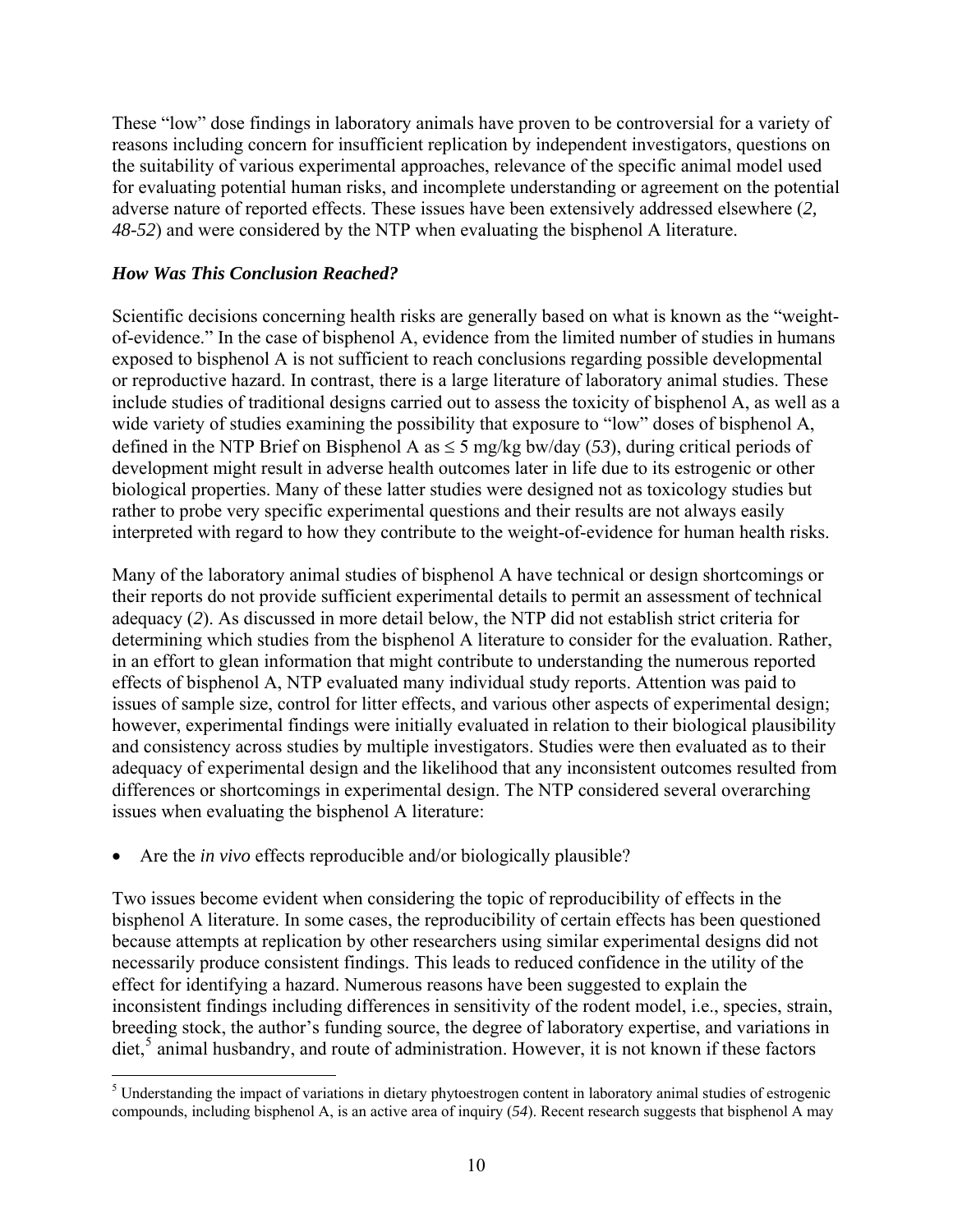These "low" dose findings in laboratory animals have proven to be controversial for a variety of reasons including concern for insufficient replication by independent investigators, questions on the suitability of various experimental approaches, relevance of the specific animal model used for evaluating potential human risks, and incomplete understanding or agreement on the potential adverse nature of reported effects. These issues have been extensively addressed elsewhere (*2, 48-52*) and were considered by the NTP when evaluating the bisphenol A literature.

### *How Was This Conclusion Reached?*

Scientific decisions concerning health risks are generally based on what is known as the "weight-of-evidence." In the case of bisphenol A, evidence from the limited number of studies in humans exposed to bisphenol A is not sufficient to reach conclusions regarding possible developmental or reproductive hazard. In contrast, there is a large literature of laboratory animal studies. These include studies of traditional designs carried out to assess the toxicity of bisphenol A, as well as a wide variety of studies examining the possibility that exposure to "low" doses of bisphenol A, defined in the NTP Brief on Bisphenol A as ≤ 5 mg/kg bw/day (*53*), during critical periods of development might result in adverse health outcomes later in life due to its estrogenic or other biological properties. Many of these latter studies were designed not as toxicology studies but rather to probe very specific experimental questions and their results are not always easily interpreted with regard to how they contribute to the weight-of-evidence for human health risks.

Many of the laboratory animal studies of bisphenol A have technical or design shortcomings or their reports do not provide sufficient experimental details to permit an assessment of technical adequacy (*2*). As discussed in more detail below, the NTP did not establish strict criteria for determining which studies from the bisphenol A literature to consider for the evaluation. Rather, in an effort to glean information that might contribute to understanding the numerous reported effects of bisphenol A, NTP evaluated many individual study reports. Attention was paid to issues of sample size, control for litter effects, and various other aspects of experimental design; however, experimental findings were initially evaluated in relation to their biological plausibility and consistency across studies by multiple investigators. Studies were then evaluated as to their adequacy of experimental design and the likelihood that any inconsistent outcomes resulted from differences or shortcomings in experimental design. The NTP considered several overarching issues when evaluating the bisphenol A literature:

- Are the *in vivo* effects reproducible and/or biologically plausible?

Two issues become evident when considering the topic of reproducibility of effects in the bisphenol A literature. In some cases, the reproducibility of certain effects has been questioned because attempts at replication by other researchers using similar experimental designs did not necessarily produce consistent findings. This leads to reduced confidence in the utility of the effect for identifying a hazard. Numerous reasons have been suggested to explain the inconsistent findings including differences in sensitivity of the rodent model, i.e., species, strain, breeding stock, the author's funding source, the degree of laboratory expertise, and variations in diet,[5] animal husbandry, and route of administration. However, it is not known if these factors

[5] Understanding the impact of variations in dietary phytoestrogen content in laboratory animal studies of estrogenic compounds, including bisphenol A, is an active area of inquiry (*54*). Recent research suggests that bisphenol A may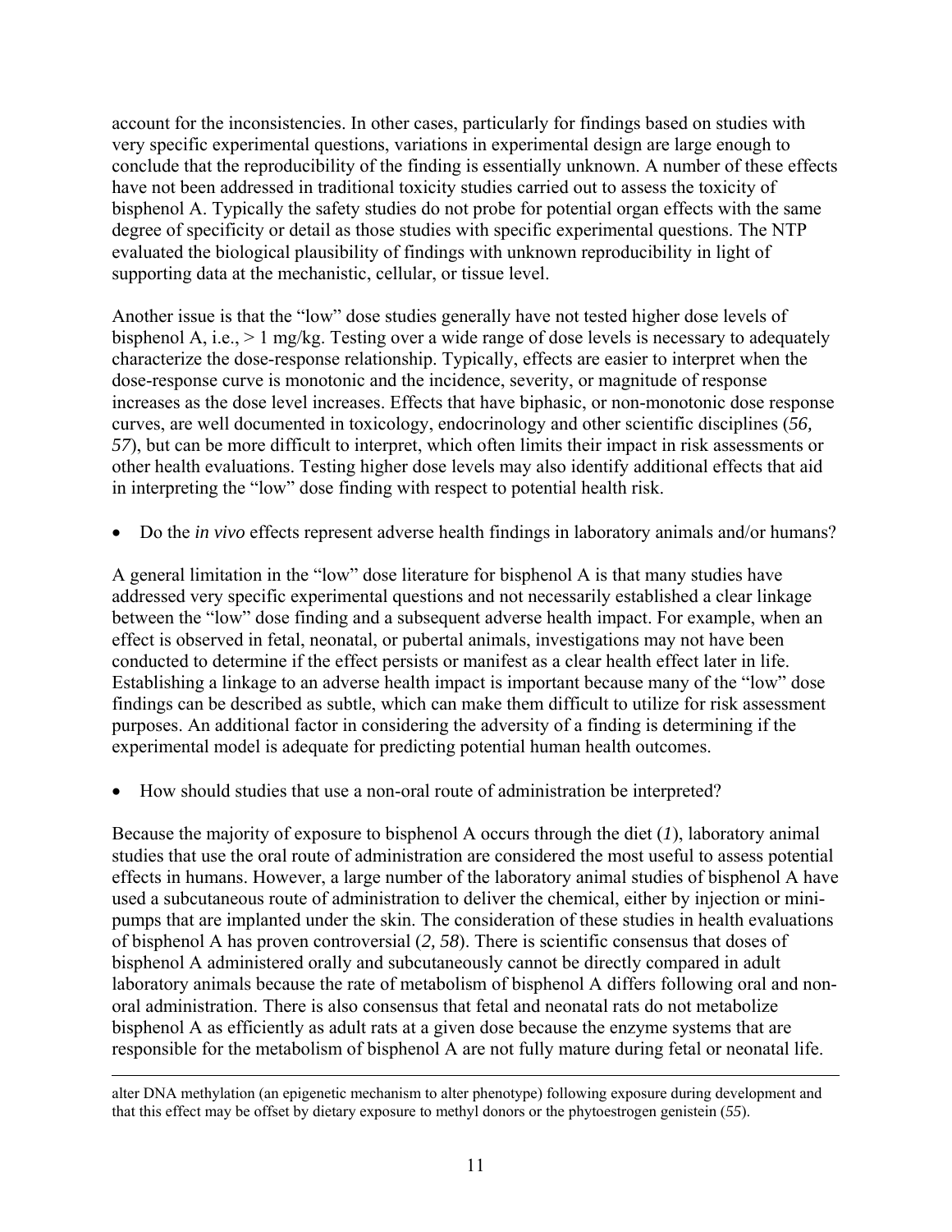account for the inconsistencies. In other cases, particularly for findings based on studies with very specific experimental questions, variations in experimental design are large enough to conclude that the reproducibility of the finding is essentially unknown. A number of these effects have not been addressed in traditional toxicity studies carried out to assess the toxicity of bisphenol A. Typically the safety studies do not probe for potential organ effects with the same degree of specificity or detail as those studies with specific experimental questions. The NTP evaluated the biological plausibility of findings with unknown reproducibility in light of supporting data at the mechanistic, cellular, or tissue level.

Another issue is that the "low" dose studies generally have not tested higher dose levels of bisphenol A, i.e., > 1 mg/kg. Testing over a wide range of dose levels is necessary to adequately characterize the dose-response relationship. Typically, effects are easier to interpret when the dose-response curve is monotonic and the incidence, severity, or magnitude of response increases as the dose level increases. Effects that have biphasic, or non-monotonic dose response curves, are well documented in toxicology, endocrinology and other scientific disciplines (*56, 57*), but can be more difficult to interpret, which often limits their impact in risk assessments or other health evaluations. Testing higher dose levels may also identify additional effects that aid in interpreting the "low" dose finding with respect to potential health risk.

- Do the *in vivo* effects represent adverse health findings in laboratory animals and/or humans?

A general limitation in the "low" dose literature for bisphenol A is that many studies have addressed very specific experimental questions and not necessarily established a clear linkage between the "low" dose finding and a subsequent adverse health impact. For example, when an effect is observed in fetal, neonatal, or pubertal animals, investigations may not have been conducted to determine if the effect persists or manifest as a clear health effect later in life. Establishing a linkage to an adverse health impact is important because many of the "low" dose findings can be described as subtle, which can make them difficult to utilize for risk assessment purposes. An additional factor in considering the adversity of a finding is determining if the experimental model is adequate for predicting potential human health outcomes.

- How should studies that use a non-oral route of administration be interpreted?

Because the majority of exposure to bisphenol A occurs through the diet (*1*), laboratory animal studies that use the oral route of administration are considered the most useful to assess potential effects in humans. However, a large number of the laboratory animal studies of bisphenol A have used a subcutaneous route of administration to deliver the chemical, either by injection or mini-pumps that are implanted under the skin. The consideration of these studies in health evaluations of bisphenol A has proven controversial (*2, 58*). There is scientific consensus that doses of bisphenol A administered orally and subcutaneously cannot be directly compared in adult laboratory animals because the rate of metabolism of bisphenol A differs following oral and non-oral administration. There is also consensus that fetal and neonatal rats do not metabolize bisphenol A as efficiently as adult rats at a given dose because the enzyme systems that are responsible for the metabolism of bisphenol A are not fully mature during fetal or neonatal life.

---

alter DNA methylation (an epigenetic mechanism to alter phenotype) following exposure during development and that this effect may be offset by dietary exposure to methyl donors or the phytoestrogen genistein (*55*).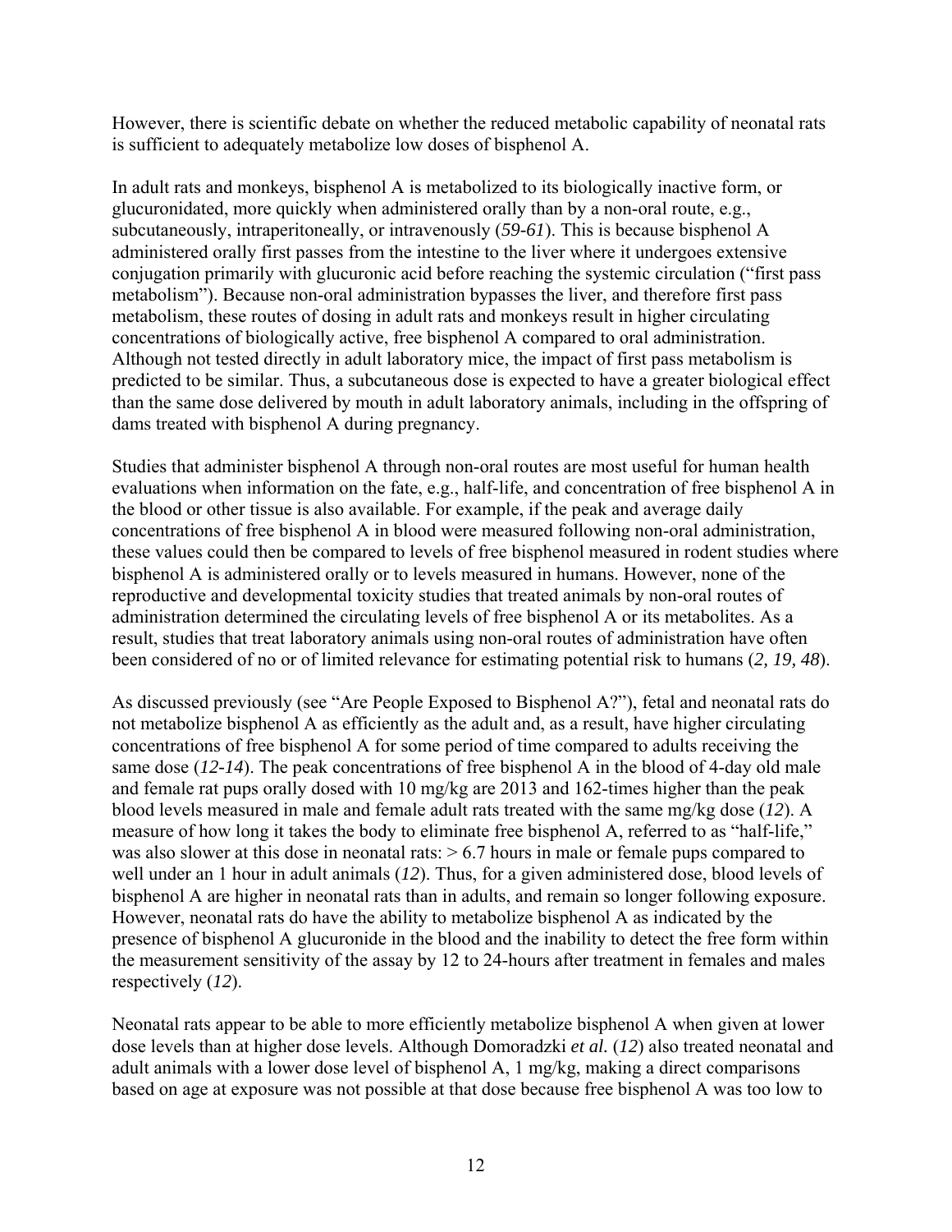However, there is scientific debate on whether the reduced metabolic capability of neonatal rats is sufficient to adequately metabolize low doses of bisphenol A.

In adult rats and monkeys, bisphenol A is metabolized to its biologically inactive form, or glucuronidated, more quickly when administered orally than by a non-oral route, e.g., subcutaneously, intraperitoneally, or intravenously (*59-61*). This is because bisphenol A administered orally first passes from the intestine to the liver where it undergoes extensive conjugation primarily with glucuronic acid before reaching the systemic circulation ("first pass metabolism"). Because non-oral administration bypasses the liver, and therefore first pass metabolism, these routes of dosing in adult rats and monkeys result in higher circulating concentrations of biologically active, free bisphenol A compared to oral administration. Although not tested directly in adult laboratory mice, the impact of first pass metabolism is predicted to be similar. Thus, a subcutaneous dose is expected to have a greater biological effect than the same dose delivered by mouth in adult laboratory animals, including in the offspring of dams treated with bisphenol A during pregnancy.

Studies that administer bisphenol A through non-oral routes are most useful for human health evaluations when information on the fate, e.g., half-life, and concentration of free bisphenol A in the blood or other tissue is also available. For example, if the peak and average daily concentrations of free bisphenol A in blood were measured following non-oral administration, these values could then be compared to levels of free bisphenol measured in rodent studies where bisphenol A is administered orally or to levels measured in humans. However, none of the reproductive and developmental toxicity studies that treated animals by non-oral routes of administration determined the circulating levels of free bisphenol A or its metabolites. As a result, studies that treat laboratory animals using non-oral routes of administration have often been considered of no or of limited relevance for estimating potential risk to humans (*2, 19, 48*).

As discussed previously (see "Are People Exposed to Bisphenol A?"), fetal and neonatal rats do not metabolize bisphenol A as efficiently as the adult and, as a result, have higher circulating concentrations of free bisphenol A for some period of time compared to adults receiving the same dose (*12-14*). The peak concentrations of free bisphenol A in the blood of 4-day old male and female rat pups orally dosed with 10 mg/kg are 2013 and 162-times higher than the peak blood levels measured in male and female adult rats treated with the same mg/kg dose (*12*). A measure of how long it takes the body to eliminate free bisphenol A, referred to as "half-life," was also slower at this dose in neonatal rats: > 6.7 hours in male or female pups compared to well under an 1 hour in adult animals (*12*). Thus, for a given administered dose, blood levels of bisphenol A are higher in neonatal rats than in adults, and remain so longer following exposure. However, neonatal rats do have the ability to metabolize bisphenol A as indicated by the presence of bisphenol A glucuronide in the blood and the inability to detect the free form within the measurement sensitivity of the assay by 12 to 24-hours after treatment in females and males respectively (*12*).

Neonatal rats appear to be able to more efficiently metabolize bisphenol A when given at lower dose levels than at higher dose levels. Although Domoradzki *et al.* (*12*) also treated neonatal and adult animals with a lower dose level of bisphenol A, 1 mg/kg, making a direct comparisons based on age at exposure was not possible at that dose because free bisphenol A was too low to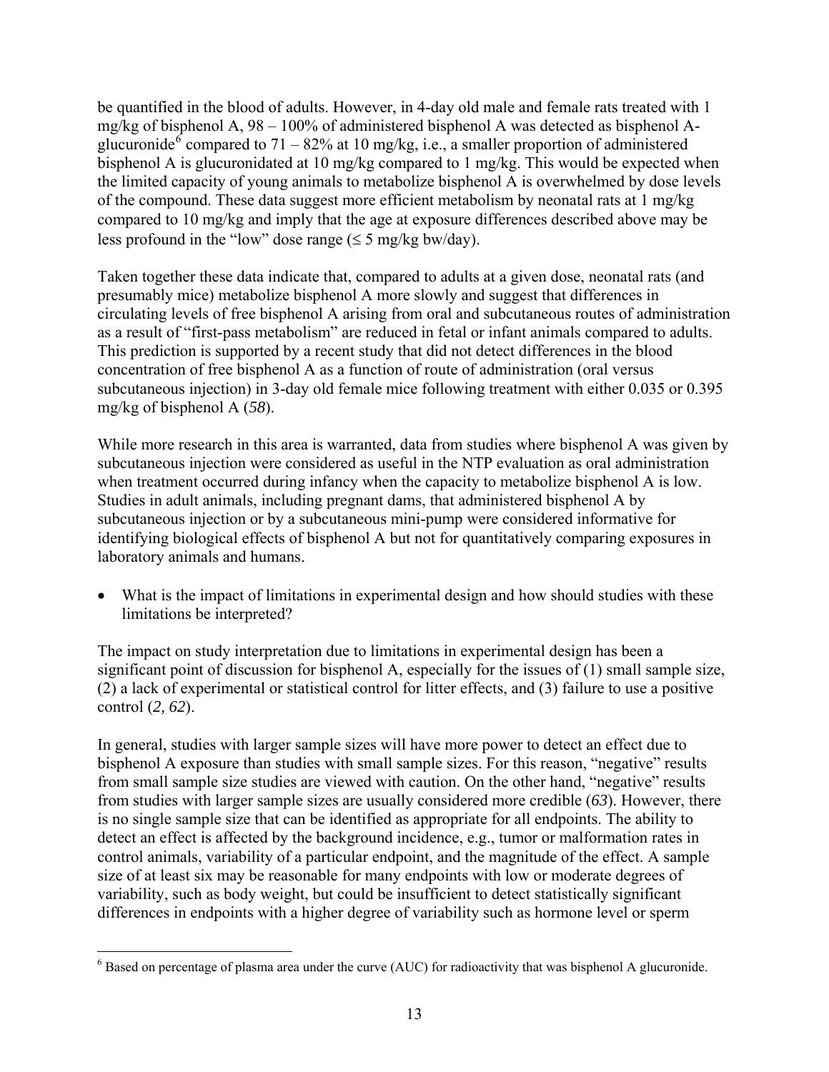be quantified in the blood of adults. However, in 4-day old male and female rats treated with 1 mg/kg of bisphenol A, 98 – 100% of administered bisphenol A was detected as bisphenol A-glucuronide[6] compared to 71 – 82% at 10 mg/kg, i.e., a smaller proportion of administered bisphenol A is glucuronidated at 10 mg/kg compared to 1 mg/kg. This would be expected when the limited capacity of young animals to metabolize bisphenol A is overwhelmed by dose levels of the compound. These data suggest more efficient metabolism by neonatal rats at 1 mg/kg compared to 10 mg/kg and imply that the age at exposure differences described above may be less profound in the "low" dose range (≤ 5 mg/kg bw/day).

Taken together these data indicate that, compared to adults at a given dose, neonatal rats (and presumably mice) metabolize bisphenol A more slowly and suggest that differences in circulating levels of free bisphenol A arising from oral and subcutaneous routes of administration as a result of "first-pass metabolism" are reduced in fetal or infant animals compared to adults. This prediction is supported by a recent study that did not detect differences in the blood concentration of free bisphenol A as a function of route of administration (oral versus subcutaneous injection) in 3-day old female mice following treatment with either 0.035 or 0.395 mg/kg of bisphenol A (*58*).

While more research in this area is warranted, data from studies where bisphenol A was given by subcutaneous injection were considered as useful in the NTP evaluation as oral administration when treatment occurred during infancy when the capacity to metabolize bisphenol A is low. Studies in adult animals, including pregnant dams, that administered bisphenol A by subcutaneous injection or by a subcutaneous mini-pump were considered informative for identifying biological effects of bisphenol A but not for quantitatively comparing exposures in laboratory animals and humans.

- What is the impact of limitations in experimental design and how should studies with these limitations be interpreted?

The impact on study interpretation due to limitations in experimental design has been a significant point of discussion for bisphenol A, especially for the issues of (1) small sample size, (2) a lack of experimental or statistical control for litter effects, and (3) failure to use a positive control (*2, 62*).

In general, studies with larger sample sizes will have more power to detect an effect due to bisphenol A exposure than studies with small sample sizes. For this reason, "negative" results from small sample size studies are viewed with caution. On the other hand, "negative" results from studies with larger sample sizes are usually considered more credible (*63*). However, there is no single sample size that can be identified as appropriate for all endpoints. The ability to detect an effect is affected by the background incidence, e.g., tumor or malformation rates in control animals, variability of a particular endpoint, and the magnitude of the effect. A sample size of at least six may be reasonable for many endpoints with low or moderate degrees of variability, such as body weight, but could be insufficient to detect statistically significant differences in endpoints with a higher degree of variability such as hormone level or sperm

[6] Based on percentage of plasma area under the curve (AUC) for radioactivity that was bisphenol A glucuronide.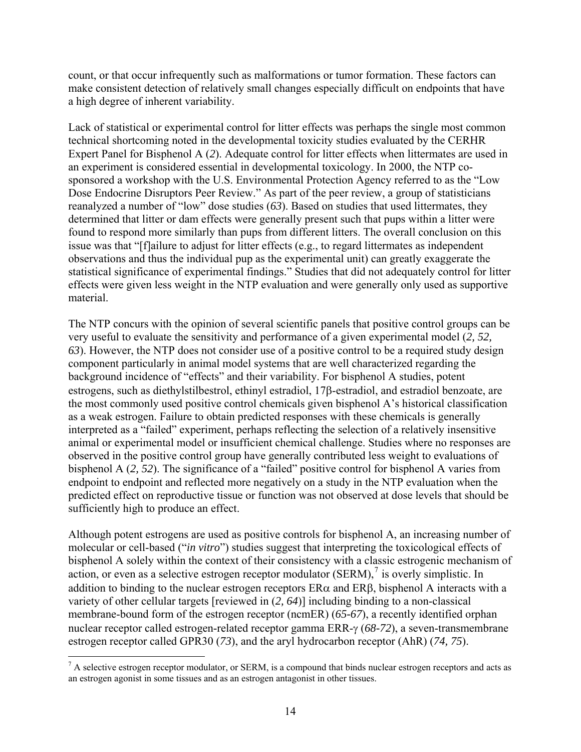count, or that occur infrequently such as malformations or tumor formation. These factors can make consistent detection of relatively small changes especially difficult on endpoints that have a high degree of inherent variability.

Lack of statistical or experimental control for litter effects was perhaps the single most common technical shortcoming noted in the developmental toxicity studies evaluated by the CERHR Expert Panel for Bisphenol A (*2*). Adequate control for litter effects when littermates are used in an experiment is considered essential in developmental toxicology. In 2000, the NTP co-sponsored a workshop with the U.S. Environmental Protection Agency referred to as the "Low Dose Endocrine Disruptors Peer Review." As part of the peer review, a group of statisticians reanalyzed a number of "low" dose studies (*63*). Based on studies that used littermates, they determined that litter or dam effects were generally present such that pups within a litter were found to respond more similarly than pups from different litters. The overall conclusion on this issue was that "[f]ailure to adjust for litter effects (e.g., to regard littermates as independent observations and thus the individual pup as the experimental unit) can greatly exaggerate the statistical significance of experimental findings." Studies that did not adequately control for litter effects were given less weight in the NTP evaluation and were generally only used as supportive material.

The NTP concurs with the opinion of several scientific panels that positive control groups can be very useful to evaluate the sensitivity and performance of a given experimental model (*2, 52, 63*). However, the NTP does not consider use of a positive control to be a required study design component particularly in animal model systems that are well characterized regarding the background incidence of "effects" and their variability. For bisphenol A studies, potent estrogens, such as diethylstilbestrol, ethinyl estradiol, 17β-estradiol, and estradiol benzoate, are the most commonly used positive control chemicals given bisphenol A's historical classification as a weak estrogen. Failure to obtain predicted responses with these chemicals is generally interpreted as a "failed" experiment, perhaps reflecting the selection of a relatively insensitive animal or experimental model or insufficient chemical challenge. Studies where no responses are observed in the positive control group have generally contributed less weight to evaluations of bisphenol A (*2, 52*). The significance of a "failed" positive control for bisphenol A varies from endpoint to endpoint and reflected more negatively on a study in the NTP evaluation when the predicted effect on reproductive tissue or function was not observed at dose levels that should be sufficiently high to produce an effect.

Although potent estrogens are used as positive controls for bisphenol A, an increasing number of molecular or cell-based ("*in vitro*") studies suggest that interpreting the toxicological effects of bisphenol A solely within the context of their consistency with a classic estrogenic mechanism of action, or even as a selective estrogen receptor modulator (SERM),[7] is overly simplistic. In addition to binding to the nuclear estrogen receptors ERα and ERβ, bisphenol A interacts with a variety of other cellular targets [reviewed in (*2, 64*)] including binding to a non-classical membrane-bound form of the estrogen receptor (ncmER) (*65-67*), a recently identified orphan nuclear receptor called estrogen-related receptor gamma ERR-γ (*68-72*), a seven-transmembrane estrogen receptor called GPR30 (*73*), and the aryl hydrocarbon receptor (AhR) (*74, 75*).

[7] A selective estrogen receptor modulator, or SERM, is a compound that binds nuclear estrogen receptors and acts as an estrogen agonist in some tissues and as an estrogen antagonist in other tissues.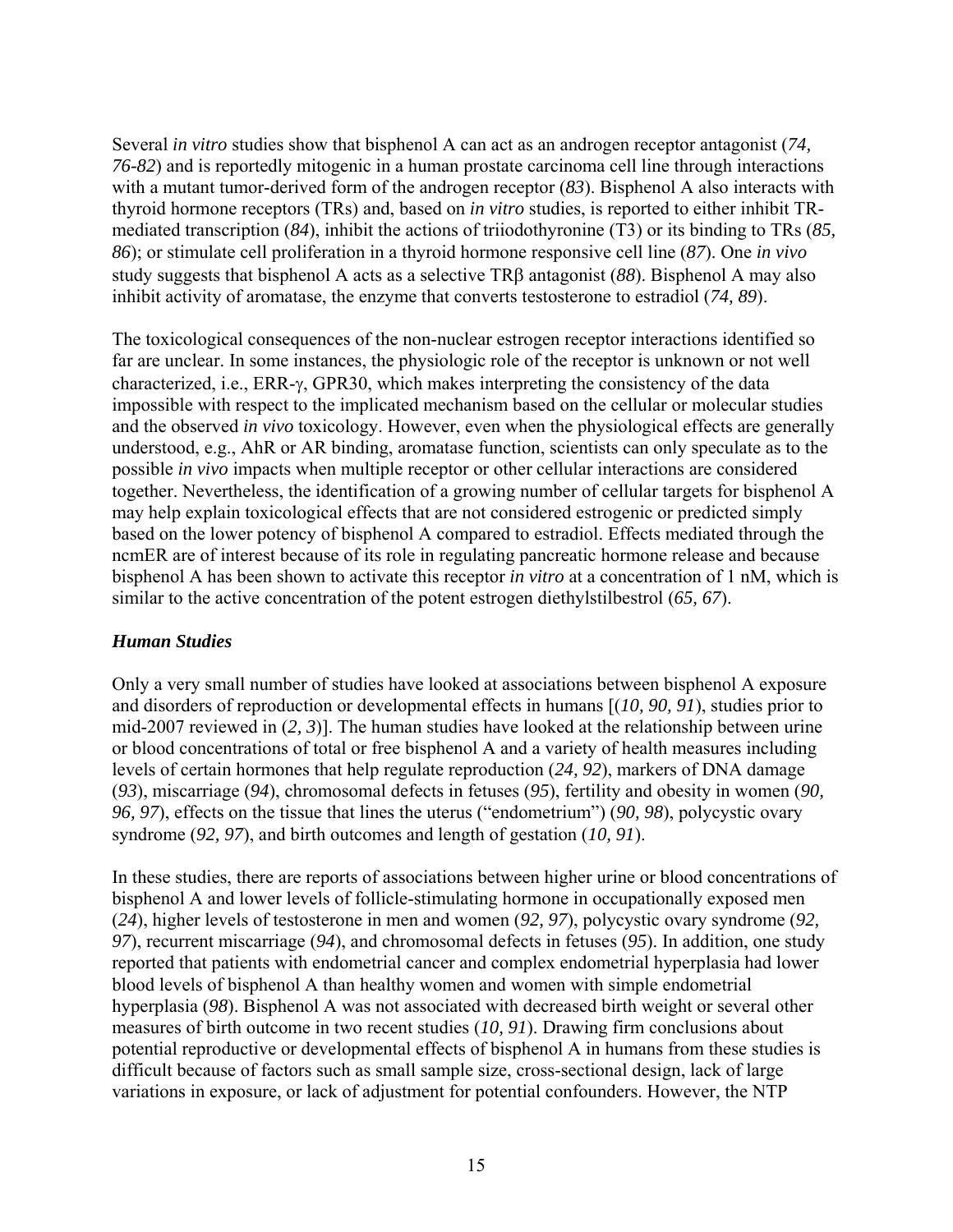Several *in vitro* studies show that bisphenol A can act as an androgen receptor antagonist (*74, 76-82*) and is reportedly mitogenic in a human prostate carcinoma cell line through interactions with a mutant tumor-derived form of the androgen receptor (*83*). Bisphenol A also interacts with thyroid hormone receptors (TRs) and, based on *in vitro* studies, is reported to either inhibit TR-mediated transcription (*84*), inhibit the actions of triiodothyronine (T3) or its binding to TRs (*85, 86*); or stimulate cell proliferation in a thyroid hormone responsive cell line (*87*). One *in vivo* study suggests that bisphenol A acts as a selective TRβ antagonist (*88*). Bisphenol A may also inhibit activity of aromatase, the enzyme that converts testosterone to estradiol (*74, 89*).

The toxicological consequences of the non-nuclear estrogen receptor interactions identified so far are unclear. In some instances, the physiologic role of the receptor is unknown or not well characterized, i.e., ERR-γ, GPR30, which makes interpreting the consistency of the data impossible with respect to the implicated mechanism based on the cellular or molecular studies and the observed *in vivo* toxicology. However, even when the physiological effects are generally understood, e.g., AhR or AR binding, aromatase function, scientists can only speculate as to the possible *in vivo* impacts when multiple receptor or other cellular interactions are considered together. Nevertheless, the identification of a growing number of cellular targets for bisphenol A may help explain toxicological effects that are not considered estrogenic or predicted simply based on the lower potency of bisphenol A compared to estradiol. Effects mediated through the ncmER are of interest because of its role in regulating pancreatic hormone release and because bisphenol A has been shown to activate this receptor *in vitro* at a concentration of 1 nM, which is similar to the active concentration of the potent estrogen diethylstilbestrol (*65, 67*).

### *Human Studies*

Only a very small number of studies have looked at associations between bisphenol A exposure and disorders of reproduction or developmental effects in humans [(*10, 90, 91*), studies prior to mid-2007 reviewed in (*2, 3*)]. The human studies have looked at the relationship between urine or blood concentrations of total or free bisphenol A and a variety of health measures including levels of certain hormones that help regulate reproduction (*24, 92*), markers of DNA damage (*93*), miscarriage (*94*), chromosomal defects in fetuses (*95*), fertility and obesity in women (*90, 96, 97*), effects on the tissue that lines the uterus ("endometrium") (*90, 98*), polycystic ovary syndrome (*92, 97*), and birth outcomes and length of gestation (*10, 91*).

In these studies, there are reports of associations between higher urine or blood concentrations of bisphenol A and lower levels of follicle-stimulating hormone in occupationally exposed men (*24*), higher levels of testosterone in men and women (*92, 97*), polycystic ovary syndrome (*92, 97*), recurrent miscarriage (*94*), and chromosomal defects in fetuses (*95*). In addition, one study reported that patients with endometrial cancer and complex endometrial hyperplasia had lower blood levels of bisphenol A than healthy women and women with simple endometrial hyperplasia (*98*). Bisphenol A was not associated with decreased birth weight or several other measures of birth outcome in two recent studies (*10, 91*). Drawing firm conclusions about potential reproductive or developmental effects of bisphenol A in humans from these studies is difficult because of factors such as small sample size, cross-sectional design, lack of large variations in exposure, or lack of adjustment for potential confounders. However, the NTP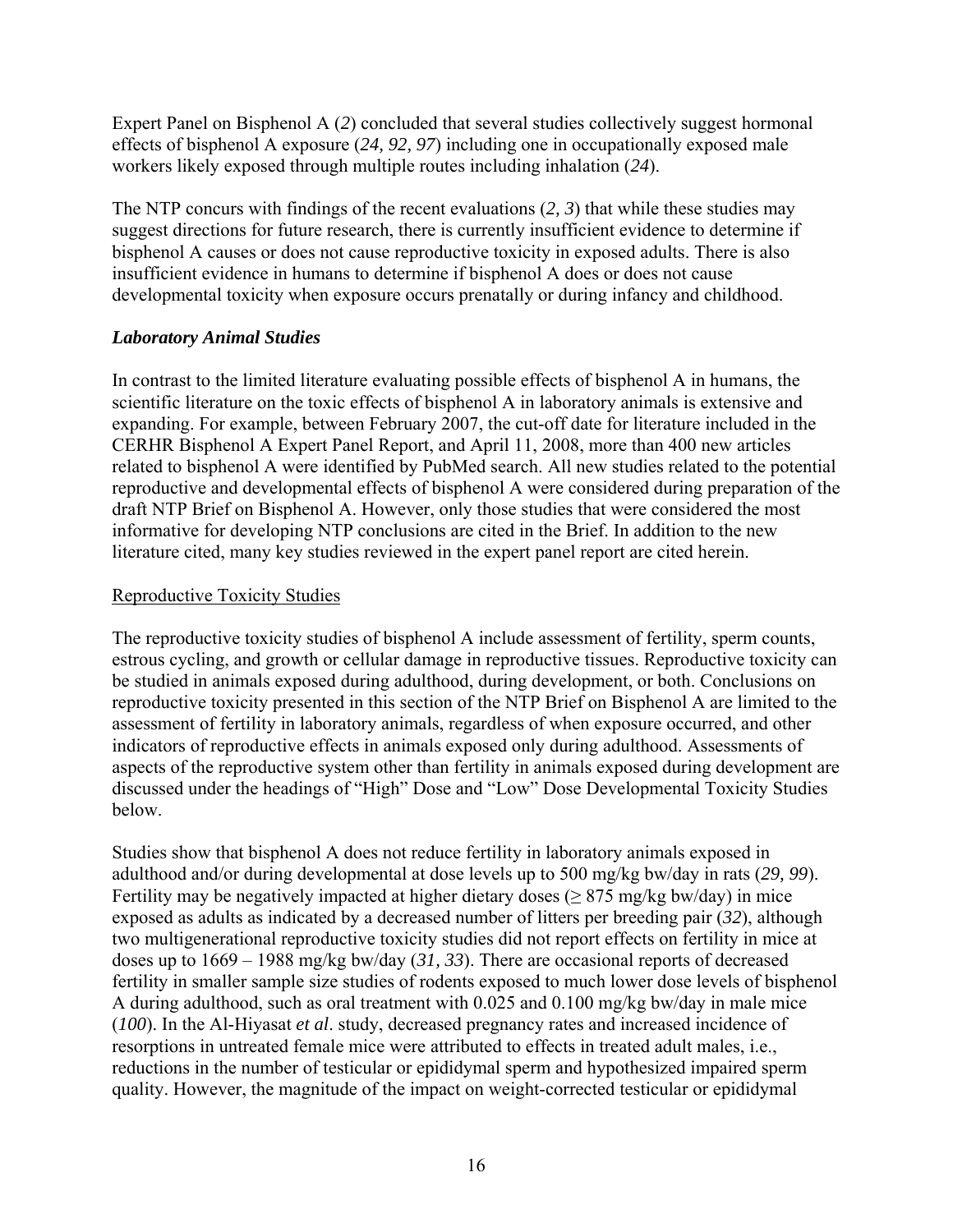Expert Panel on Bisphenol A (*2*) concluded that several studies collectively suggest hormonal effects of bisphenol A exposure (*24, 92, 97*) including one in occupationally exposed male workers likely exposed through multiple routes including inhalation (*24*).

The NTP concurs with findings of the recent evaluations (*2, 3*) that while these studies may suggest directions for future research, there is currently insufficient evidence to determine if bisphenol A causes or does not cause reproductive toxicity in exposed adults. There is also insufficient evidence in humans to determine if bisphenol A does or does not cause developmental toxicity when exposure occurs prenatally or during infancy and childhood.

### *Laboratory Animal Studies*

In contrast to the limited literature evaluating possible effects of bisphenol A in humans, the scientific literature on the toxic effects of bisphenol A in laboratory animals is extensive and expanding. For example, between February 2007, the cut-off date for literature included in the CERHR Bisphenol A Expert Panel Report, and April 11, 2008, more than 400 new articles related to bisphenol A were identified by PubMed search. All new studies related to the potential reproductive and developmental effects of bisphenol A were considered during preparation of the draft NTP Brief on Bisphenol A. However, only those studies that were considered the most informative for developing NTP conclusions are cited in the Brief. In addition to the new literature cited, many key studies reviewed in the expert panel report are cited herein.

#### Reproductive Toxicity Studies

The reproductive toxicity studies of bisphenol A include assessment of fertility, sperm counts, estrous cycling, and growth or cellular damage in reproductive tissues. Reproductive toxicity can be studied in animals exposed during adulthood, during development, or both. Conclusions on reproductive toxicity presented in this section of the NTP Brief on Bisphenol A are limited to the assessment of fertility in laboratory animals, regardless of when exposure occurred, and other indicators of reproductive effects in animals exposed only during adulthood. Assessments of aspects of the reproductive system other than fertility in animals exposed during development are discussed under the headings of "High" Dose and "Low" Dose Developmental Toxicity Studies below.

Studies show that bisphenol A does not reduce fertility in laboratory animals exposed in adulthood and/or during developmental at dose levels up to 500 mg/kg bw/day in rats (*29, 99*). Fertility may be negatively impacted at higher dietary doses ($\geq$ 875 mg/kg bw/day) in mice exposed as adults as indicated by a decreased number of litters per breeding pair (*32*), although two multigenerational reproductive toxicity studies did not report effects on fertility in mice at doses up to 1669 – 1988 mg/kg bw/day (*31, 33*). There are occasional reports of decreased fertility in smaller sample size studies of rodents exposed to much lower dose levels of bisphenol A during adulthood, such as oral treatment with 0.025 and 0.100 mg/kg bw/day in male mice (*100*). In the Al-Hiyasat *et al*. study, decreased pregnancy rates and increased incidence of resorptions in untreated female mice were attributed to effects in treated adult males, i.e., reductions in the number of testicular or epididymal sperm and hypothesized impaired sperm quality. However, the magnitude of the impact on weight-corrected testicular or epididymal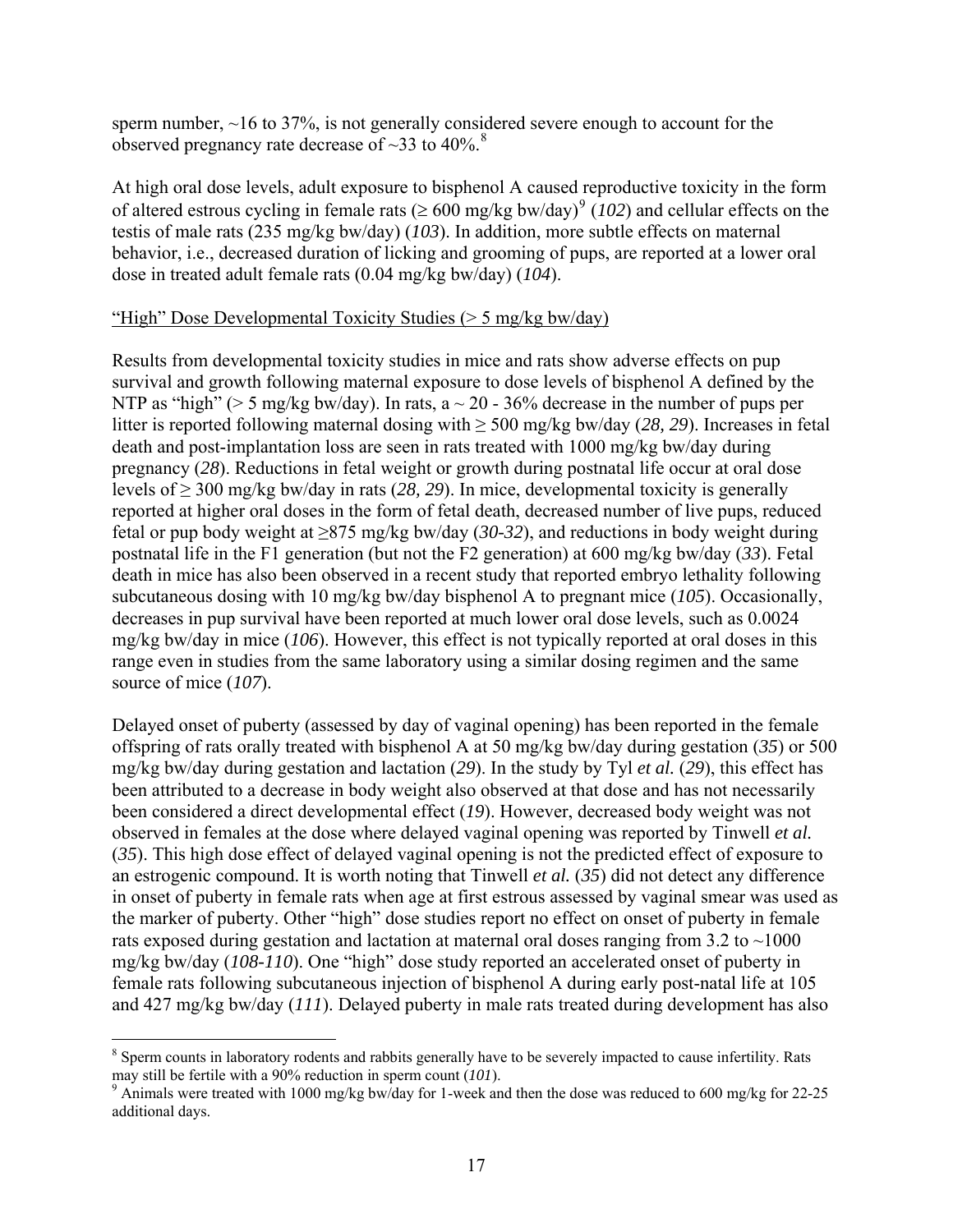sperm number, ~16 to 37%, is not generally considered severe enough to account for the observed pregnancy rate decrease of ~33 to 40%.[8]

At high oral dose levels, adult exposure to bisphenol A caused reproductive toxicity in the form of altered estrous cycling in female rats (≥ 600 mg/kg bw/day)[9] (*102*) and cellular effects on the testis of male rats (235 mg/kg bw/day) (*103*). In addition, more subtle effects on maternal behavior, i.e., decreased duration of licking and grooming of pups, are reported at a lower oral dose in treated adult female rats (0.04 mg/kg bw/day) (*104*).

"High" Dose Developmental Toxicity Studies (> 5 mg/kg bw/day)

Results from developmental toxicity studies in mice and rats show adverse effects on pup survival and growth following maternal exposure to dose levels of bisphenol A defined by the NTP as "high" (> 5 mg/kg bw/day). In rats, a ~ 20 - 36% decrease in the number of pups per litter is reported following maternal dosing with ≥ 500 mg/kg bw/day (*28, 29*). Increases in fetal death and post-implantation loss are seen in rats treated with 1000 mg/kg bw/day during pregnancy (*28*). Reductions in fetal weight or growth during postnatal life occur at oral dose levels of ≥ 300 mg/kg bw/day in rats (*28, 29*). In mice, developmental toxicity is generally reported at higher oral doses in the form of fetal death, decreased number of live pups, reduced fetal or pup body weight at ≥875 mg/kg bw/day (*30-32*), and reductions in body weight during postnatal life in the F1 generation (but not the F2 generation) at 600 mg/kg bw/day (*33*). Fetal death in mice has also been observed in a recent study that reported embryo lethality following subcutaneous dosing with 10 mg/kg bw/day bisphenol A to pregnant mice (*105*). Occasionally, decreases in pup survival have been reported at much lower oral dose levels, such as 0.0024 mg/kg bw/day in mice (*106*). However, this effect is not typically reported at oral doses in this range even in studies from the same laboratory using a similar dosing regimen and the same source of mice (*107*).

Delayed onset of puberty (assessed by day of vaginal opening) has been reported in the female offspring of rats orally treated with bisphenol A at 50 mg/kg bw/day during gestation (*35*) or 500 mg/kg bw/day during gestation and lactation (*29*). In the study by Tyl *et al.* (*29*), this effect has been attributed to a decrease in body weight also observed at that dose and has not necessarily been considered a direct developmental effect (*19*). However, decreased body weight was not observed in females at the dose where delayed vaginal opening was reported by Tinwell *et al.* (*35*). This high dose effect of delayed vaginal opening is not the predicted effect of exposure to an estrogenic compound. It is worth noting that Tinwell *et al.* (*35*) did not detect any difference in onset of puberty in female rats when age at first estrous assessed by vaginal smear was used as the marker of puberty. Other "high" dose studies report no effect on onset of puberty in female rats exposed during gestation and lactation at maternal oral doses ranging from 3.2 to ~1000 mg/kg bw/day (*108-110*). One "high" dose study reported an accelerated onset of puberty in female rats following subcutaneous injection of bisphenol A during early post-natal life at 105 and 427 mg/kg bw/day (*111*). Delayed puberty in male rats treated during development has also

---

[8] Sperm counts in laboratory rodents and rabbits generally have to be severely impacted to cause infertility. Rats may still be fertile with a 90% reduction in sperm count (*101*).

[9] Animals were treated with 1000 mg/kg bw/day for 1-week and then the dose was reduced to 600 mg/kg for 22-25 additional days.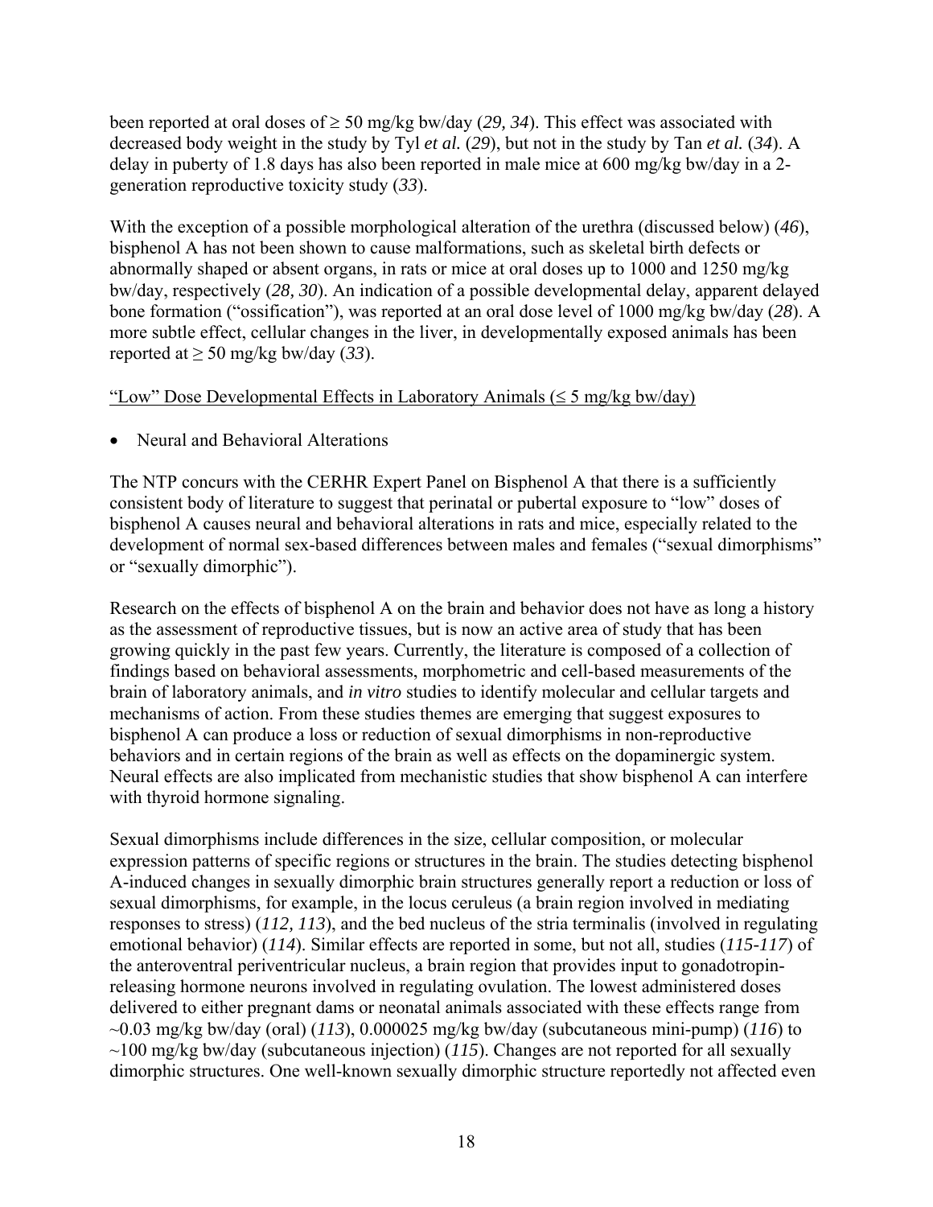been reported at oral doses of ≥ 50 mg/kg bw/day (*29, 34*). This effect was associated with decreased body weight in the study by Tyl *et al.* (*29*), but not in the study by Tan *et al.* (*34*). A delay in puberty of 1.8 days has also been reported in male mice at 600 mg/kg bw/day in a 2-generation reproductive toxicity study (*33*).

With the exception of a possible morphological alteration of the urethra (discussed below) (*46*), bisphenol A has not been shown to cause malformations, such as skeletal birth defects or abnormally shaped or absent organs, in rats or mice at oral doses up to 1000 and 1250 mg/kg bw/day, respectively (*28, 30*). An indication of a possible developmental delay, apparent delayed bone formation ("ossification"), was reported at an oral dose level of 1000 mg/kg bw/day (*28*). A more subtle effect, cellular changes in the liver, in developmentally exposed animals has been reported at ≥ 50 mg/kg bw/day (*33*).

<u>"Low" Dose Developmental Effects in Laboratory Animals (≤ 5 mg/kg bw/day)</u>

- Neural and Behavioral Alterations

The NTP concurs with the CERHR Expert Panel on Bisphenol A that there is a sufficiently consistent body of literature to suggest that perinatal or pubertal exposure to "low" doses of bisphenol A causes neural and behavioral alterations in rats and mice, especially related to the development of normal sex-based differences between males and females ("sexual dimorphisms" or "sexually dimorphic").

Research on the effects of bisphenol A on the brain and behavior does not have as long a history as the assessment of reproductive tissues, but is now an active area of study that has been growing quickly in the past few years. Currently, the literature is composed of a collection of findings based on behavioral assessments, morphometric and cell-based measurements of the brain of laboratory animals, and *in vitro* studies to identify molecular and cellular targets and mechanisms of action. From these studies themes are emerging that suggest exposures to bisphenol A can produce a loss or reduction of sexual dimorphisms in non-reproductive behaviors and in certain regions of the brain as well as effects on the dopaminergic system. Neural effects are also implicated from mechanistic studies that show bisphenol A can interfere with thyroid hormone signaling.

Sexual dimorphisms include differences in the size, cellular composition, or molecular expression patterns of specific regions or structures in the brain. The studies detecting bisphenol A-induced changes in sexually dimorphic brain structures generally report a reduction or loss of sexual dimorphisms, for example, in the locus ceruleus (a brain region involved in mediating responses to stress) (*112, 113*), and the bed nucleus of the stria terminalis (involved in regulating emotional behavior) (*114*). Similar effects are reported in some, but not all, studies (*115-117*) of the anteroventral periventricular nucleus, a brain region that provides input to gonadotropin-releasing hormone neurons involved in regulating ovulation. The lowest administered doses delivered to either pregnant dams or neonatal animals associated with these effects range from ~0.03 mg/kg bw/day (oral) (*113*), 0.000025 mg/kg bw/day (subcutaneous mini-pump) (*116*) to ~100 mg/kg bw/day (subcutaneous injection) (*115*). Changes are not reported for all sexually dimorphic structures. One well-known sexually dimorphic structure reportedly not affected even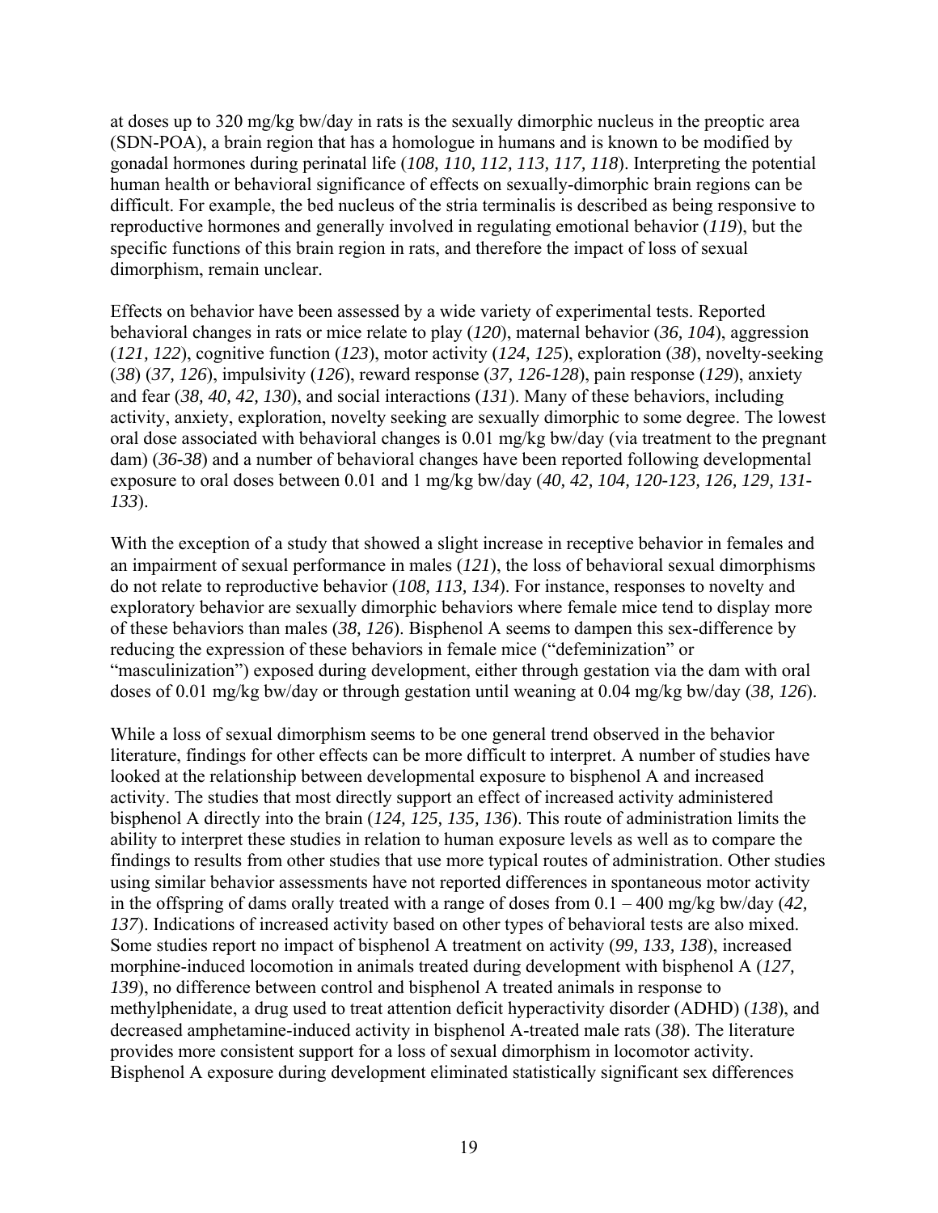at doses up to 320 mg/kg bw/day in rats is the sexually dimorphic nucleus in the preoptic area (SDN-POA), a brain region that has a homologue in humans and is known to be modified by gonadal hormones during perinatal life (*108, 110, 112, 113, 117, 118*). Interpreting the potential human health or behavioral significance of effects on sexually-dimorphic brain regions can be difficult. For example, the bed nucleus of the stria terminalis is described as being responsive to reproductive hormones and generally involved in regulating emotional behavior (*119*), but the specific functions of this brain region in rats, and therefore the impact of loss of sexual dimorphism, remain unclear.

Effects on behavior have been assessed by a wide variety of experimental tests. Reported behavioral changes in rats or mice relate to play (*120*), maternal behavior (*36, 104*), aggression (*121, 122*), cognitive function (*123*), motor activity (*124, 125*), exploration (*38*), novelty-seeking (*38*) (*37, 126*), impulsivity (*126*), reward response (*37, 126-128*), pain response (*129*), anxiety and fear (*38, 40, 42, 130*), and social interactions (*131*). Many of these behaviors, including activity, anxiety, exploration, novelty seeking are sexually dimorphic to some degree. The lowest oral dose associated with behavioral changes is 0.01 mg/kg bw/day (via treatment to the pregnant dam) (*36-38*) and a number of behavioral changes have been reported following developmental exposure to oral doses between 0.01 and 1 mg/kg bw/day (*40, 42, 104, 120-123, 126, 129, 131-133*).

With the exception of a study that showed a slight increase in receptive behavior in females and an impairment of sexual performance in males (*121*), the loss of behavioral sexual dimorphisms do not relate to reproductive behavior (*108, 113, 134*). For instance, responses to novelty and exploratory behavior are sexually dimorphic behaviors where female mice tend to display more of these behaviors than males (*38, 126*). Bisphenol A seems to dampen this sex-difference by reducing the expression of these behaviors in female mice ("defeminization" or "masculinization") exposed during development, either through gestation via the dam with oral doses of 0.01 mg/kg bw/day or through gestation until weaning at 0.04 mg/kg bw/day (*38, 126*).

While a loss of sexual dimorphism seems to be one general trend observed in the behavior literature, findings for other effects can be more difficult to interpret. A number of studies have looked at the relationship between developmental exposure to bisphenol A and increased activity. The studies that most directly support an effect of increased activity administered bisphenol A directly into the brain (*124, 125, 135, 136*). This route of administration limits the ability to interpret these studies in relation to human exposure levels as well as to compare the findings to results from other studies that use more typical routes of administration. Other studies using similar behavior assessments have not reported differences in spontaneous motor activity in the offspring of dams orally treated with a range of doses from 0.1 – 400 mg/kg bw/day (*42, 137*). Indications of increased activity based on other types of behavioral tests are also mixed. Some studies report no impact of bisphenol A treatment on activity (*99, 133, 138*), increased morphine-induced locomotion in animals treated during development with bisphenol A (*127, 139*), no difference between control and bisphenol A treated animals in response to methylphenidate, a drug used to treat attention deficit hyperactivity disorder (ADHD) (*138*), and decreased amphetamine-induced activity in bisphenol A-treated male rats (*38*). The literature provides more consistent support for a loss of sexual dimorphism in locomotor activity. Bisphenol A exposure during development eliminated statistically significant sex differences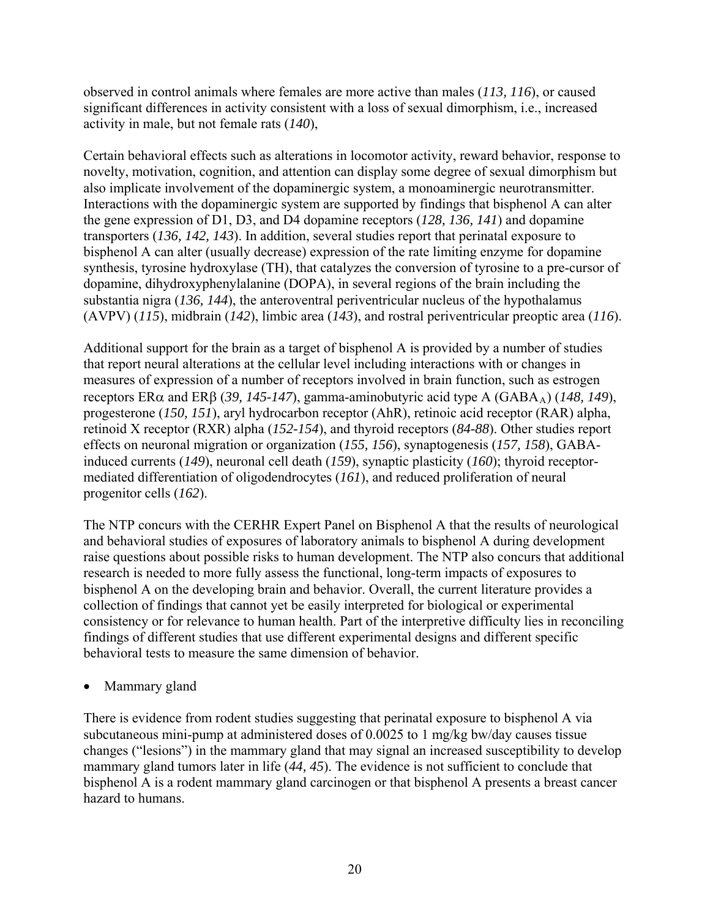observed in control animals where females are more active than males (*113, 116*), or caused significant differences in activity consistent with a loss of sexual dimorphism, i.e., increased activity in male, but not female rats (*140*),

Certain behavioral effects such as alterations in locomotor activity, reward behavior, response to novelty, motivation, cognition, and attention can display some degree of sexual dimorphism but also implicate involvement of the dopaminergic system, a monoaminergic neurotransmitter. Interactions with the dopaminergic system are supported by findings that bisphenol A can alter the gene expression of D1, D3, and D4 dopamine receptors (*128, 136, 141*) and dopamine transporters (*136, 142, 143*). In addition, several studies report that perinatal exposure to bisphenol A can alter (usually decrease) expression of the rate limiting enzyme for dopamine synthesis, tyrosine hydroxylase (TH), that catalyzes the conversion of tyrosine to a pre-cursor of dopamine, dihydroxyphenylalanine (DOPA), in several regions of the brain including the substantia nigra (*136, 144*), the anteroventral periventricular nucleus of the hypothalamus (AVPV) (*115*), midbrain (*142*), limbic area (*143*), and rostral periventricular preoptic area (*116*).

Additional support for the brain as a target of bisphenol A is provided by a number of studies that report neural alterations at the cellular level including interactions with or changes in measures of expression of a number of receptors involved in brain function, such as estrogen receptors ERα and ERβ (*39, 145-147*), gamma-aminobutyric acid type A ($GABA_A$) (*148, 149*), progesterone (*150, 151*), aryl hydrocarbon receptor (AhR), retinoic acid receptor (RAR) alpha, retinoid X receptor (RXR) alpha (*152-154*), and thyroid receptors (*84-88*). Other studies report effects on neuronal migration or organization (*155, 156*), synaptogenesis (*157, 158*), GABA-induced currents (*149*), neuronal cell death (*159*), synaptic plasticity (*160*); thyroid receptor-mediated differentiation of oligodendrocytes (*161*), and reduced proliferation of neural progenitor cells (*162*).

The NTP concurs with the CERHR Expert Panel on Bisphenol A that the results of neurological and behavioral studies of exposures of laboratory animals to bisphenol A during development raise questions about possible risks to human development. The NTP also concurs that additional research is needed to more fully assess the functional, long-term impacts of exposures to bisphenol A on the developing brain and behavior. Overall, the current literature provides a collection of findings that cannot yet be easily interpreted for biological or experimental consistency or for relevance to human health. Part of the interpretive difficulty lies in reconciling findings of different studies that use different experimental designs and different specific behavioral tests to measure the same dimension of behavior.

- Mammary gland

There is evidence from rodent studies suggesting that perinatal exposure to bisphenol A via subcutaneous mini-pump at administered doses of 0.0025 to 1 mg/kg bw/day causes tissue changes ("lesions") in the mammary gland that may signal an increased susceptibility to develop mammary gland tumors later in life (*44, 45*). The evidence is not sufficient to conclude that bisphenol A is a rodent mammary gland carcinogen or that bisphenol A presents a breast cancer hazard to humans.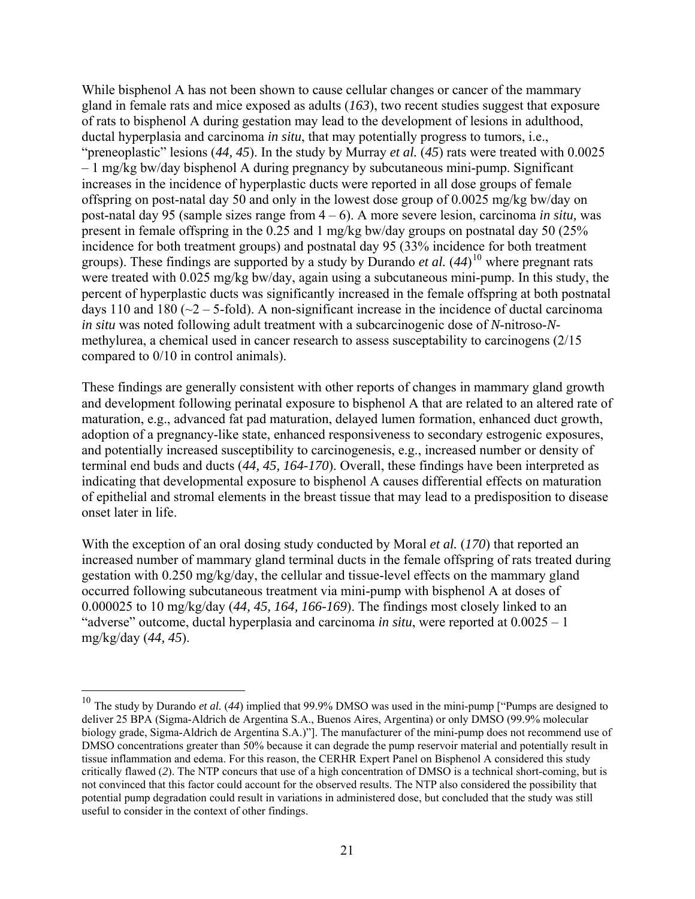While bisphenol A has not been shown to cause cellular changes or cancer of the mammary gland in female rats and mice exposed as adults (*163*), two recent studies suggest that exposure of rats to bisphenol A during gestation may lead to the development of lesions in adulthood, ductal hyperplasia and carcinoma *in situ*, that may potentially progress to tumors, i.e., "preneoplastic" lesions (*44, 45*). In the study by Murray *et al.* (*45*) rats were treated with 0.0025 – 1 mg/kg bw/day bisphenol A during pregnancy by subcutaneous mini-pump. Significant increases in the incidence of hyperplastic ducts were reported in all dose groups of female offspring on post-natal day 50 and only in the lowest dose group of 0.0025 mg/kg bw/day on post-natal day 95 (sample sizes range from 4 – 6). A more severe lesion, carcinoma *in situ,* was present in female offspring in the 0.25 and 1 mg/kg bw/day groups on postnatal day 50 (25% incidence for both treatment groups) and postnatal day 95 (33% incidence for both treatment groups). These findings are supported by a study by Durando *et al.* (*44*)[10] where pregnant rats were treated with 0.025 mg/kg bw/day, again using a subcutaneous mini-pump. In this study, the percent of hyperplastic ducts was significantly increased in the female offspring at both postnatal days 110 and 180 (~2 – 5-fold). A non-significant increase in the incidence of ductal carcinoma *in situ* was noted following adult treatment with a subcarcinogenic dose of *N*-nitroso-*N*-methylurea, a chemical used in cancer research to assess susceptability to carcinogens (2/15 compared to 0/10 in control animals).

These findings are generally consistent with other reports of changes in mammary gland growth and development following perinatal exposure to bisphenol A that are related to an altered rate of maturation, e.g., advanced fat pad maturation, delayed lumen formation, enhanced duct growth, adoption of a pregnancy-like state, enhanced responsiveness to secondary estrogenic exposures, and potentially increased susceptibility to carcinogenesis, e.g., increased number or density of terminal end buds and ducts (*44, 45, 164-170*). Overall, these findings have been interpreted as indicating that developmental exposure to bisphenol A causes differential effects on maturation of epithelial and stromal elements in the breast tissue that may lead to a predisposition to disease onset later in life.

With the exception of an oral dosing study conducted by Moral *et al.* (*170*) that reported an increased number of mammary gland terminal ducts in the female offspring of rats treated during gestation with 0.250 mg/kg/day, the cellular and tissue-level effects on the mammary gland occurred following subcutaneous treatment via mini-pump with bisphenol A at doses of 0.000025 to 10 mg/kg/day (*44, 45, 164, 166-169*). The findings most closely linked to an "adverse" outcome, ductal hyperplasia and carcinoma *in situ*, were reported at 0.0025 – 1 mg/kg/day (*44, 45*).

---

[10] The study by Durando *et al.* (*44*) implied that 99.9% DMSO was used in the mini-pump ["Pumps are designed to deliver 25 BPA (Sigma-Aldrich de Argentina S.A., Buenos Aires, Argentina) or only DMSO (99.9% molecular biology grade, Sigma-Aldrich de Argentina S.A.)"]. The manufacturer of the mini-pump does not recommend use of DMSO concentrations greater than 50% because it can degrade the pump reservoir material and potentially result in tissue inflammation and edema. For this reason, the CERHR Expert Panel on Bisphenol A considered this study critically flawed (*2*). The NTP concurs that use of a high concentration of DMSO is a technical short-coming, but is not convinced that this factor could account for the observed results. The NTP also considered the possibility that potential pump degradation could result in variations in administered dose, but concluded that the study was still useful to consider in the context of other findings.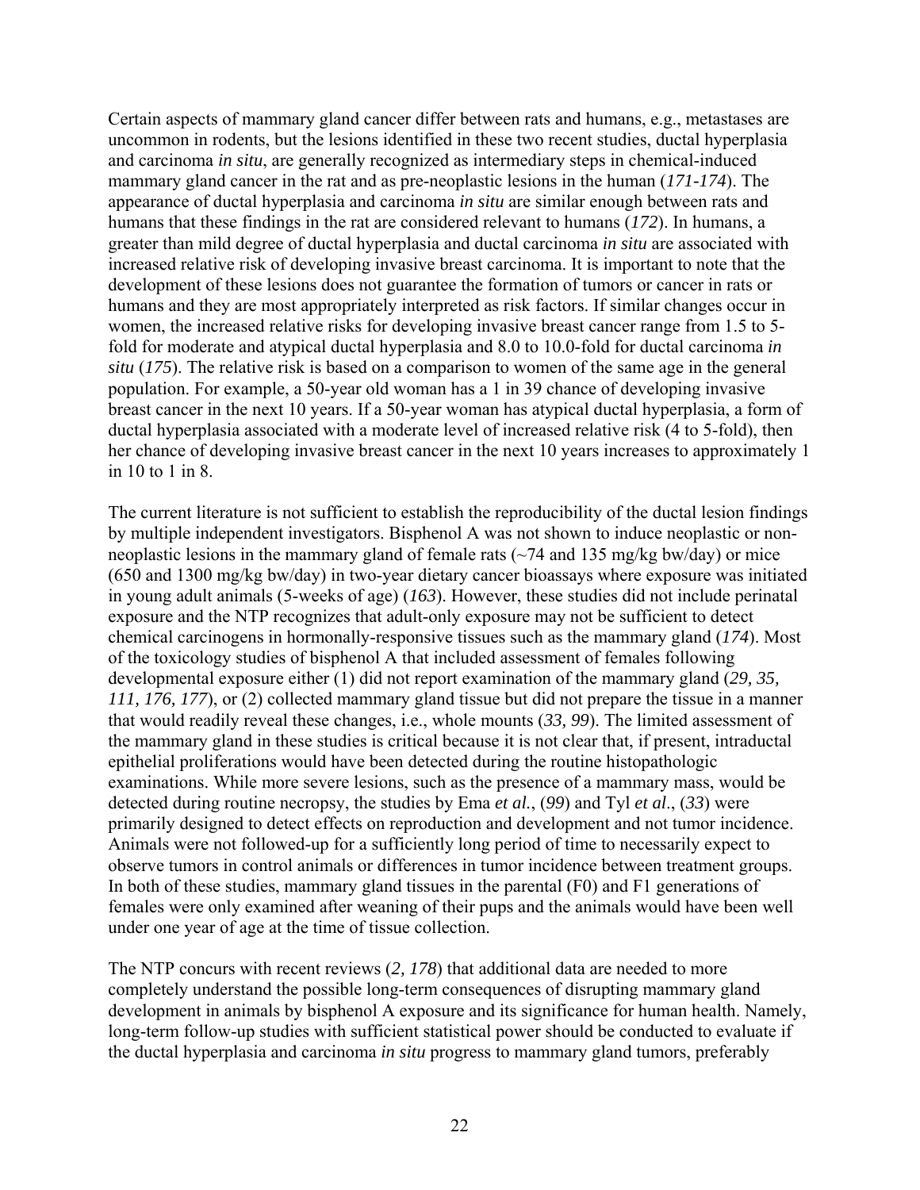Certain aspects of mammary gland cancer differ between rats and humans, e.g., metastases are uncommon in rodents, but the lesions identified in these two recent studies, ductal hyperplasia and carcinoma *in situ*, are generally recognized as intermediary steps in chemical-induced mammary gland cancer in the rat and as pre-neoplastic lesions in the human (*171-174*). The appearance of ductal hyperplasia and carcinoma *in situ* are similar enough between rats and humans that these findings in the rat are considered relevant to humans (*172*). In humans, a greater than mild degree of ductal hyperplasia and ductal carcinoma *in situ* are associated with increased relative risk of developing invasive breast carcinoma. It is important to note that the development of these lesions does not guarantee the formation of tumors or cancer in rats or humans and they are most appropriately interpreted as risk factors. If similar changes occur in women, the increased relative risks for developing invasive breast cancer range from 1.5 to 5-fold for moderate and atypical ductal hyperplasia and 8.0 to 10.0-fold for ductal carcinoma *in situ* (*175*). The relative risk is based on a comparison to women of the same age in the general population. For example, a 50-year old woman has a 1 in 39 chance of developing invasive breast cancer in the next 10 years. If a 50-year woman has atypical ductal hyperplasia, a form of ductal hyperplasia associated with a moderate level of increased relative risk (4 to 5-fold), then her chance of developing invasive breast cancer in the next 10 years increases to approximately 1 in 10 to 1 in 8.

The current literature is not sufficient to establish the reproducibility of the ductal lesion findings by multiple independent investigators. Bisphenol A was not shown to induce neoplastic or non-neoplastic lesions in the mammary gland of female rats (~74 and 135 mg/kg bw/day) or mice (650 and 1300 mg/kg bw/day) in two-year dietary cancer bioassays where exposure was initiated in young adult animals (5-weeks of age) (*163*). However, these studies did not include perinatal exposure and the NTP recognizes that adult-only exposure may not be sufficient to detect chemical carcinogens in hormonally-responsive tissues such as the mammary gland (*174*). Most of the toxicology studies of bisphenol A that included assessment of females following developmental exposure either (1) did not report examination of the mammary gland (*29, 35, 111, 176, 177*), or (2) collected mammary gland tissue but did not prepare the tissue in a manner that would readily reveal these changes, i.e., whole mounts (*33, 99*). The limited assessment of the mammary gland in these studies is critical because it is not clear that, if present, intraductal epithelial proliferations would have been detected during the routine histopathologic examinations. While more severe lesions, such as the presence of a mammary mass, would be detected during routine necropsy, the studies by Ema *et al*., (*99*) and Tyl *et al*., (*33*) were primarily designed to detect effects on reproduction and development and not tumor incidence. Animals were not followed-up for a sufficiently long period of time to necessarily expect to observe tumors in control animals or differences in tumor incidence between treatment groups. In both of these studies, mammary gland tissues in the parental (F0) and F1 generations of females were only examined after weaning of their pups and the animals would have been well under one year of age at the time of tissue collection.

The NTP concurs with recent reviews (*2, 178*) that additional data are needed to more completely understand the possible long-term consequences of disrupting mammary gland development in animals by bisphenol A exposure and its significance for human health. Namely, long-term follow-up studies with sufficient statistical power should be conducted to evaluate if the ductal hyperplasia and carcinoma *in situ* progress to mammary gland tumors, preferably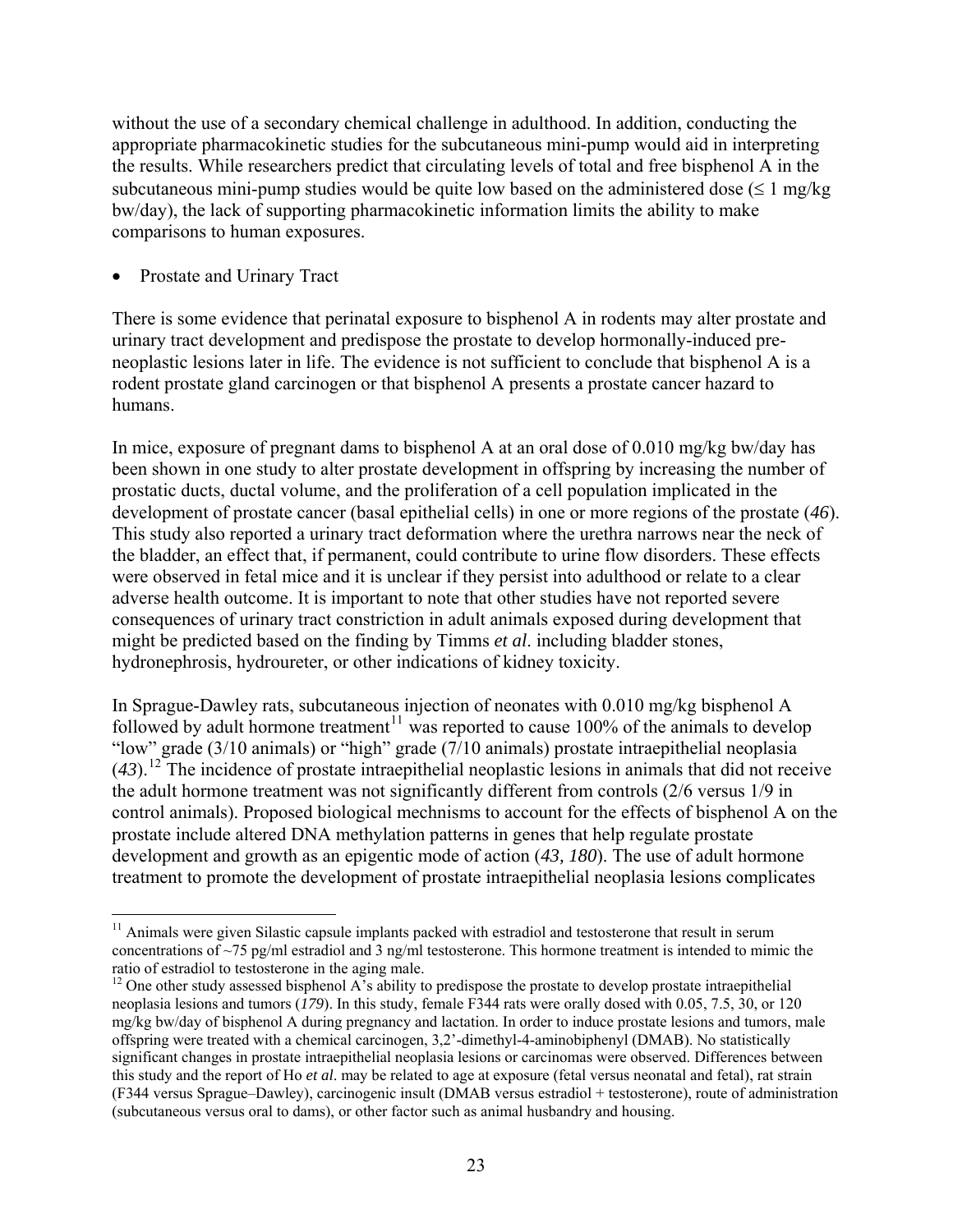without the use of a secondary chemical challenge in adulthood. In addition, conducting the appropriate pharmacokinetic studies for the subcutaneous mini-pump would aid in interpreting the results. While researchers predict that circulating levels of total and free bisphenol A in the subcutaneous mini-pump studies would be quite low based on the administered dose (≤ 1 mg/kg bw/day), the lack of supporting pharmacokinetic information limits the ability to make comparisons to human exposures.

- Prostate and Urinary Tract

There is some evidence that perinatal exposure to bisphenol A in rodents may alter prostate and urinary tract development and predispose the prostate to develop hormonally-induced pre-neoplastic lesions later in life. The evidence is not sufficient to conclude that bisphenol A is a rodent prostate gland carcinogen or that bisphenol A presents a prostate cancer hazard to humans.

In mice, exposure of pregnant dams to bisphenol A at an oral dose of 0.010 mg/kg bw/day has been shown in one study to alter prostate development in offspring by increasing the number of prostatic ducts, ductal volume, and the proliferation of a cell population implicated in the development of prostate cancer (basal epithelial cells) in one or more regions of the prostate (*46*). This study also reported a urinary tract deformation where the urethra narrows near the neck of the bladder, an effect that, if permanent, could contribute to urine flow disorders. These effects were observed in fetal mice and it is unclear if they persist into adulthood or relate to a clear adverse health outcome. It is important to note that other studies have not reported severe consequences of urinary tract constriction in adult animals exposed during development that might be predicted based on the finding by Timms *et al*. including bladder stones, hydronephrosis, hydroureter, or other indications of kidney toxicity.

In Sprague-Dawley rats, subcutaneous injection of neonates with 0.010 mg/kg bisphenol A followed by adult hormone treatment[11] was reported to cause 100% of the animals to develop "low" grade (3/10 animals) or "high" grade (7/10 animals) prostate intraepithelial neoplasia (*43*).[12] The incidence of prostate intraepithelial neoplastic lesions in animals that did not receive the adult hormone treatment was not significantly different from controls (2/6 versus 1/9 in control animals). Proposed biological mechnisms to account for the effects of bisphenol A on the prostate include altered DNA methylation patterns in genes that help regulate prostate development and growth as an epigentic mode of action (*43, 180*). The use of adult hormone treatment to promote the development of prostate intraepithelial neoplasia lesions complicates

---

[11] Animals were given Silastic capsule implants packed with estradiol and testosterone that result in serum concentrations of ~75 pg/ml estradiol and 3 ng/ml testosterone. This hormone treatment is intended to mimic the ratio of estradiol to testosterone in the aging male.

[12] One other study assessed bisphenol A's ability to predispose the prostate to develop prostate intraepithelial neoplasia lesions and tumors (*179*). In this study, female F344 rats were orally dosed with 0.05, 7.5, 30, or 120 mg/kg bw/day of bisphenol A during pregnancy and lactation. In order to induce prostate lesions and tumors, male offspring were treated with a chemical carcinogen, 3,2'-dimethyl-4-aminobiphenyl (DMAB). No statistically significant changes in prostate intraepithelial neoplasia lesions or carcinomas were observed. Differences between this study and the report of Ho *et al*. may be related to age at exposure (fetal versus neonatal and fetal), rat strain (F344 versus Sprague–Dawley), carcinogenic insult (DMAB versus estradiol + testosterone), route of administration (subcutaneous versus oral to dams), or other factor such as animal husbandry and housing.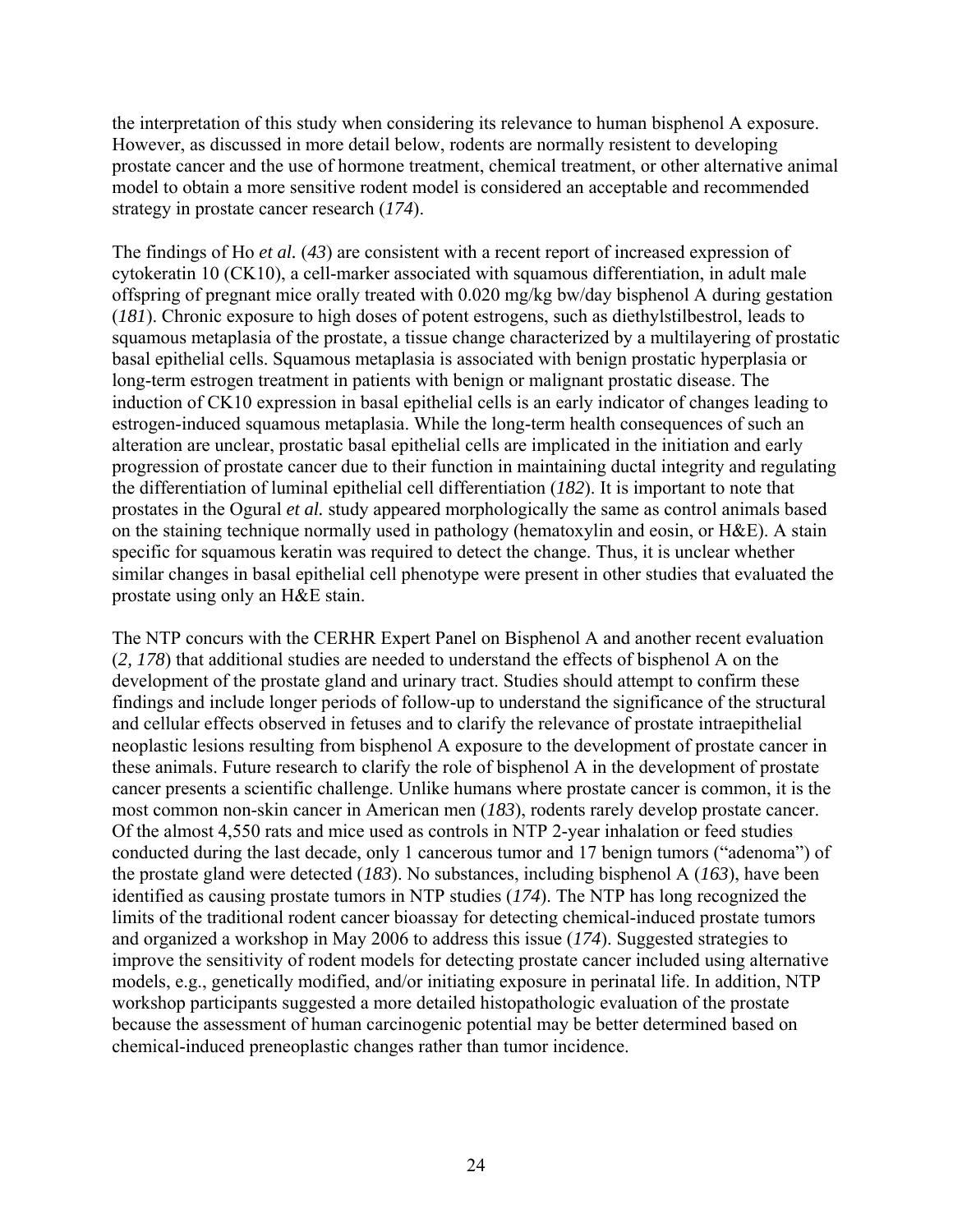the interpretation of this study when considering its relevance to human bisphenol A exposure. However, as discussed in more detail below, rodents are normally resistent to developing prostate cancer and the use of hormone treatment, chemical treatment, or other alternative animal model to obtain a more sensitive rodent model is considered an acceptable and recommended strategy in prostate cancer research (*174*).

The findings of Ho *et al.* (*43*) are consistent with a recent report of increased expression of cytokeratin 10 (CK10), a cell-marker associated with squamous differentiation, in adult male offspring of pregnant mice orally treated with 0.020 mg/kg bw/day bisphenol A during gestation (*181*). Chronic exposure to high doses of potent estrogens, such as diethylstilbestrol, leads to squamous metaplasia of the prostate, a tissue change characterized by a multilayering of prostatic basal epithelial cells. Squamous metaplasia is associated with benign prostatic hyperplasia or long-term estrogen treatment in patients with benign or malignant prostatic disease. The induction of CK10 expression in basal epithelial cells is an early indicator of changes leading to estrogen-induced squamous metaplasia. While the long-term health consequences of such an alteration are unclear, prostatic basal epithelial cells are implicated in the initiation and early progression of prostate cancer due to their function in maintaining ductal integrity and regulating the differentiation of luminal epithelial cell differentiation (*182*). It is important to note that prostates in the Ogural *et al.* study appeared morphologically the same as control animals based on the staining technique normally used in pathology (hematoxylin and eosin, or H&E). A stain specific for squamous keratin was required to detect the change. Thus, it is unclear whether similar changes in basal epithelial cell phenotype were present in other studies that evaluated the prostate using only an H&E stain.

The NTP concurs with the CERHR Expert Panel on Bisphenol A and another recent evaluation (*2, 178*) that additional studies are needed to understand the effects of bisphenol A on the development of the prostate gland and urinary tract. Studies should attempt to confirm these findings and include longer periods of follow-up to understand the significance of the structural and cellular effects observed in fetuses and to clarify the relevance of prostate intraepithelial neoplastic lesions resulting from bisphenol A exposure to the development of prostate cancer in these animals. Future research to clarify the role of bisphenol A in the development of prostate cancer presents a scientific challenge. Unlike humans where prostate cancer is common, it is the most common non-skin cancer in American men (*183*), rodents rarely develop prostate cancer. Of the almost 4,550 rats and mice used as controls in NTP 2-year inhalation or feed studies conducted during the last decade, only 1 cancerous tumor and 17 benign tumors ("adenoma") of the prostate gland were detected (*183*). No substances, including bisphenol A (*163*), have been identified as causing prostate tumors in NTP studies (*174*). The NTP has long recognized the limits of the traditional rodent cancer bioassay for detecting chemical-induced prostate tumors and organized a workshop in May 2006 to address this issue (*174*). Suggested strategies to improve the sensitivity of rodent models for detecting prostate cancer included using alternative models, e.g., genetically modified, and/or initiating exposure in perinatal life. In addition, NTP workshop participants suggested a more detailed histopathologic evaluation of the prostate because the assessment of human carcinogenic potential may be better determined based on chemical-induced preneoplastic changes rather than tumor incidence.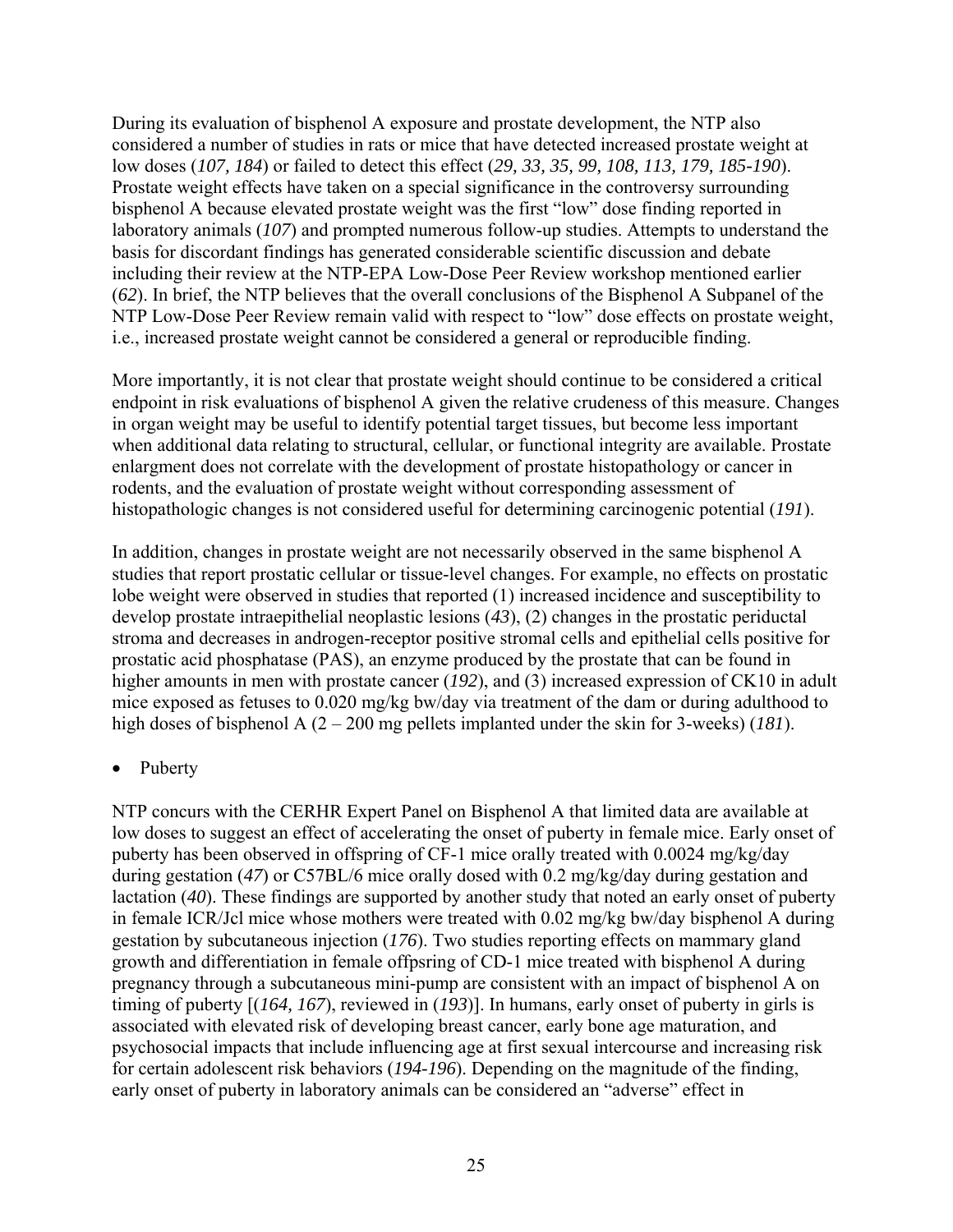During its evaluation of bisphenol A exposure and prostate development, the NTP also considered a number of studies in rats or mice that have detected increased prostate weight at low doses (*107, 184*) or failed to detect this effect (*29, 33, 35, 99, 108, 113, 179, 185-190*). Prostate weight effects have taken on a special significance in the controversy surrounding bisphenol A because elevated prostate weight was the first "low" dose finding reported in laboratory animals (*107*) and prompted numerous follow-up studies. Attempts to understand the basis for discordant findings has generated considerable scientific discussion and debate including their review at the NTP-EPA Low-Dose Peer Review workshop mentioned earlier (*62*). In brief, the NTP believes that the overall conclusions of the Bisphenol A Subpanel of the NTP Low-Dose Peer Review remain valid with respect to "low" dose effects on prostate weight, i.e., increased prostate weight cannot be considered a general or reproducible finding.

More importantly, it is not clear that prostate weight should continue to be considered a critical endpoint in risk evaluations of bisphenol A given the relative crudeness of this measure. Changes in organ weight may be useful to identify potential target tissues, but become less important when additional data relating to structural, cellular, or functional integrity are available. Prostate enlargment does not correlate with the development of prostate histopathology or cancer in rodents, and the evaluation of prostate weight without corresponding assessment of histopathologic changes is not considered useful for determining carcinogenic potential (*191*).

In addition, changes in prostate weight are not necessarily observed in the same bisphenol A studies that report prostatic cellular or tissue-level changes. For example, no effects on prostatic lobe weight were observed in studies that reported (1) increased incidence and susceptibility to develop prostate intraepithelial neoplastic lesions (*43*), (2) changes in the prostatic periductal stroma and decreases in androgen-receptor positive stromal cells and epithelial cells positive for prostatic acid phosphatase (PAS), an enzyme produced by the prostate that can be found in higher amounts in men with prostate cancer (*192*), and (3) increased expression of CK10 in adult mice exposed as fetuses to 0.020 mg/kg bw/day via treatment of the dam or during adulthood to high doses of bisphenol A (2 – 200 mg pellets implanted under the skin for 3-weeks) (*181*).

- Puberty

NTP concurs with the CERHR Expert Panel on Bisphenol A that limited data are available at low doses to suggest an effect of accelerating the onset of puberty in female mice. Early onset of puberty has been observed in offspring of CF-1 mice orally treated with 0.0024 mg/kg/day during gestation (*47*) or C57BL/6 mice orally dosed with 0.2 mg/kg/day during gestation and lactation (*40*). These findings are supported by another study that noted an early onset of puberty in female ICR/Jcl mice whose mothers were treated with 0.02 mg/kg bw/day bisphenol A during gestation by subcutaneous injection (*176*). Two studies reporting effects on mammary gland growth and differentiation in female offpsring of CD-1 mice treated with bisphenol A during pregnancy through a subcutaneous mini-pump are consistent with an impact of bisphenol A on timing of puberty [(*164, 167*), reviewed in (*193*)]. In humans, early onset of puberty in girls is associated with elevated risk of developing breast cancer, early bone age maturation, and psychosocial impacts that include influencing age at first sexual intercourse and increasing risk for certain adolescent risk behaviors (*194-196*). Depending on the magnitude of the finding, early onset of puberty in laboratory animals can be considered an "adverse" effect in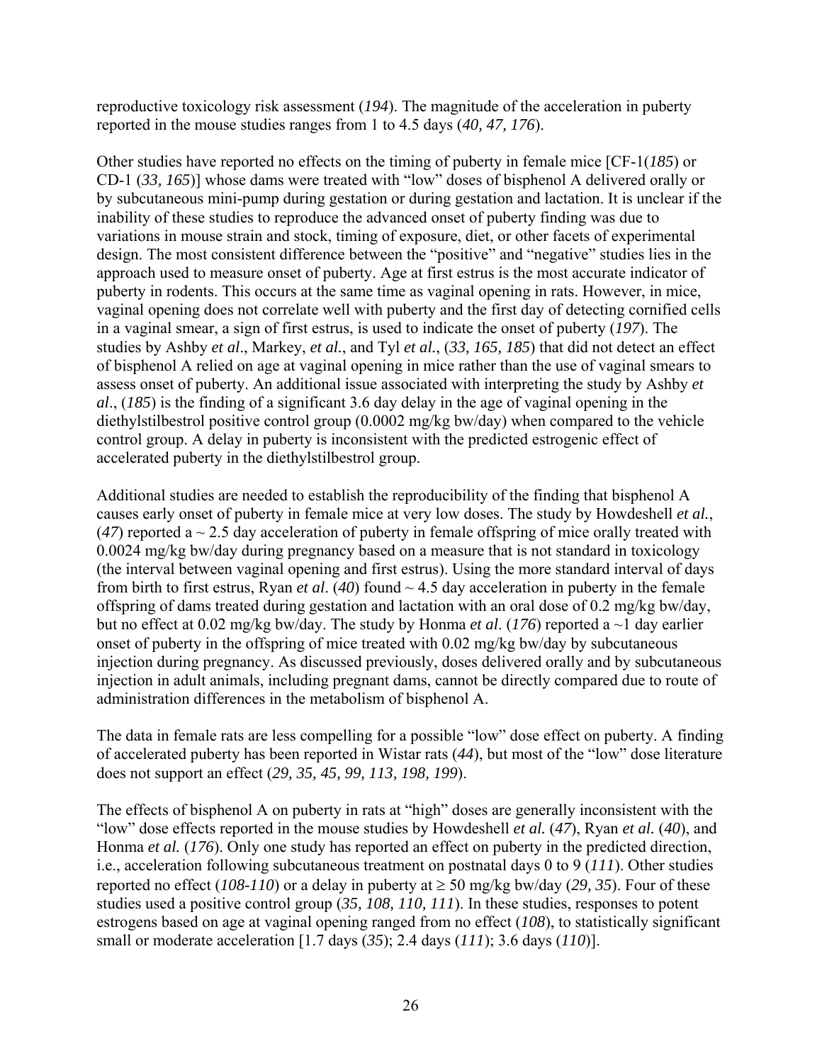reproductive toxicology risk assessment (*194*). The magnitude of the acceleration in puberty reported in the mouse studies ranges from 1 to 4.5 days (*40, 47, 176*).

Other studies have reported no effects on the timing of puberty in female mice [CF-1(*185*) or CD-1 (*33, 165*)] whose dams were treated with "low" doses of bisphenol A delivered orally or by subcutaneous mini-pump during gestation or during gestation and lactation. It is unclear if the inability of these studies to reproduce the advanced onset of puberty finding was due to variations in mouse strain and stock, timing of exposure, diet, or other facets of experimental design. The most consistent difference between the "positive" and "negative" studies lies in the approach used to measure onset of puberty. Age at first estrus is the most accurate indicator of puberty in rodents. This occurs at the same time as vaginal opening in rats. However, in mice, vaginal opening does not correlate well with puberty and the first day of detecting cornified cells in a vaginal smear, a sign of first estrus, is used to indicate the onset of puberty (*197*). The studies by Ashby *et al*., Markey, *et al.*, and Tyl *et al.*, (*33, 165, 185*) that did not detect an effect of bisphenol A relied on age at vaginal opening in mice rather than the use of vaginal smears to assess onset of puberty. An additional issue associated with interpreting the study by Ashby *et al*., (*185*) is the finding of a significant 3.6 day delay in the age of vaginal opening in the diethylstilbestrol positive control group (0.0002 mg/kg bw/day) when compared to the vehicle control group. A delay in puberty is inconsistent with the predicted estrogenic effect of accelerated puberty in the diethylstilbestrol group.

Additional studies are needed to establish the reproducibility of the finding that bisphenol A causes early onset of puberty in female mice at very low doses. The study by Howdeshell *et al.*, (*47*) reported a ~ 2.5 day acceleration of puberty in female offspring of mice orally treated with 0.0024 mg/kg bw/day during pregnancy based on a measure that is not standard in toxicology (the interval between vaginal opening and first estrus). Using the more standard interval of days from birth to first estrus, Ryan *et al*. (*40*) found ~ 4.5 day acceleration in puberty in the female offspring of dams treated during gestation and lactation with an oral dose of 0.2 mg/kg bw/day, but no effect at 0.02 mg/kg bw/day. The study by Honma *et al*. (*176*) reported a ~1 day earlier onset of puberty in the offspring of mice treated with 0.02 mg/kg bw/day by subcutaneous injection during pregnancy. As discussed previously, doses delivered orally and by subcutaneous injection in adult animals, including pregnant dams, cannot be directly compared due to route of administration differences in the metabolism of bisphenol A.

The data in female rats are less compelling for a possible "low" dose effect on puberty. A finding of accelerated puberty has been reported in Wistar rats (*44*), but most of the "low" dose literature does not support an effect (*29, 35, 45, 99, 113, 198, 199*).

The effects of bisphenol A on puberty in rats at "high" doses are generally inconsistent with the "low" dose effects reported in the mouse studies by Howdeshell *et al.* (*47*), Ryan *et al.* (*40*), and Honma *et al.* (*176*). Only one study has reported an effect on puberty in the predicted direction, i.e., acceleration following subcutaneous treatment on postnatal days 0 to 9 (*111*). Other studies reported no effect (*108-110*) or a delay in puberty at ≥ 50 mg/kg bw/day (*29, 35*). Four of these studies used a positive control group (*35, 108, 110, 111*). In these studies, responses to potent estrogens based on age at vaginal opening ranged from no effect (*108*), to statistically significant small or moderate acceleration [1.7 days (*35*); 2.4 days (*111*); 3.6 days (*110*)].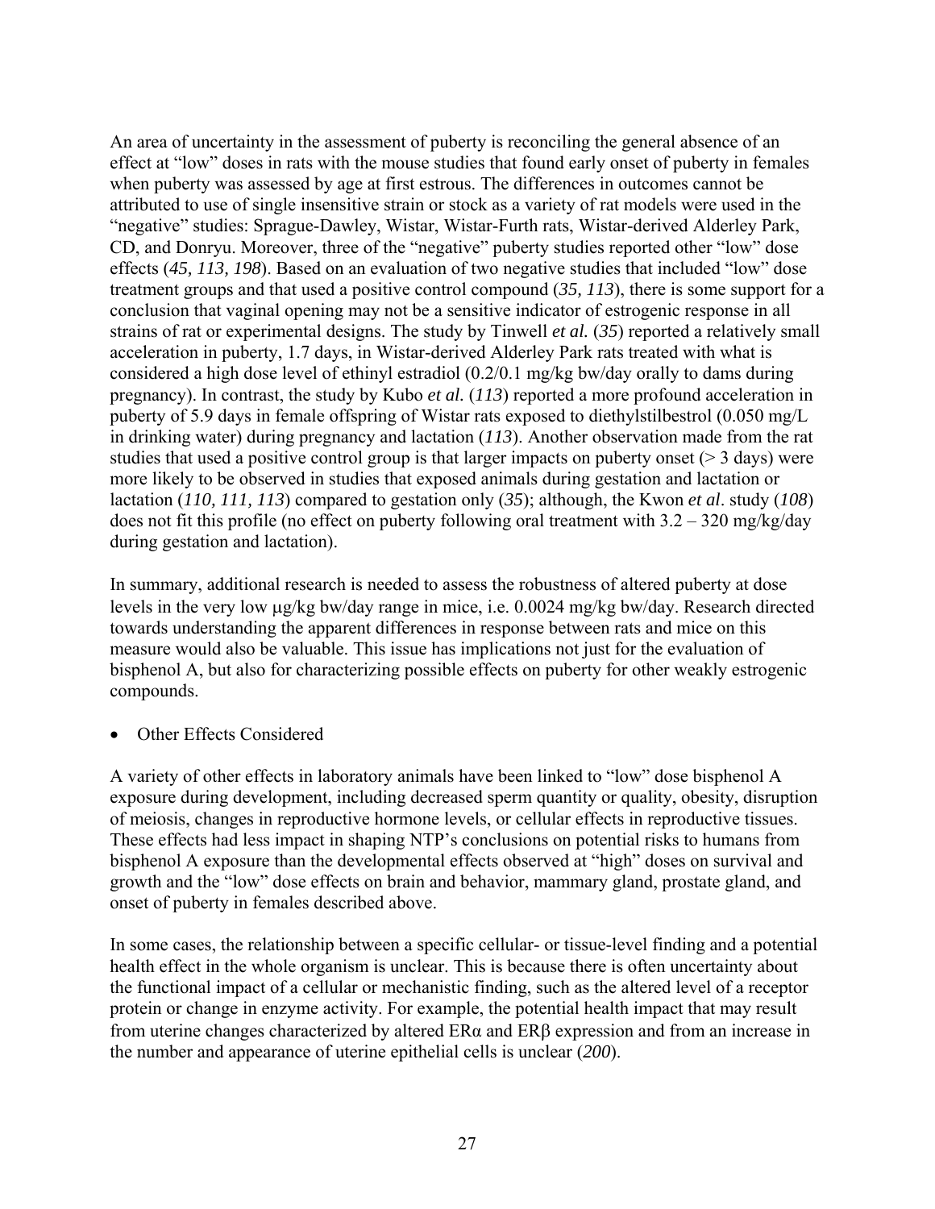An area of uncertainty in the assessment of puberty is reconciling the general absence of an effect at "low" doses in rats with the mouse studies that found early onset of puberty in females when puberty was assessed by age at first estrous. The differences in outcomes cannot be attributed to use of single insensitive strain or stock as a variety of rat models were used in the "negative" studies: Sprague-Dawley, Wistar, Wistar-Furth rats, Wistar-derived Alderley Park, CD, and Donryu. Moreover, three of the "negative" puberty studies reported other "low" dose effects (*45, 113, 198*). Based on an evaluation of two negative studies that included "low" dose treatment groups and that used a positive control compound (*35, 113*), there is some support for a conclusion that vaginal opening may not be a sensitive indicator of estrogenic response in all strains of rat or experimental designs. The study by Tinwell *et al.* (*35*) reported a relatively small acceleration in puberty, 1.7 days, in Wistar-derived Alderley Park rats treated with what is considered a high dose level of ethinyl estradiol (0.2/0.1 mg/kg bw/day orally to dams during pregnancy). In contrast, the study by Kubo *et al.* (*113*) reported a more profound acceleration in puberty of 5.9 days in female offspring of Wistar rats exposed to diethylstilbestrol (0.050 mg/L in drinking water) during pregnancy and lactation (*113*). Another observation made from the rat studies that used a positive control group is that larger impacts on puberty onset (> 3 days) were more likely to be observed in studies that exposed animals during gestation and lactation or lactation (*110, 111, 113*) compared to gestation only (*35*); although, the Kwon *et al*. study (*108*) does not fit this profile (no effect on puberty following oral treatment with 3.2 – 320 mg/kg/day during gestation and lactation).

In summary, additional research is needed to assess the robustness of altered puberty at dose levels in the very low μg/kg bw/day range in mice, i.e. 0.0024 mg/kg bw/day. Research directed towards understanding the apparent differences in response between rats and mice on this measure would also be valuable. This issue has implications not just for the evaluation of bisphenol A, but also for characterizing possible effects on puberty for other weakly estrogenic compounds.

- Other Effects Considered

A variety of other effects in laboratory animals have been linked to "low" dose bisphenol A exposure during development, including decreased sperm quantity or quality, obesity, disruption of meiosis, changes in reproductive hormone levels, or cellular effects in reproductive tissues. These effects had less impact in shaping NTP's conclusions on potential risks to humans from bisphenol A exposure than the developmental effects observed at "high" doses on survival and growth and the "low" dose effects on brain and behavior, mammary gland, prostate gland, and onset of puberty in females described above.

In some cases, the relationship between a specific cellular- or tissue-level finding and a potential health effect in the whole organism is unclear. This is because there is often uncertainty about the functional impact of a cellular or mechanistic finding, such as the altered level of a receptor protein or change in enzyme activity. For example, the potential health impact that may result from uterine changes characterized by altered ERα and ERβ expression and from an increase in the number and appearance of uterine epithelial cells is unclear (*200*).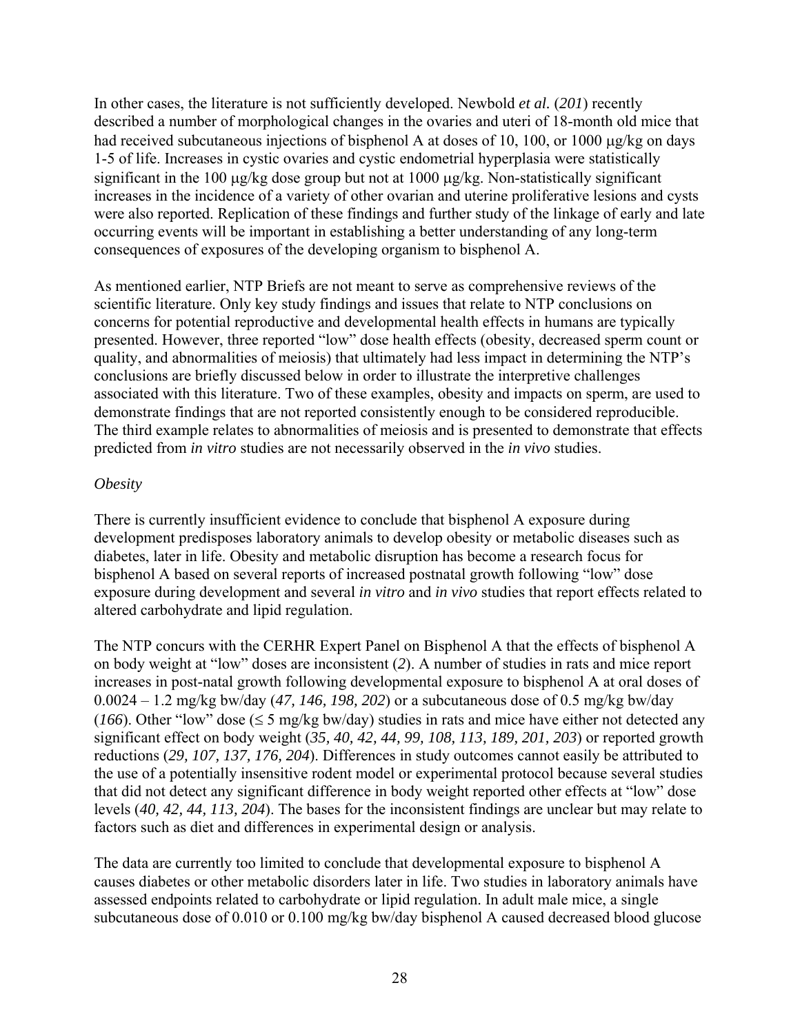In other cases, the literature is not sufficiently developed. Newbold *et al.* (*201*) recently described a number of morphological changes in the ovaries and uteri of 18-month old mice that had received subcutaneous injections of bisphenol A at doses of 10, 100, or 1000 μg/kg on days 1-5 of life. Increases in cystic ovaries and cystic endometrial hyperplasia were statistically significant in the 100 μg/kg dose group but not at 1000 μg/kg. Non-statistically significant increases in the incidence of a variety of other ovarian and uterine proliferative lesions and cysts were also reported. Replication of these findings and further study of the linkage of early and late occurring events will be important in establishing a better understanding of any long-term consequences of exposures of the developing organism to bisphenol A.

As mentioned earlier, NTP Briefs are not meant to serve as comprehensive reviews of the scientific literature. Only key study findings and issues that relate to NTP conclusions on concerns for potential reproductive and developmental health effects in humans are typically presented. However, three reported "low" dose health effects (obesity, decreased sperm count or quality, and abnormalities of meiosis) that ultimately had less impact in determining the NTP's conclusions are briefly discussed below in order to illustrate the interpretive challenges associated with this literature. Two of these examples, obesity and impacts on sperm, are used to demonstrate findings that are not reported consistently enough to be considered reproducible. The third example relates to abnormalities of meiosis and is presented to demonstrate that effects predicted from *in vitro* studies are not necessarily observed in the *in vivo* studies.

*Obesity*

There is currently insufficient evidence to conclude that bisphenol A exposure during development predisposes laboratory animals to develop obesity or metabolic diseases such as diabetes, later in life. Obesity and metabolic disruption has become a research focus for bisphenol A based on several reports of increased postnatal growth following "low" dose exposure during development and several *in vitro* and *in vivo* studies that report effects related to altered carbohydrate and lipid regulation.

The NTP concurs with the CERHR Expert Panel on Bisphenol A that the effects of bisphenol A on body weight at "low" doses are inconsistent (*2*). A number of studies in rats and mice report increases in post-natal growth following developmental exposure to bisphenol A at oral doses of 0.0024 – 1.2 mg/kg bw/day (*47, 146, 198, 202*) or a subcutaneous dose of 0.5 mg/kg bw/day (*166*). Other "low" dose (≤ 5 mg/kg bw/day) studies in rats and mice have either not detected any significant effect on body weight (*35, 40, 42, 44, 99, 108, 113, 189, 201, 203*) or reported growth reductions (*29, 107, 137, 176, 204*). Differences in study outcomes cannot easily be attributed to the use of a potentially insensitive rodent model or experimental protocol because several studies that did not detect any significant difference in body weight reported other effects at "low" dose levels (*40, 42, 44, 113, 204*). The bases for the inconsistent findings are unclear but may relate to factors such as diet and differences in experimental design or analysis.

The data are currently too limited to conclude that developmental exposure to bisphenol A causes diabetes or other metabolic disorders later in life. Two studies in laboratory animals have assessed endpoints related to carbohydrate or lipid regulation. In adult male mice, a single subcutaneous dose of 0.010 or 0.100 mg/kg bw/day bisphenol A caused decreased blood glucose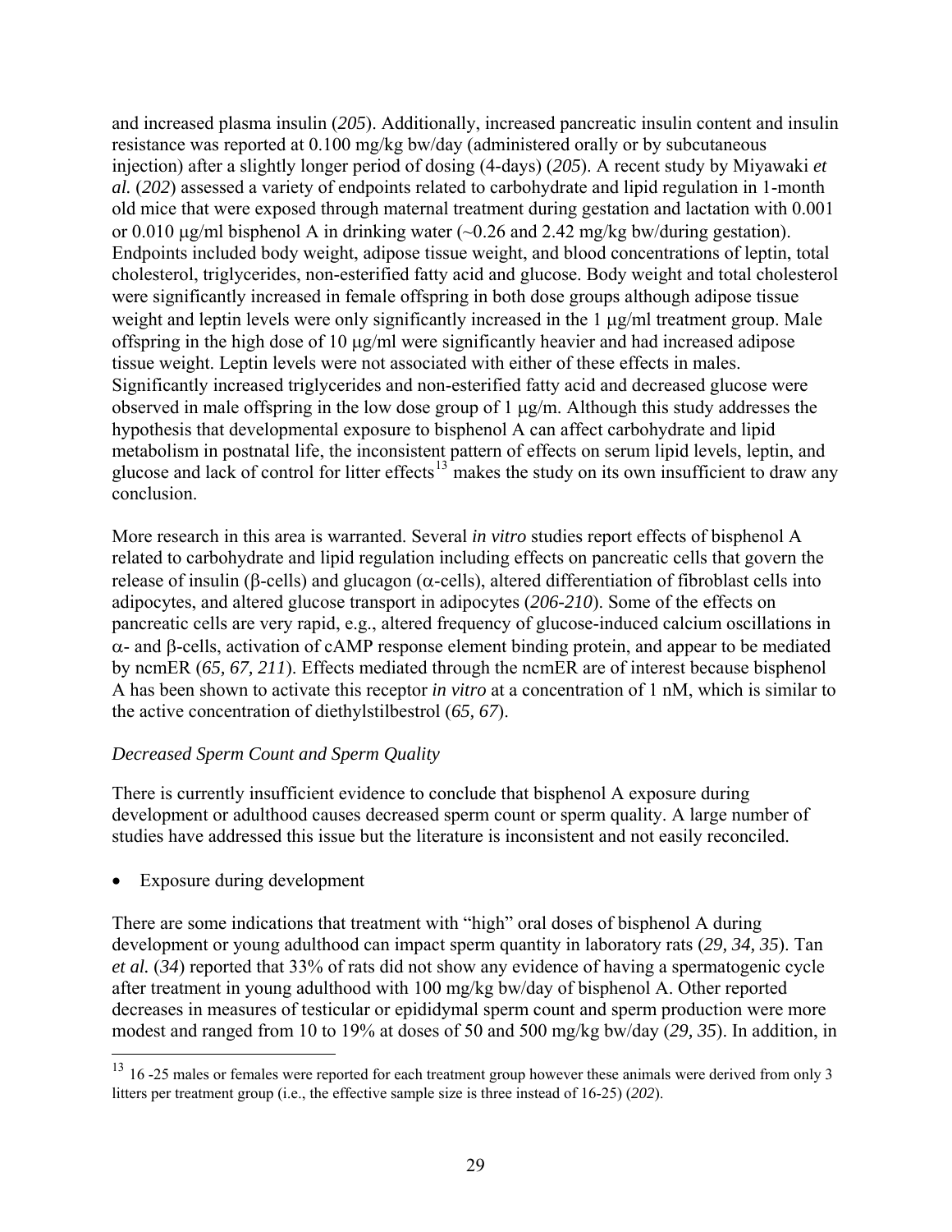and increased plasma insulin (*205*). Additionally, increased pancreatic insulin content and insulin resistance was reported at 0.100 mg/kg bw/day (administered orally or by subcutaneous injection) after a slightly longer period of dosing (4-days) (*205*). A recent study by Miyawaki *et al.* (*202*) assessed a variety of endpoints related to carbohydrate and lipid regulation in 1-month old mice that were exposed through maternal treatment during gestation and lactation with 0.001 or 0.010 μg/ml bisphenol A in drinking water (~0.26 and 2.42 mg/kg bw/during gestation). Endpoints included body weight, adipose tissue weight, and blood concentrations of leptin, total cholesterol, triglycerides, non-esterified fatty acid and glucose. Body weight and total cholesterol were significantly increased in female offspring in both dose groups although adipose tissue weight and leptin levels were only significantly increased in the 1 μg/ml treatment group. Male offspring in the high dose of 10 μg/ml were significantly heavier and had increased adipose tissue weight. Leptin levels were not associated with either of these effects in males. Significantly increased triglycerides and non-esterified fatty acid and decreased glucose were observed in male offspring in the low dose group of 1 μg/m. Although this study addresses the hypothesis that developmental exposure to bisphenol A can affect carbohydrate and lipid metabolism in postnatal life, the inconsistent pattern of effects on serum lipid levels, leptin, and glucose and lack of control for litter effects[13] makes the study on its own insufficient to draw any conclusion.

More research in this area is warranted. Several *in vitro* studies report effects of bisphenol A related to carbohydrate and lipid regulation including effects on pancreatic cells that govern the release of insulin (β-cells) and glucagon (α-cells), altered differentiation of fibroblast cells into adipocytes, and altered glucose transport in adipocytes (*206-210*). Some of the effects on pancreatic cells are very rapid, e.g., altered frequency of glucose-induced calcium oscillations in α- and β-cells, activation of cAMP response element binding protein, and appear to be mediated by ncmER (*65, 67, 211*). Effects mediated through the ncmER are of interest because bisphenol A has been shown to activate this receptor *in vitro* at a concentration of 1 nM, which is similar to the active concentration of diethylstilbestrol (*65, 67*).

*Decreased Sperm Count and Sperm Quality*

There is currently insufficient evidence to conclude that bisphenol A exposure during development or adulthood causes decreased sperm count or sperm quality. A large number of studies have addressed this issue but the literature is inconsistent and not easily reconciled.

- Exposure during development

There are some indications that treatment with "high" oral doses of bisphenol A during development or young adulthood can impact sperm quantity in laboratory rats (*29, 34, 35*). Tan *et al.* (*34*) reported that 33% of rats did not show any evidence of having a spermatogenic cycle after treatment in young adulthood with 100 mg/kg bw/day of bisphenol A. Other reported decreases in measures of testicular or epididymal sperm count and sperm production were more modest and ranged from 10 to 19% at doses of 50 and 500 mg/kg bw/day (*29, 35*). In addition, in

[13] 16 -25 males or females were reported for each treatment group however these animals were derived from only 3 litters per treatment group (i.e., the effective sample size is three instead of 16-25) (*202*).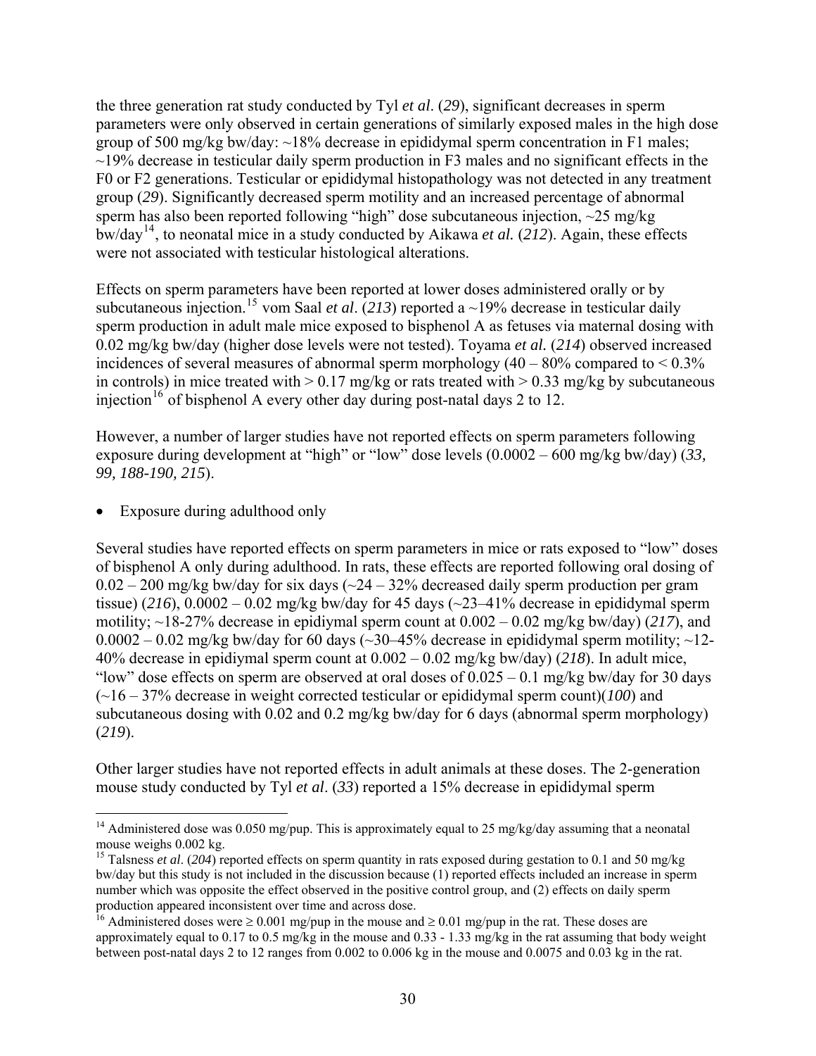the three generation rat study conducted by Tyl *et al*. (*29*), significant decreases in sperm parameters were only observed in certain generations of similarly exposed males in the high dose group of 500 mg/kg bw/day: ~18% decrease in epididymal sperm concentration in F1 males; ~19% decrease in testicular daily sperm production in F3 males and no significant effects in the F0 or F2 generations. Testicular or epididymal histopathology was not detected in any treatment group (*29*). Significantly decreased sperm motility and an increased percentage of abnormal sperm has also been reported following "high" dose subcutaneous injection, ~25 mg/kg bw/day[14], to neonatal mice in a study conducted by Aikawa *et al.* (*212*). Again, these effects were not associated with testicular histological alterations.

Effects on sperm parameters have been reported at lower doses administered orally or by subcutaneous injection.[15] vom Saal *et al*. (*213*) reported a ~19% decrease in testicular daily sperm production in adult male mice exposed to bisphenol A as fetuses via maternal dosing with 0.02 mg/kg bw/day (higher dose levels were not tested). Toyama *et al.* (*214*) observed increased incidences of several measures of abnormal sperm morphology (40 – 80% compared to < 0.3% in controls) in mice treated with > 0.17 mg/kg or rats treated with > 0.33 mg/kg by subcutaneous injection[16] of bisphenol A every other day during post-natal days 2 to 12.

However, a number of larger studies have not reported effects on sperm parameters following exposure during development at "high" or "low" dose levels (0.0002 – 600 mg/kg bw/day) (*33, 99, 188-190, 215*).

- Exposure during adulthood only

Several studies have reported effects on sperm parameters in mice or rats exposed to "low" doses of bisphenol A only during adulthood. In rats, these effects are reported following oral dosing of 0.02 – 200 mg/kg bw/day for six days (~24 – 32% decreased daily sperm production per gram tissue) (*216*), 0.0002 – 0.02 mg/kg bw/day for 45 days (~23–41% decrease in epididymal sperm motility; ~18-27% decrease in epidiymal sperm count at 0.002 – 0.02 mg/kg bw/day) (*217*), and 0.0002 – 0.02 mg/kg bw/day for 60 days (~30–45% decrease in epididymal sperm motility; ~12-40% decrease in epidiymal sperm count at 0.002 – 0.02 mg/kg bw/day) (*218*). In adult mice, "low" dose effects on sperm are observed at oral doses of 0.025 – 0.1 mg/kg bw/day for 30 days (~16 – 37% decrease in weight corrected testicular or epididymal sperm count)(*100*) and subcutaneous dosing with 0.02 and 0.2 mg/kg bw/day for 6 days (abnormal sperm morphology) (*219*).

Other larger studies have not reported effects in adult animals at these doses. The 2-generation mouse study conducted by Tyl *et al*. (*33*) reported a 15% decrease in epididymal sperm

---

[14] Administered dose was 0.050 mg/pup. This is approximately equal to 25 mg/kg/day assuming that a neonatal mouse weighs 0.002 kg.

[15] Talsness *et al*. (*204*) reported effects on sperm quantity in rats exposed during gestation to 0.1 and 50 mg/kg bw/day but this study is not included in the discussion because (1) reported effects included an increase in sperm number which was opposite the effect observed in the positive control group, and (2) effects on daily sperm production appeared inconsistent over time and across dose.

[16] Administered doses were ≥ 0.001 mg/pup in the mouse and ≥ 0.01 mg/pup in the rat. These doses are approximately equal to 0.17 to 0.5 mg/kg in the mouse and 0.33 - 1.33 mg/kg in the rat assuming that body weight between post-natal days 2 to 12 ranges from 0.002 to 0.006 kg in the mouse and 0.0075 and 0.03 kg in the rat.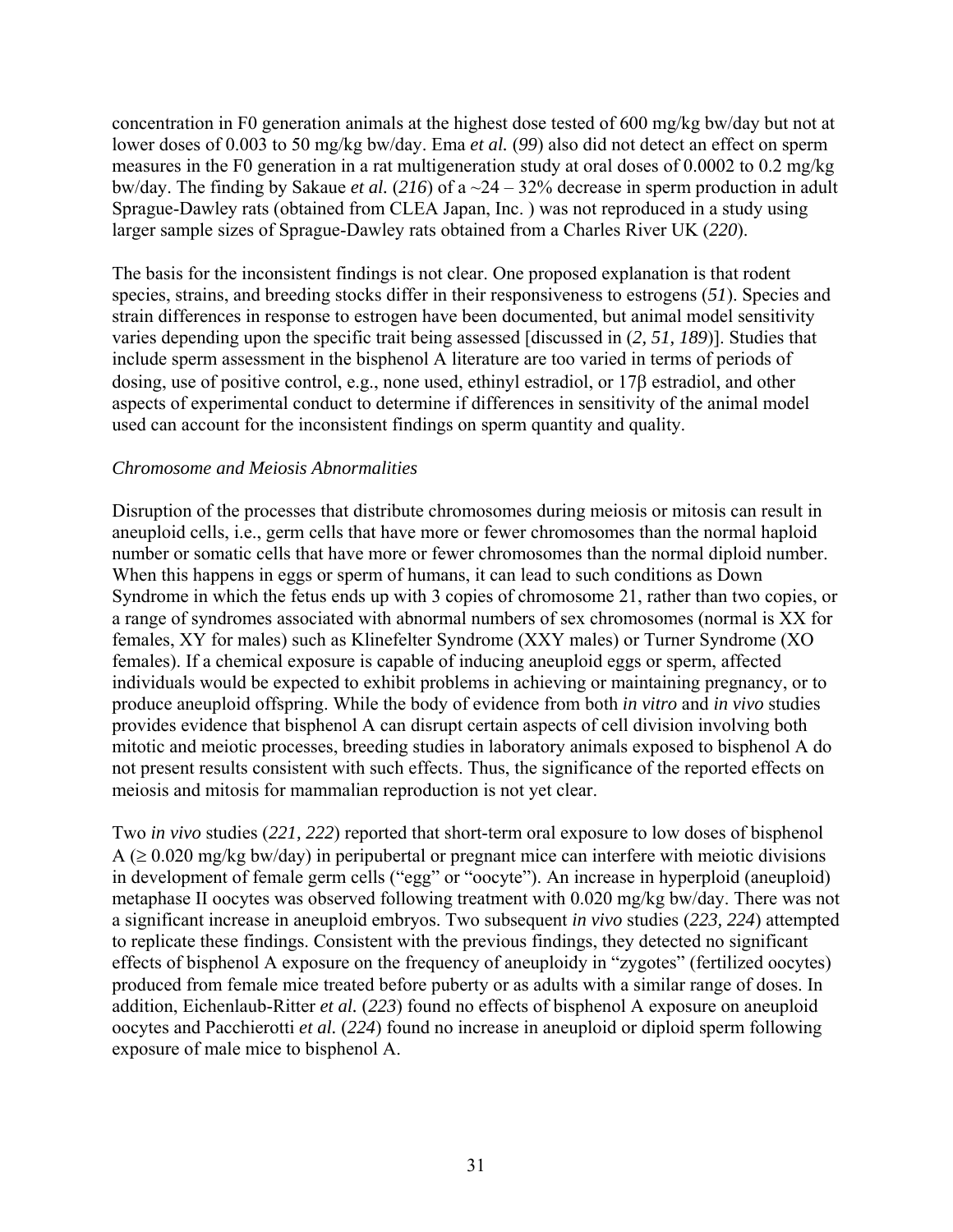concentration in F0 generation animals at the highest dose tested of 600 mg/kg bw/day but not at lower doses of 0.003 to 50 mg/kg bw/day. Ema *et al.* (*99*) also did not detect an effect on sperm measures in the F0 generation in a rat multigeneration study at oral doses of 0.0002 to 0.2 mg/kg bw/day. The finding by Sakaue *et al.* (*216*) of a ~24 – 32% decrease in sperm production in adult Sprague-Dawley rats (obtained from CLEA Japan, Inc. ) was not reproduced in a study using larger sample sizes of Sprague-Dawley rats obtained from a Charles River UK (*220*).

The basis for the inconsistent findings is not clear. One proposed explanation is that rodent species, strains, and breeding stocks differ in their responsiveness to estrogens (*51*). Species and strain differences in response to estrogen have been documented, but animal model sensitivity varies depending upon the specific trait being assessed [discussed in (*2, 51, 189*)]. Studies that include sperm assessment in the bisphenol A literature are too varied in terms of periods of dosing, use of positive control, e.g., none used, ethinyl estradiol, or 17β estradiol, and other aspects of experimental conduct to determine if differences in sensitivity of the animal model used can account for the inconsistent findings on sperm quantity and quality.

*Chromosome and Meiosis Abnormalities*

Disruption of the processes that distribute chromosomes during meiosis or mitosis can result in aneuploid cells, i.e., germ cells that have more or fewer chromosomes than the normal haploid number or somatic cells that have more or fewer chromosomes than the normal diploid number. When this happens in eggs or sperm of humans, it can lead to such conditions as Down Syndrome in which the fetus ends up with 3 copies of chromosome 21, rather than two copies, or a range of syndromes associated with abnormal numbers of sex chromosomes (normal is XX for females, XY for males) such as Klinefelter Syndrome (XXY males) or Turner Syndrome (XO females). If a chemical exposure is capable of inducing aneuploid eggs or sperm, affected individuals would be expected to exhibit problems in achieving or maintaining pregnancy, or to produce aneuploid offspring. While the body of evidence from both *in vitro* and *in vivo* studies provides evidence that bisphenol A can disrupt certain aspects of cell division involving both mitotic and meiotic processes, breeding studies in laboratory animals exposed to bisphenol A do not present results consistent with such effects. Thus, the significance of the reported effects on meiosis and mitosis for mammalian reproduction is not yet clear.

Two *in vivo* studies (*221, 222*) reported that short-term oral exposure to low doses of bisphenol A (≥ 0.020 mg/kg bw/day) in peripubertal or pregnant mice can interfere with meiotic divisions in development of female germ cells ("egg" or "oocyte"). An increase in hyperploid (aneuploid) metaphase II oocytes was observed following treatment with 0.020 mg/kg bw/day. There was not a significant increase in aneuploid embryos. Two subsequent *in vivo* studies (*223, 224*) attempted to replicate these findings. Consistent with the previous findings, they detected no significant effects of bisphenol A exposure on the frequency of aneuploidy in "zygotes" (fertilized oocytes) produced from female mice treated before puberty or as adults with a similar range of doses. In addition, Eichenlaub-Ritter *et al.* (*223*) found no effects of bisphenol A exposure on aneuploid oocytes and Pacchierotti *et al.* (*224*) found no increase in aneuploid or diploid sperm following exposure of male mice to bisphenol A.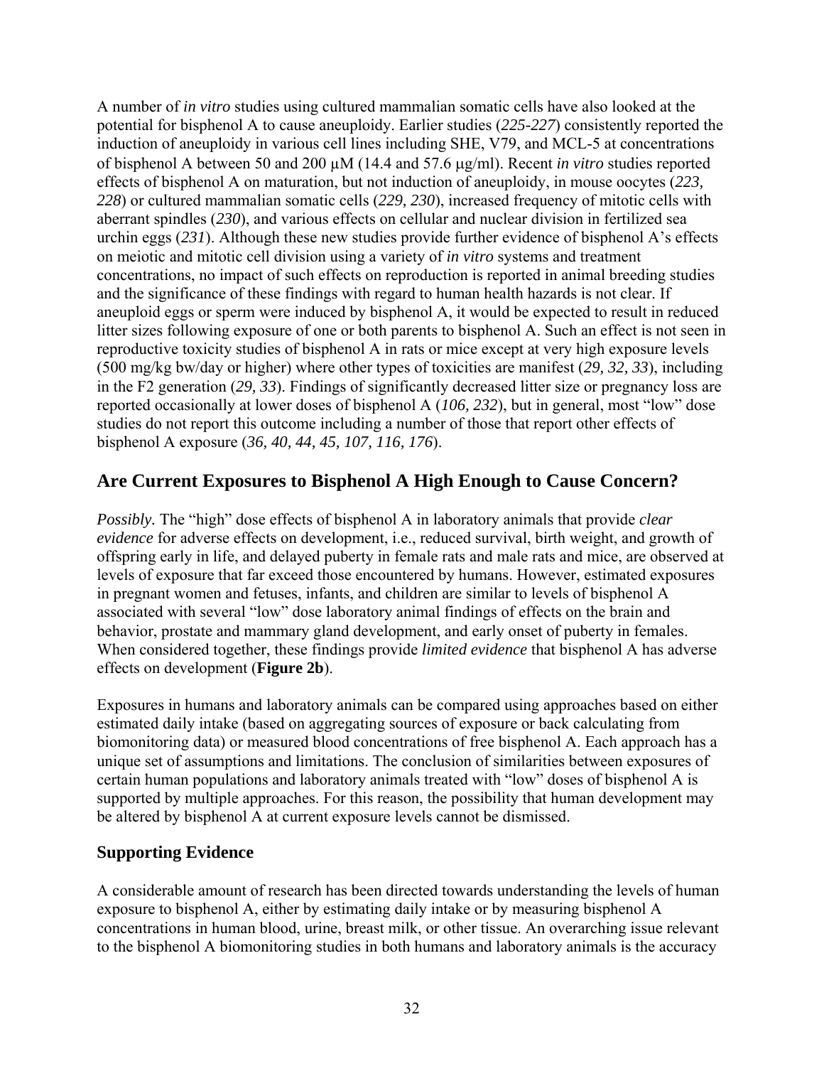A number of *in vitro* studies using cultured mammalian somatic cells have also looked at the potential for bisphenol A to cause aneuploidy. Earlier studies (*225-227*) consistently reported the induction of aneuploidy in various cell lines including SHE, V79, and MCL-5 at concentrations of bisphenol A between 50 and 200 μM (14.4 and 57.6 μg/ml). Recent *in vitro* studies reported effects of bisphenol A on maturation, but not induction of aneuploidy, in mouse oocytes (*223, 228*) or cultured mammalian somatic cells (*229, 230*), increased frequency of mitotic cells with aberrant spindles (*230*), and various effects on cellular and nuclear division in fertilized sea urchin eggs (*231*). Although these new studies provide further evidence of bisphenol A's effects on meiotic and mitotic cell division using a variety of *in vitro* systems and treatment concentrations, no impact of such effects on reproduction is reported in animal breeding studies and the significance of these findings with regard to human health hazards is not clear. If aneuploid eggs or sperm were induced by bisphenol A, it would be expected to result in reduced litter sizes following exposure of one or both parents to bisphenol A. Such an effect is not seen in reproductive toxicity studies of bisphenol A in rats or mice except at very high exposure levels (500 mg/kg bw/day or higher) where other types of toxicities are manifest (*29, 32, 33*), including in the F2 generation (*29, 33*). Findings of significantly decreased litter size or pregnancy loss are reported occasionally at lower doses of bisphenol A (*106, 232*), but in general, most "low" dose studies do not report this outcome including a number of those that report other effects of bisphenol A exposure (*36, 40, 44, 45, 107, 116, 176*).

## Are Current Exposures to Bisphenol A High Enough to Cause Concern?

*Possibly.* The "high" dose effects of bisphenol A in laboratory animals that provide *clear evidence* for adverse effects on development, i.e., reduced survival, birth weight, and growth of offspring early in life, and delayed puberty in female rats and male rats and mice, are observed at levels of exposure that far exceed those encountered by humans. However, estimated exposures in pregnant women and fetuses, infants, and children are similar to levels of bisphenol A associated with several "low" dose laboratory animal findings of effects on the brain and behavior, prostate and mammary gland development, and early onset of puberty in females. When considered together, these findings provide *limited evidence* that bisphenol A has adverse effects on development (**Figure 2b**).

Exposures in humans and laboratory animals can be compared using approaches based on either estimated daily intake (based on aggregating sources of exposure or back calculating from biomonitoring data) or measured blood concentrations of free bisphenol A. Each approach has a unique set of assumptions and limitations. The conclusion of similarities between exposures of certain human populations and laboratory animals treated with "low" doses of bisphenol A is supported by multiple approaches. For this reason, the possibility that human development may be altered by bisphenol A at current exposure levels cannot be dismissed.

### Supporting Evidence

A considerable amount of research has been directed towards understanding the levels of human exposure to bisphenol A, either by estimating daily intake or by measuring bisphenol A concentrations in human blood, urine, breast milk, or other tissue. An overarching issue relevant to the bisphenol A biomonitoring studies in both humans and laboratory animals is the accuracy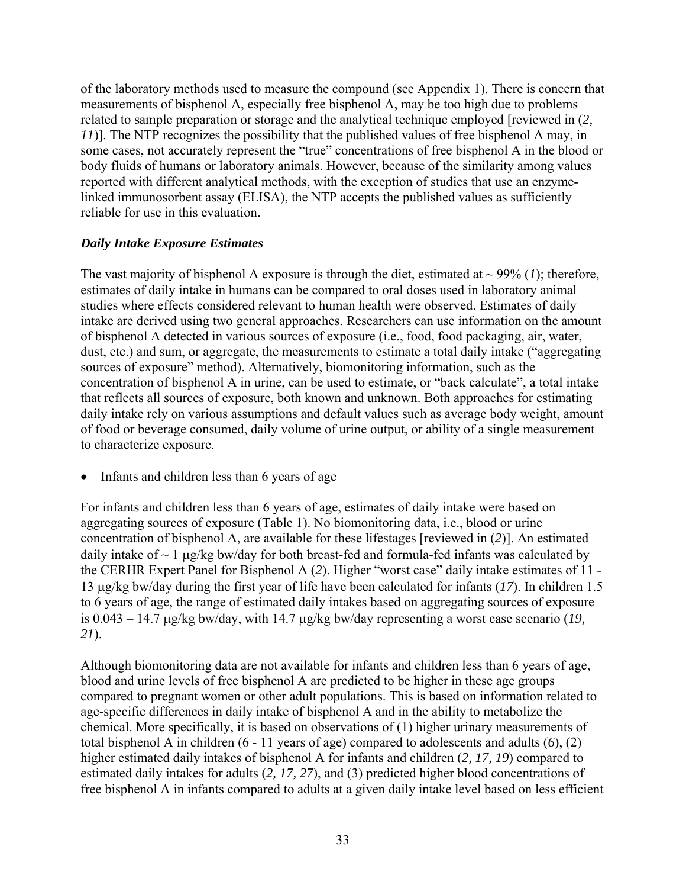of the laboratory methods used to measure the compound (see Appendix 1). There is concern that measurements of bisphenol A, especially free bisphenol A, may be too high due to problems related to sample preparation or storage and the analytical technique employed [reviewed in (*2, 11*)]. The NTP recognizes the possibility that the published values of free bisphenol A may, in some cases, not accurately represent the "true" concentrations of free bisphenol A in the blood or body fluids of humans or laboratory animals. However, because of the similarity among values reported with different analytical methods, with the exception of studies that use an enzyme-linked immunosorbent assay (ELISA), the NTP accepts the published values as sufficiently reliable for use in this evaluation.

### *Daily Intake Exposure Estimates*

The vast majority of bisphenol A exposure is through the diet, estimated at ~ 99% (*1*); therefore, estimates of daily intake in humans can be compared to oral doses used in laboratory animal studies where effects considered relevant to human health were observed. Estimates of daily intake are derived using two general approaches. Researchers can use information on the amount of bisphenol A detected in various sources of exposure (i.e., food, food packaging, air, water, dust, etc.) and sum, or aggregate, the measurements to estimate a total daily intake ("aggregating sources of exposure" method). Alternatively, biomonitoring information, such as the concentration of bisphenol A in urine, can be used to estimate, or "back calculate", a total intake that reflects all sources of exposure, both known and unknown. Both approaches for estimating daily intake rely on various assumptions and default values such as average body weight, amount of food or beverage consumed, daily volume of urine output, or ability of a single measurement to characterize exposure.

- Infants and children less than 6 years of age

For infants and children less than 6 years of age, estimates of daily intake were based on aggregating sources of exposure (Table 1). No biomonitoring data, i.e., blood or urine concentration of bisphenol A, are available for these lifestages [reviewed in (*2*)]. An estimated daily intake of ~ 1 μg/kg bw/day for both breast-fed and formula-fed infants was calculated by the CERHR Expert Panel for Bisphenol A (*2*). Higher "worst case" daily intake estimates of 11 - 13 μg/kg bw/day during the first year of life have been calculated for infants (*17*). In children 1.5 to 6 years of age, the range of estimated daily intakes based on aggregating sources of exposure is 0.043 – 14.7 μg/kg bw/day, with 14.7 μg/kg bw/day representing a worst case scenario (*19, 21*).

Although biomonitoring data are not available for infants and children less than 6 years of age, blood and urine levels of free bisphenol A are predicted to be higher in these age groups compared to pregnant women or other adult populations. This is based on information related to age-specific differences in daily intake of bisphenol A and in the ability to metabolize the chemical. More specifically, it is based on observations of (1) higher urinary measurements of total bisphenol A in children (6 - 11 years of age) compared to adolescents and adults (*6*), (2) higher estimated daily intakes of bisphenol A for infants and children (*2, 17, 19*) compared to estimated daily intakes for adults (*2, 17, 27*), and (3) predicted higher blood concentrations of free bisphenol A in infants compared to adults at a given daily intake level based on less efficient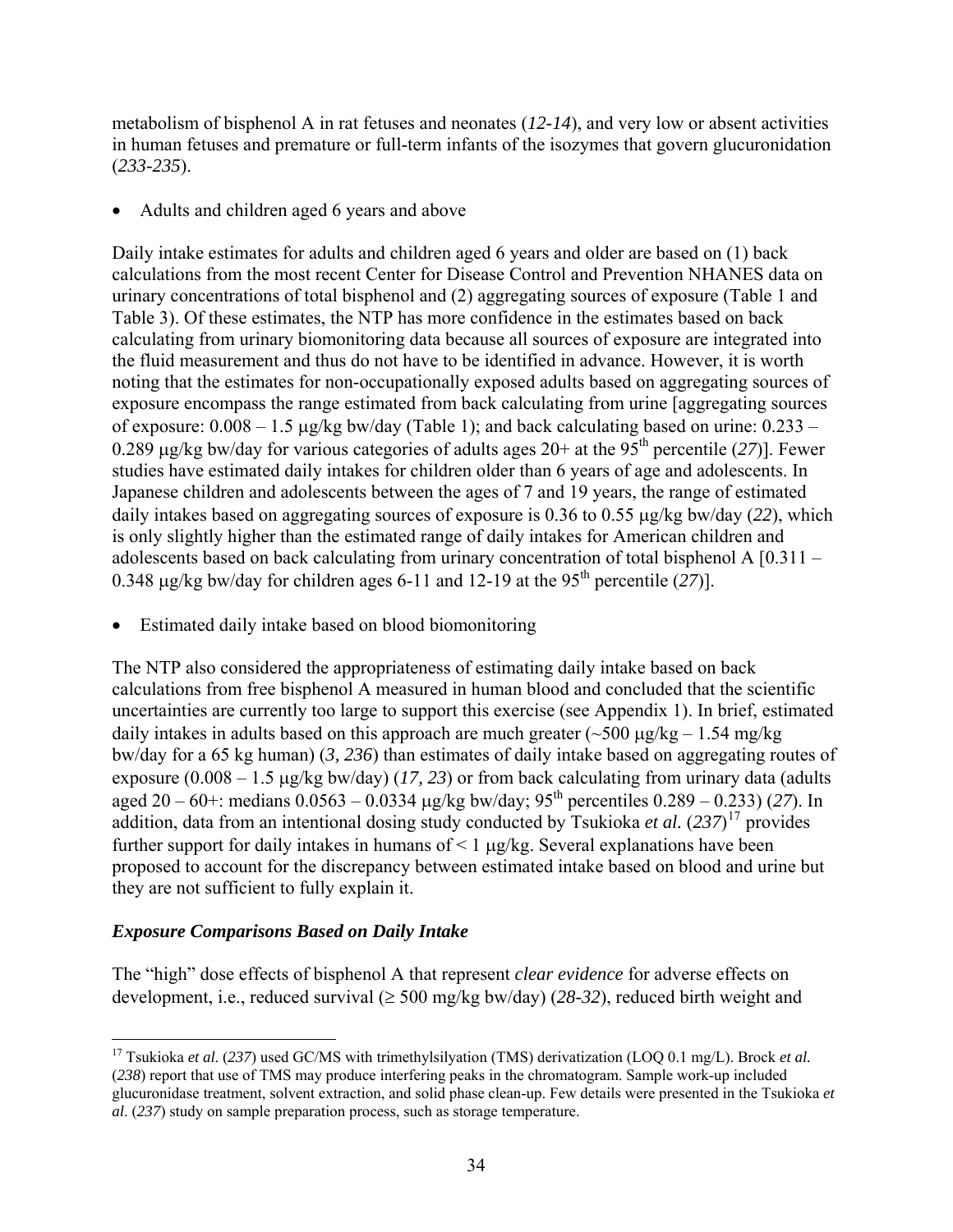metabolism of bisphenol A in rat fetuses and neonates (*12-14*), and very low or absent activities in human fetuses and premature or full-term infants of the isozymes that govern glucuronidation (*233-235*).

- Adults and children aged 6 years and above

Daily intake estimates for adults and children aged 6 years and older are based on (1) back calculations from the most recent Center for Disease Control and Prevention NHANES data on urinary concentrations of total bisphenol and (2) aggregating sources of exposure (Table 1 and Table 3). Of these estimates, the NTP has more confidence in the estimates based on back calculating from urinary biomonitoring data because all sources of exposure are integrated into the fluid measurement and thus do not have to be identified in advance. However, it is worth noting that the estimates for non-occupationally exposed adults based on aggregating sources of exposure encompass the range estimated from back calculating from urine [aggregating sources of exposure: 0.008 – 1.5 μg/kg bw/day (Table 1); and back calculating based on urine: 0.233 – 0.289 μg/kg bw/day for various categories of adults ages 20+ at the 95th percentile (*27*)]. Fewer studies have estimated daily intakes for children older than 6 years of age and adolescents. In Japanese children and adolescents between the ages of 7 and 19 years, the range of estimated daily intakes based on aggregating sources of exposure is 0.36 to 0.55 μg/kg bw/day (*22*), which is only slightly higher than the estimated range of daily intakes for American children and adolescents based on back calculating from urinary concentration of total bisphenol A [0.311 – 0.348 μg/kg bw/day for children ages 6-11 and 12-19 at the 95th percentile (*27*)].

- Estimated daily intake based on blood biomonitoring

The NTP also considered the appropriateness of estimating daily intake based on back calculations from free bisphenol A measured in human blood and concluded that the scientific uncertainties are currently too large to support this exercise (see Appendix 1). In brief, estimated daily intakes in adults based on this approach are much greater (~500 μg/kg – 1.54 mg/kg bw/day for a 65 kg human) (*3, 236*) than estimates of daily intake based on aggregating routes of exposure (0.008 – 1.5 μg/kg bw/day) (*17, 23*) or from back calculating from urinary data (adults aged 20 – 60+: medians 0.0563 – 0.0334 μg/kg bw/day; 95th percentiles 0.289 – 0.233) (*27*). In addition, data from an intentional dosing study conducted by Tsukioka *et al.* (*237*)[17] provides further support for daily intakes in humans of < 1 μg/kg. Several explanations have been proposed to account for the discrepancy between estimated intake based on blood and urine but they are not sufficient to fully explain it.

### *Exposure Comparisons Based on Daily Intake*

The "high" dose effects of bisphenol A that represent *clear evidence* for adverse effects on development, i.e., reduced survival (≥ 500 mg/kg bw/day) (*28-32*), reduced birth weight and

[17] Tsukioka *et al.* (*237*) used GC/MS with trimethylsilyation (TMS) derivatization (LOQ 0.1 mg/L). Brock *et al.* (*238*) report that use of TMS may produce interfering peaks in the chromatogram. Sample work-up included glucuronidase treatment, solvent extraction, and solid phase clean-up. Few details were presented in the Tsukioka *et al*. (*237*) study on sample preparation process, such as storage temperature.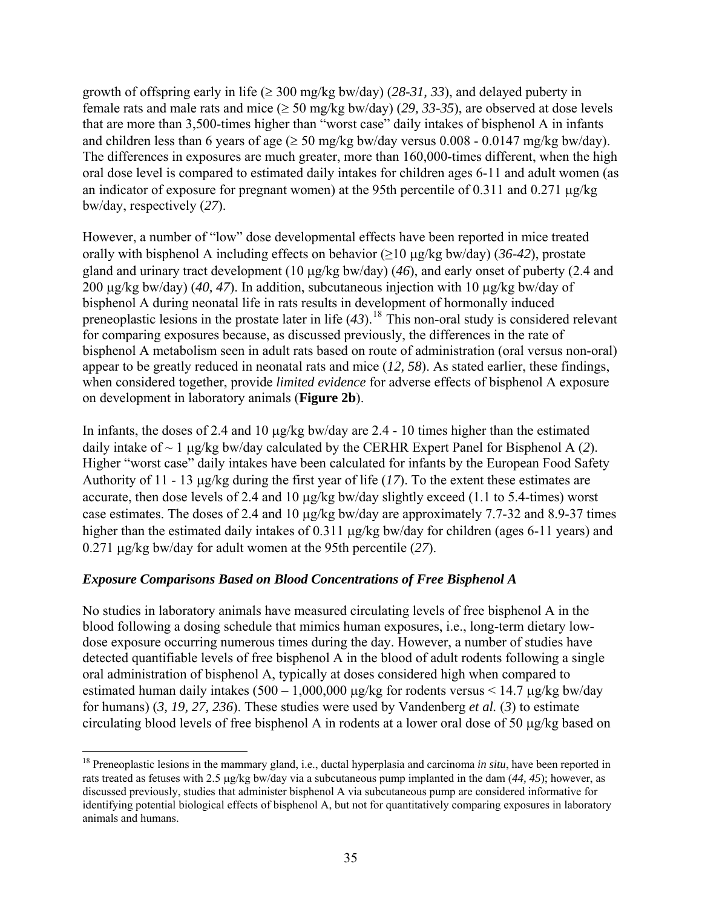growth of offspring early in life (≥ 300 mg/kg bw/day) (*28-31, 33*), and delayed puberty in female rats and male rats and mice (≥ 50 mg/kg bw/day) (*29, 33-35*), are observed at dose levels that are more than 3,500-times higher than "worst case" daily intakes of bisphenol A in infants and children less than 6 years of age (≥ 50 mg/kg bw/day versus 0.008 - 0.0147 mg/kg bw/day). The differences in exposures are much greater, more than 160,000-times different, when the high oral dose level is compared to estimated daily intakes for children ages 6-11 and adult women (as an indicator of exposure for pregnant women) at the 95th percentile of 0.311 and 0.271 μg/kg bw/day, respectively (*27*).

However, a number of "low" dose developmental effects have been reported in mice treated orally with bisphenol A including effects on behavior (≥10 μg/kg bw/day) (*36-42*), prostate gland and urinary tract development (10 μg/kg bw/day) (*46*), and early onset of puberty (2.4 and 200 μg/kg bw/day) (*40, 47*). In addition, subcutaneous injection with 10 μg/kg bw/day of bisphenol A during neonatal life in rats results in development of hormonally induced preneoplastic lesions in the prostate later in life (*43*).[18] This non-oral study is considered relevant for comparing exposures because, as discussed previously, the differences in the rate of bisphenol A metabolism seen in adult rats based on route of administration (oral versus non-oral) appear to be greatly reduced in neonatal rats and mice (*12, 58*). As stated earlier, these findings, when considered together, provide *limited evidence* for adverse effects of bisphenol A exposure on development in laboratory animals (**Figure 2b**).

In infants, the doses of 2.4 and 10 μg/kg bw/day are 2.4 - 10 times higher than the estimated daily intake of ~ 1 μg/kg bw/day calculated by the CERHR Expert Panel for Bisphenol A (*2*). Higher "worst case" daily intakes have been calculated for infants by the European Food Safety Authority of 11 - 13 μg/kg during the first year of life (*17*). To the extent these estimates are accurate, then dose levels of 2.4 and 10 μg/kg bw/day slightly exceed (1.1 to 5.4-times) worst case estimates. The doses of 2.4 and 10 μg/kg bw/day are approximately 7.7-32 and 8.9-37 times higher than the estimated daily intakes of 0.311 μg/kg bw/day for children (ages 6-11 years) and 0.271 μg/kg bw/day for adult women at the 95th percentile (*27*).

### *Exposure Comparisons Based on Blood Concentrations of Free Bisphenol A*

No studies in laboratory animals have measured circulating levels of free bisphenol A in the blood following a dosing schedule that mimics human exposures, i.e., long-term dietary low-dose exposure occurring numerous times during the day. However, a number of studies have detected quantifiable levels of free bisphenol A in the blood of adult rodents following a single oral administration of bisphenol A, typically at doses considered high when compared to estimated human daily intakes (500 – 1,000,000 μg/kg for rodents versus < 14.7 μg/kg bw/day for humans) (*3, 19, 27, 236*). These studies were used by Vandenberg *et al.* (*3*) to estimate circulating blood levels of free bisphenol A in rodents at a lower oral dose of 50 μg/kg based on

---

[18] Preneoplastic lesions in the mammary gland, i.e., ductal hyperplasia and carcinoma *in situ*, have been reported in rats treated as fetuses with 2.5 μg/kg bw/day via a subcutaneous pump implanted in the dam (*44, 45*); however, as discussed previously, studies that administer bisphenol A via subcutaneous pump are considered informative for identifying potential biological effects of bisphenol A, but not for quantitatively comparing exposures in laboratory animals and humans.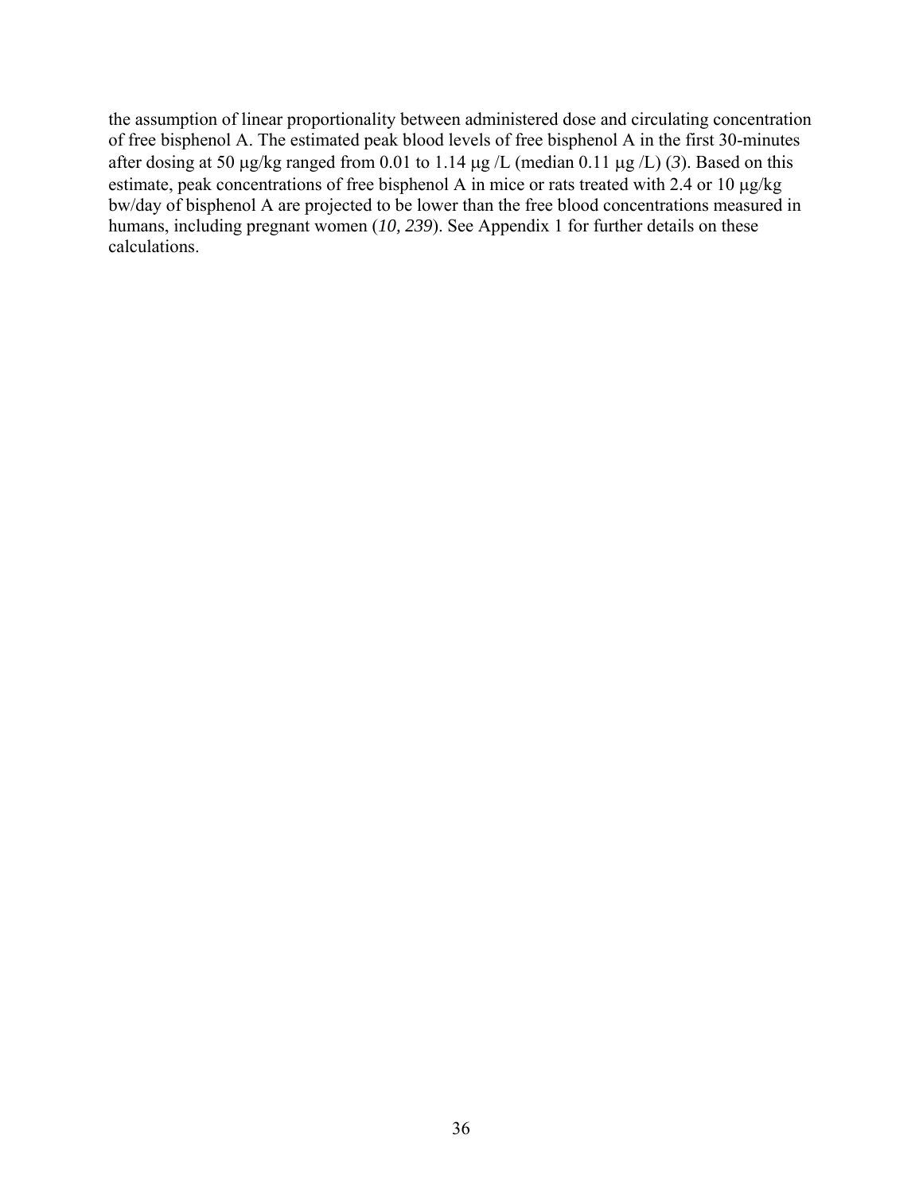the assumption of linear proportionality between administered dose and circulating concentration of free bisphenol A. The estimated peak blood levels of free bisphenol A in the first 30-minutes after dosing at 50 µg/kg ranged from 0.01 to 1.14 µg /L (median 0.11 µg /L) (*3*). Based on this estimate, peak concentrations of free bisphenol A in mice or rats treated with 2.4 or 10 µg/kg bw/day of bisphenol A are projected to be lower than the free blood concentrations measured in humans, including pregnant women (*10, 239*). See Appendix 1 for further details on these calculations.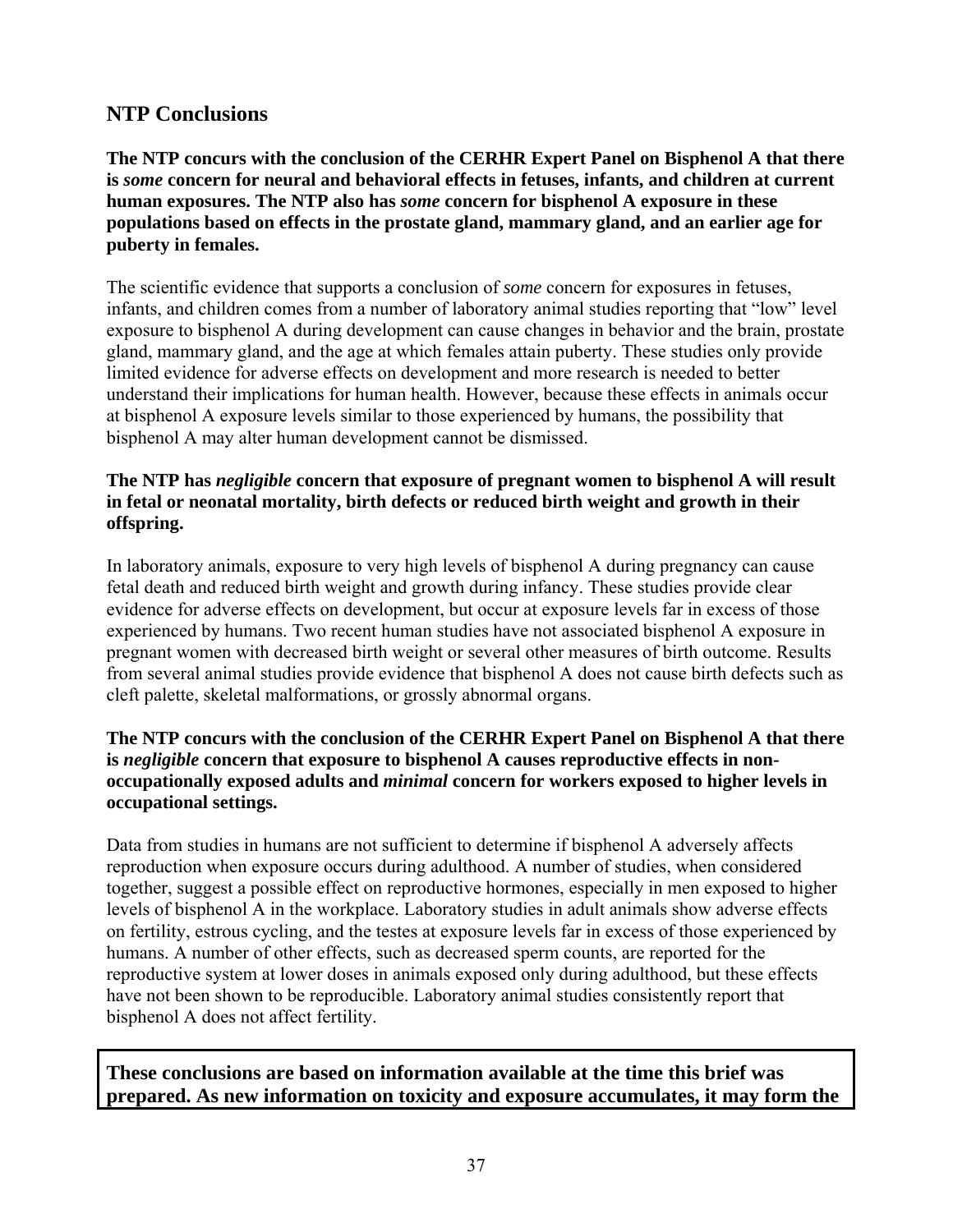## NTP Conclusions

**The NTP concurs with the conclusion of the CERHR Expert Panel on Bisphenol A that there is *some* concern for neural and behavioral effects in fetuses, infants, and children at current human exposures. The NTP also has *some* concern for bisphenol A exposure in these populations based on effects in the prostate gland, mammary gland, and an earlier age for puberty in females.**

The scientific evidence that supports a conclusion of *some* concern for exposures in fetuses, infants, and children comes from a number of laboratory animal studies reporting that "low" level exposure to bisphenol A during development can cause changes in behavior and the brain, prostate gland, mammary gland, and the age at which females attain puberty. These studies only provide limited evidence for adverse effects on development and more research is needed to better understand their implications for human health. However, because these effects in animals occur at bisphenol A exposure levels similar to those experienced by humans, the possibility that bisphenol A may alter human development cannot be dismissed.

**The NTP has *negligible* concern that exposure of pregnant women to bisphenol A will result in fetal or neonatal mortality, birth defects or reduced birth weight and growth in their offspring.**

In laboratory animals, exposure to very high levels of bisphenol A during pregnancy can cause fetal death and reduced birth weight and growth during infancy. These studies provide clear evidence for adverse effects on development, but occur at exposure levels far in excess of those experienced by humans. Two recent human studies have not associated bisphenol A exposure in pregnant women with decreased birth weight or several other measures of birth outcome. Results from several animal studies provide evidence that bisphenol A does not cause birth defects such as cleft palette, skeletal malformations, or grossly abnormal organs.

**The NTP concurs with the conclusion of the CERHR Expert Panel on Bisphenol A that there is *negligible* concern that exposure to bisphenol A causes reproductive effects in non-occupationally exposed adults and *minimal* concern for workers exposed to higher levels in occupational settings.**

Data from studies in humans are not sufficient to determine if bisphenol A adversely affects reproduction when exposure occurs during adulthood. A number of studies, when considered together, suggest a possible effect on reproductive hormones, especially in men exposed to higher levels of bisphenol A in the workplace. Laboratory studies in adult animals show adverse effects on fertility, estrous cycling, and the testes at exposure levels far in excess of those experienced by humans. A number of other effects, such as decreased sperm counts, are reported for the reproductive system at lower doses in animals exposed only during adulthood, but these effects have not been shown to be reproducible. Laboratory animal studies consistently report that bisphenol A does not affect fertility.

**These conclusions are based on information available at the time this brief was prepared. As new information on toxicity and exposure accumulates, it may form the**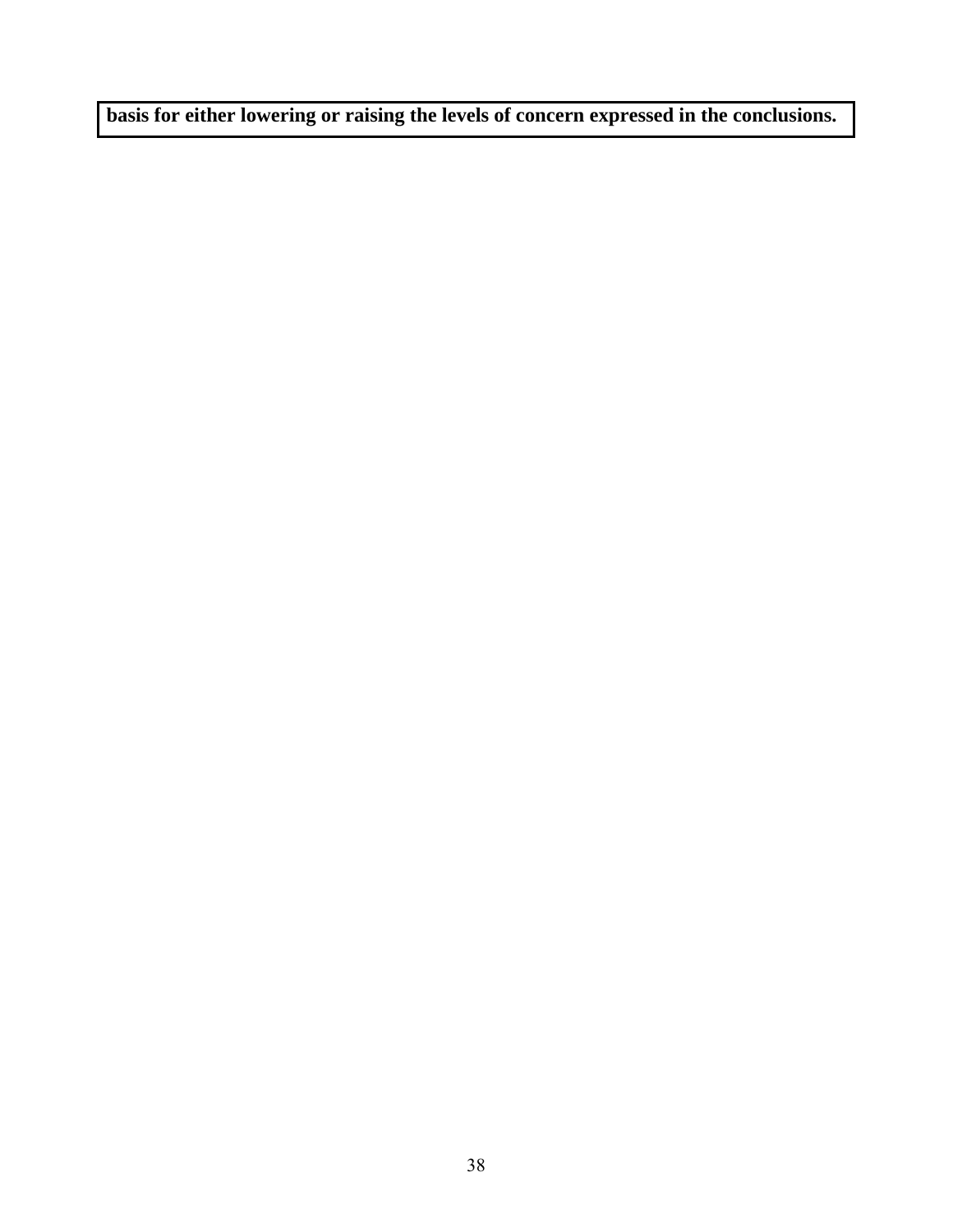**basis for either lowering or raising the levels of concern expressed in the conclusions.**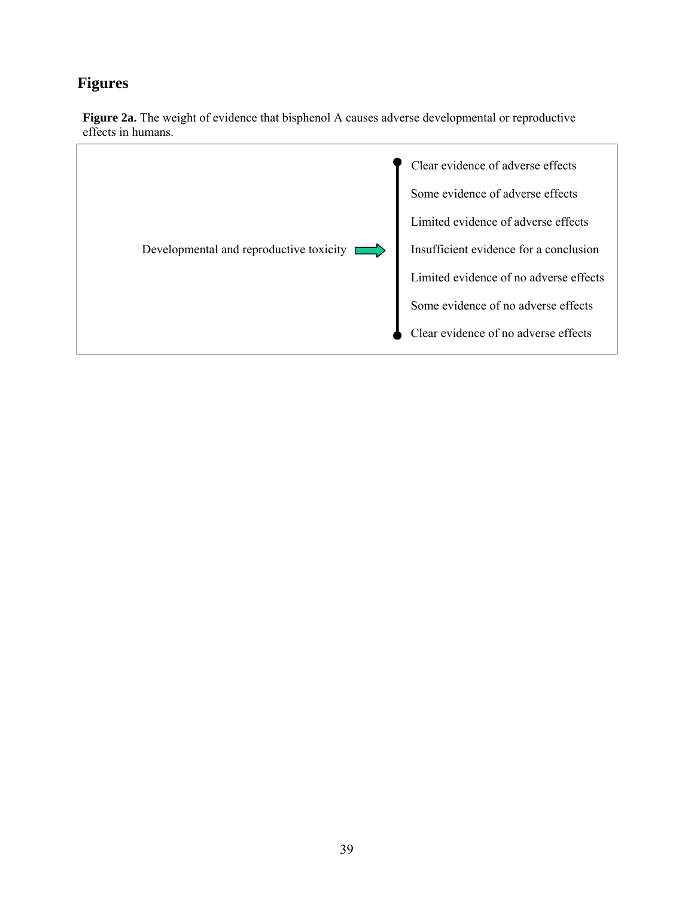# Figures

**Figure 2a.** The weight of evidence that bisphenol A causes adverse developmental or reproductive effects in humans.

Developmental and reproductive toxicity →

- Clear evidence of adverse effects
- Some evidence of adverse effects
- Limited evidence of adverse effects
- Insufficient evidence for a conclusion
- Limited evidence of no adverse effects
- Some evidence of no adverse effects
- Clear evidence of no adverse effects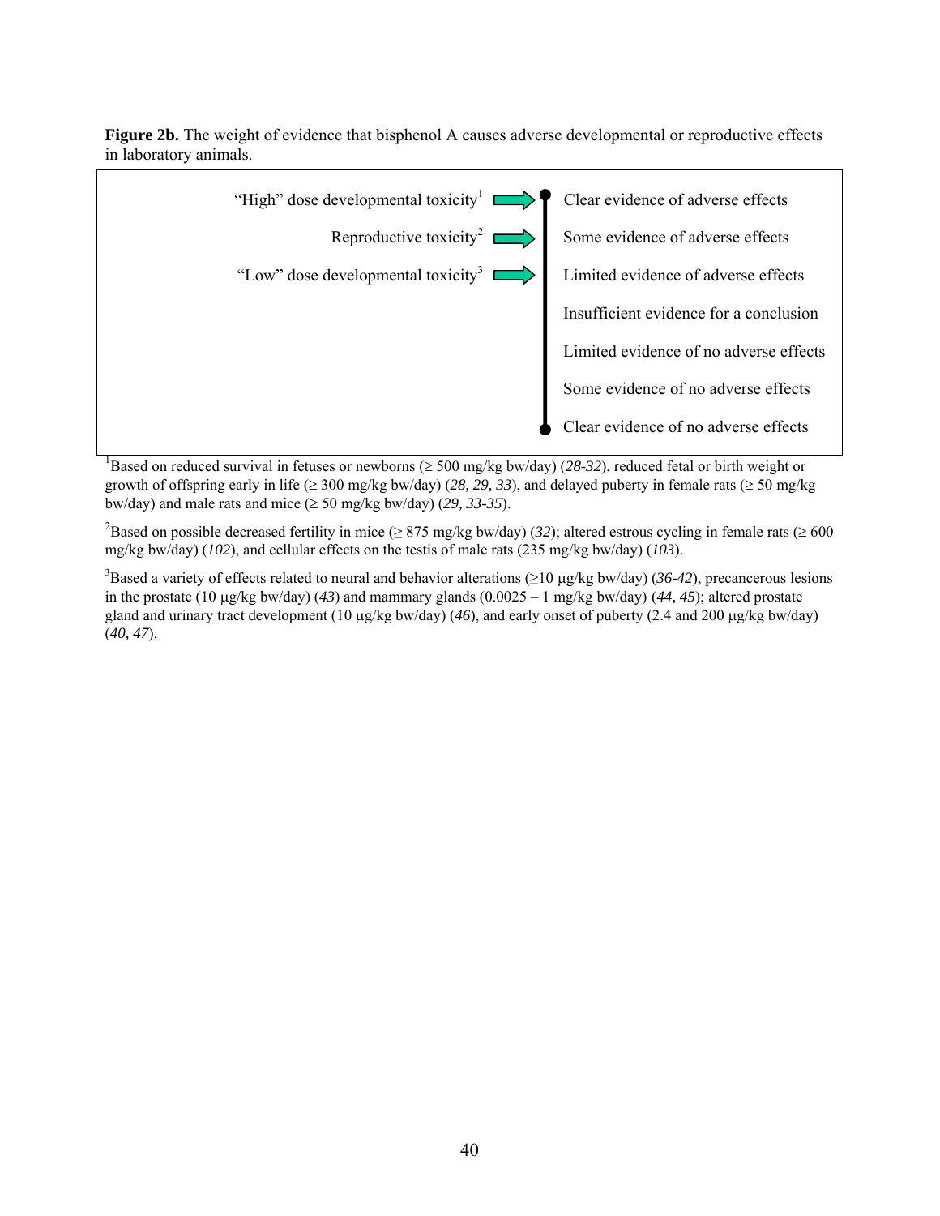**Figure 2b.** The weight of evidence that bisphenol A causes adverse developmental or reproductive effects in laboratory animals.

| | | |
|---|---|---|
| "High" dose developmental toxicity[1] | → | Clear evidence of adverse effects |
| Reproductive toxicity[2] | → | Some evidence of adverse effects |
| "Low" dose developmental toxicity[3] | → | Limited evidence of adverse effects |
| | | Insufficient evidence for a conclusion |
| | | Limited evidence of no adverse effects |
| | | Some evidence of no adverse effects |
| | | Clear evidence of no adverse effects |

[1]Based on reduced survival in fetuses or newborns (≥ 500 mg/kg bw/day) (*28-32*), reduced fetal or birth weight or growth of offspring early in life (≥ 300 mg/kg bw/day) (*28, 29, 33*), and delayed puberty in female rats (≥ 50 mg/kg bw/day) and male rats and mice (≥ 50 mg/kg bw/day) (*29, 33-35*).

[2]Based on possible decreased fertility in mice (≥ 875 mg/kg bw/day) (*32*); altered estrous cycling in female rats (≥ 600 mg/kg bw/day) (*102*), and cellular effects on the testis of male rats (235 mg/kg bw/day) (*103*).

[3]Based a variety of effects related to neural and behavior alterations (≥10 μg/kg bw/day) (*36-42*), precancerous lesions in the prostate (10 μg/kg bw/day) (*43*) and mammary glands (0.0025 – 1 mg/kg bw/day) (*44, 45*); altered prostate gland and urinary tract development (10 μg/kg bw/day) (*46*), and early onset of puberty (2.4 and 200 μg/kg bw/day) (*40, 47*).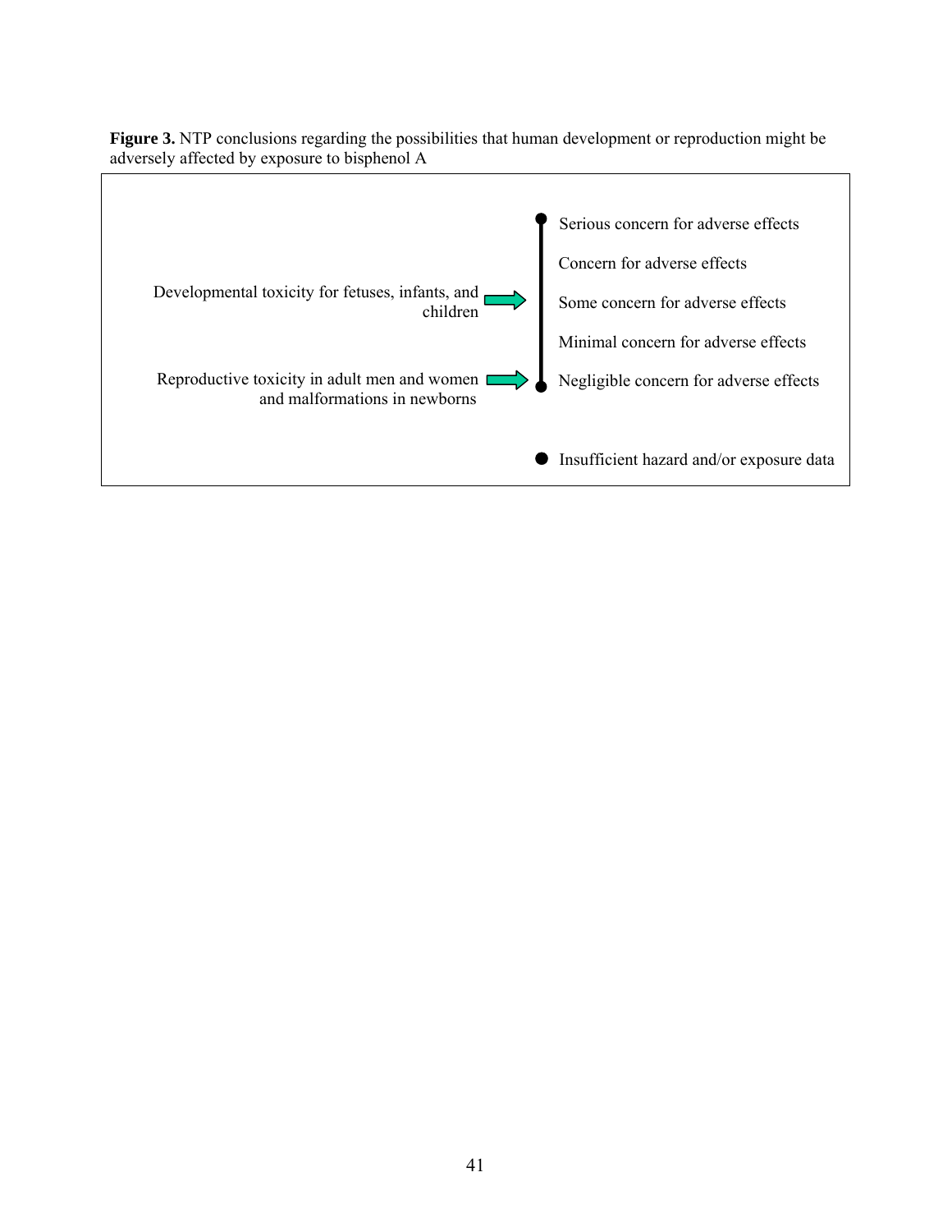**Figure 3.** NTP conclusions regarding the possibilities that human development or reproduction might be adversely affected by exposure to bisphenol A

Serious concern for adverse effects

Concern for adverse effects

Developmental toxicity for fetuses, infants, and children → Some concern for adverse effects

Minimal concern for adverse effects

Reproductive toxicity in adult men and women and malformations in newborns → Negligible concern for adverse effects

Insufficient hazard and/or exposure data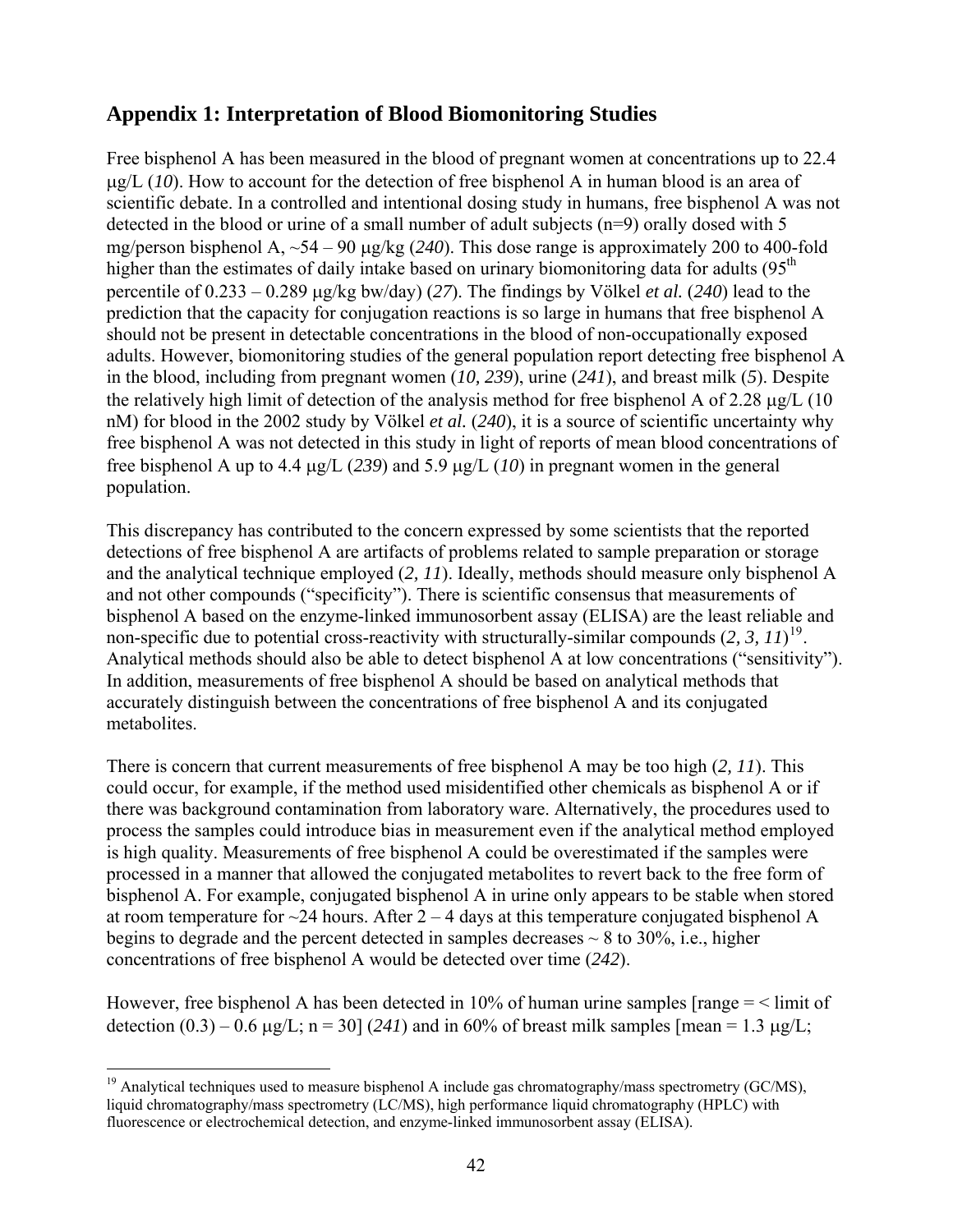## Appendix 1: Interpretation of Blood Biomonitoring Studies

Free bisphenol A has been measured in the blood of pregnant women at concentrations up to 22.4 μg/L (*10*). How to account for the detection of free bisphenol A in human blood is an area of scientific debate. In a controlled and intentional dosing study in humans, free bisphenol A was not detected in the blood or urine of a small number of adult subjects (n=9) orally dosed with 5 mg/person bisphenol A, ~54 – 90 μg/kg (*240*). This dose range is approximately 200 to 400-fold higher than the estimates of daily intake based on urinary biomonitoring data for adults (95$^{th}$ percentile of 0.233 – 0.289 μg/kg bw/day) (*27*). The findings by Völkel *et al.* (*240*) lead to the prediction that the capacity for conjugation reactions is so large in humans that free bisphenol A should not be present in detectable concentrations in the blood of non-occupationally exposed adults. However, biomonitoring studies of the general population report detecting free bisphenol A in the blood, including from pregnant women (*10, 239*), urine (*241*), and breast milk (*5*). Despite the relatively high limit of detection of the analysis method for free bisphenol A of 2.28 μg/L (10 nM) for blood in the 2002 study by Völkel *et al.* (*240*), it is a source of scientific uncertainty why free bisphenol A was not detected in this study in light of reports of mean blood concentrations of free bisphenol A up to 4.4 μg/L (*239*) and 5.9 μg/L (*10*) in pregnant women in the general population.

This discrepancy has contributed to the concern expressed by some scientists that the reported detections of free bisphenol A are artifacts of problems related to sample preparation or storage and the analytical technique employed (*2, 11*). Ideally, methods should measure only bisphenol A and not other compounds ("specificity"). There is scientific consensus that measurements of bisphenol A based on the enzyme-linked immunosorbent assay (ELISA) are the least reliable and non-specific due to potential cross-reactivity with structurally-similar compounds (*2, 3, 11*)[19]. Analytical methods should also be able to detect bisphenol A at low concentrations ("sensitivity"). In addition, measurements of free bisphenol A should be based on analytical methods that accurately distinguish between the concentrations of free bisphenol A and its conjugated metabolites.

There is concern that current measurements of free bisphenol A may be too high (*2, 11*). This could occur, for example, if the method used misidentified other chemicals as bisphenol A or if there was background contamination from laboratory ware. Alternatively, the procedures used to process the samples could introduce bias in measurement even if the analytical method employed is high quality. Measurements of free bisphenol A could be overestimated if the samples were processed in a manner that allowed the conjugated metabolites to revert back to the free form of bisphenol A. For example, conjugated bisphenol A in urine only appears to be stable when stored at room temperature for ~24 hours. After 2 – 4 days at this temperature conjugated bisphenol A begins to degrade and the percent detected in samples decreases ~ 8 to 30%, i.e., higher concentrations of free bisphenol A would be detected over time (*242*).

However, free bisphenol A has been detected in 10% of human urine samples [range = < limit of detection (0.3) – 0.6 μg/L; n = 30] (*241*) and in 60% of breast milk samples [mean = 1.3 μg/L;

---

[19] Analytical techniques used to measure bisphenol A include gas chromatography/mass spectrometry (GC/MS), liquid chromatography/mass spectrometry (LC/MS), high performance liquid chromatography (HPLC) with fluorescence or electrochemical detection, and enzyme-linked immunosorbent assay (ELISA).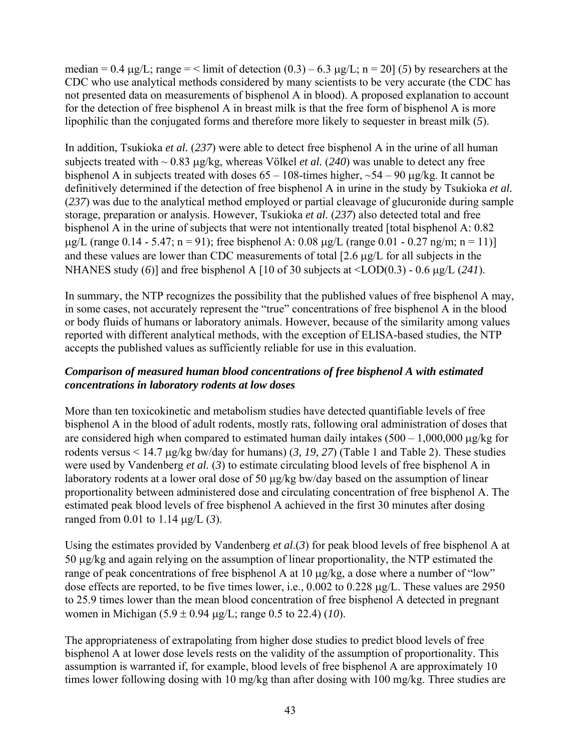median = 0.4 μg/L; range = < limit of detection (0.3) – 6.3 μg/L; n = 20] (*5*) by researchers at the CDC who use analytical methods considered by many scientists to be very accurate (the CDC has not presented data on measurements of bisphenol A in blood). A proposed explanation to account for the detection of free bisphenol A in breast milk is that the free form of bisphenol A is more lipophilic than the conjugated forms and therefore more likely to sequester in breast milk (*5*).

In addition, Tsukioka *et al.* (*237*) were able to detect free bisphenol A in the urine of all human subjects treated with ~ 0.83 μg/kg, whereas Völkel *et al.* (*240*) was unable to detect any free bisphenol A in subjects treated with doses 65 – 108-times higher, ~54 – 90 μg/kg. It cannot be definitively determined if the detection of free bisphenol A in urine in the study by Tsukioka *et al.* (*237*) was due to the analytical method employed or partial cleavage of glucuronide during sample storage, preparation or analysis. However, Tsukioka *et al.* (*237*) also detected total and free bisphenol A in the urine of subjects that were not intentionally treated [total bisphenol A: 0.82 μg/L (range 0.14 - 5.47; n = 91); free bisphenol A: 0.08 μg/L (range 0.01 - 0.27 ng/m; n = 11)] and these values are lower than CDC measurements of total [2.6 μg/L for all subjects in the NHANES study (*6*)] and free bisphenol A [10 of 30 subjects at <LOD(0.3) - 0.6 μg/L (*241*).

In summary, the NTP recognizes the possibility that the published values of free bisphenol A may, in some cases, not accurately represent the "true" concentrations of free bisphenol A in the blood or body fluids of humans or laboratory animals. However, because of the similarity among values reported with different analytical methods, with the exception of ELISA-based studies, the NTP accepts the published values as sufficiently reliable for use in this evaluation.

### *Comparison of measured human blood concentrations of free bisphenol A with estimated concentrations in laboratory rodents at low doses*

More than ten toxicokinetic and metabolism studies have detected quantifiable levels of free bisphenol A in the blood of adult rodents, mostly rats, following oral administration of doses that are considered high when compared to estimated human daily intakes (500 – 1,000,000 μg/kg for rodents versus < 14.7 μg/kg bw/day for humans) (*3, 19, 27*) (Table 1 and Table 2). These studies were used by Vandenberg *et al.* (*3*) to estimate circulating blood levels of free bisphenol A in laboratory rodents at a lower oral dose of 50 μg/kg bw/day based on the assumption of linear proportionality between administered dose and circulating concentration of free bisphenol A. The estimated peak blood levels of free bisphenol A achieved in the first 30 minutes after dosing ranged from 0.01 to 1.14 μg/L (*3*).

Using the estimates provided by Vandenberg *et al*.(*3*) for peak blood levels of free bisphenol A at 50 μg/kg and again relying on the assumption of linear proportionality, the NTP estimated the range of peak concentrations of free bisphenol A at 10 μg/kg, a dose where a number of "low" dose effects are reported, to be five times lower, i.e., 0.002 to 0.228 μg/L. These values are 2950 to 25.9 times lower than the mean blood concentration of free bisphenol A detected in pregnant women in Michigan (5.9 ± 0.94 μg/L; range 0.5 to 22.4) (*10*).

The appropriateness of extrapolating from higher dose studies to predict blood levels of free bisphenol A at lower dose levels rests on the validity of the assumption of proportionality. This assumption is warranted if, for example, blood levels of free bisphenol A are approximately 10 times lower following dosing with 10 mg/kg than after dosing with 100 mg/kg. Three studies are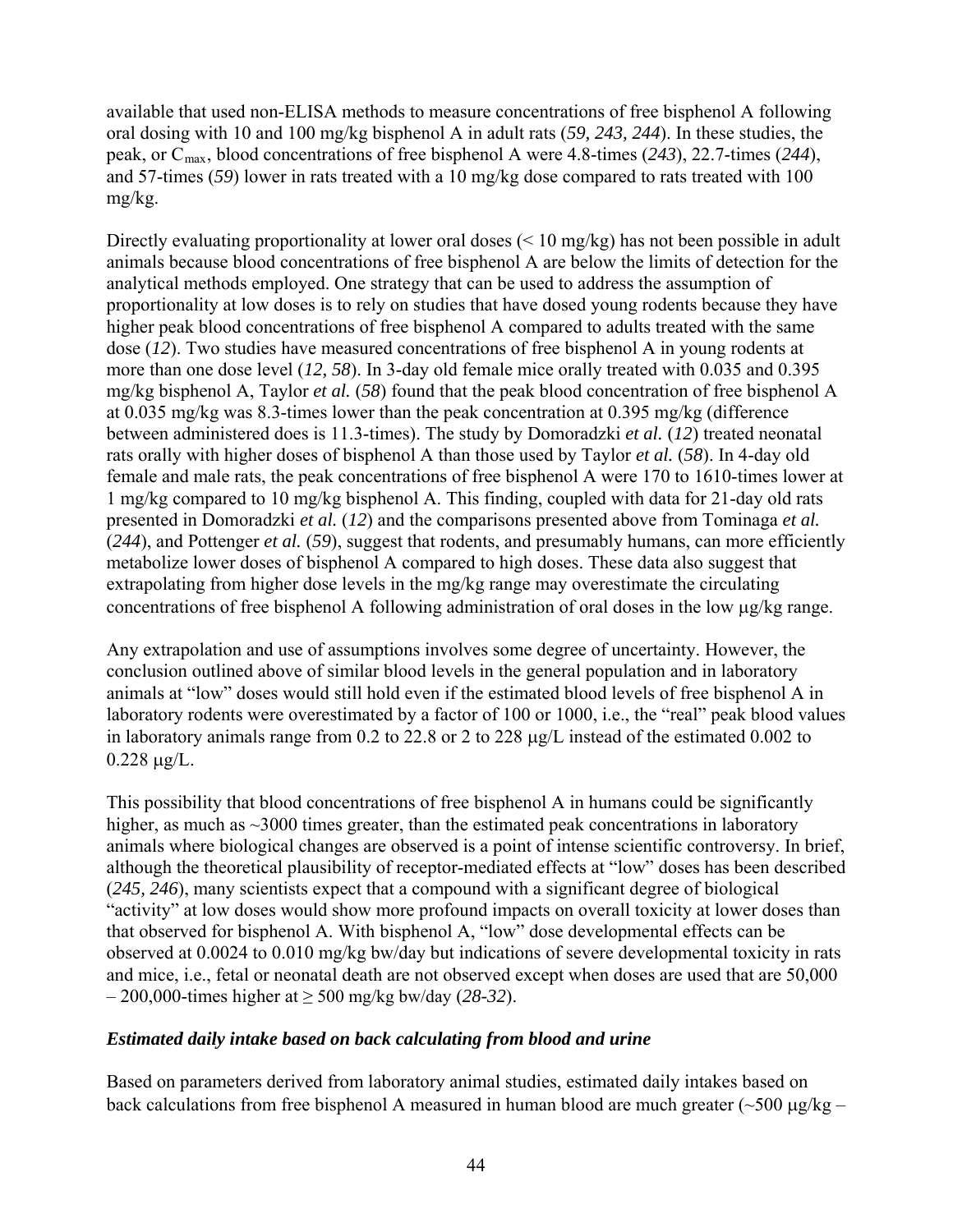available that used non-ELISA methods to measure concentrations of free bisphenol A following oral dosing with 10 and 100 mg/kg bisphenol A in adult rats (*59, 243, 244*). In these studies, the peak, or $C_{max}$, blood concentrations of free bisphenol A were 4.8-times (*243*), 22.7-times (*244*), and 57-times (*59*) lower in rats treated with a 10 mg/kg dose compared to rats treated with 100 mg/kg.

Directly evaluating proportionality at lower oral doses (< 10 mg/kg) has not been possible in adult animals because blood concentrations of free bisphenol A are below the limits of detection for the analytical methods employed. One strategy that can be used to address the assumption of proportionality at low doses is to rely on studies that have dosed young rodents because they have higher peak blood concentrations of free bisphenol A compared to adults treated with the same dose (*12*). Two studies have measured concentrations of free bisphenol A in young rodents at more than one dose level (*12, 58*). In 3-day old female mice orally treated with 0.035 and 0.395 mg/kg bisphenol A, Taylor *et al.* (*58*) found that the peak blood concentration of free bisphenol A at 0.035 mg/kg was 8.3-times lower than the peak concentration at 0.395 mg/kg (difference between administered does is 11.3-times). The study by Domoradzki *et al.* (*12*) treated neonatal rats orally with higher doses of bisphenol A than those used by Taylor *et al.* (*58*). In 4-day old female and male rats, the peak concentrations of free bisphenol A were 170 to 1610-times lower at 1 mg/kg compared to 10 mg/kg bisphenol A. This finding, coupled with data for 21-day old rats presented in Domoradzki *et al.* (*12*) and the comparisons presented above from Tominaga *et al.* (*244*), and Pottenger *et al.* (*59*), suggest that rodents, and presumably humans, can more efficiently metabolize lower doses of bisphenol A compared to high doses. These data also suggest that extrapolating from higher dose levels in the mg/kg range may overestimate the circulating concentrations of free bisphenol A following administration of oral doses in the low μg/kg range.

Any extrapolation and use of assumptions involves some degree of uncertainty. However, the conclusion outlined above of similar blood levels in the general population and in laboratory animals at "low" doses would still hold even if the estimated blood levels of free bisphenol A in laboratory rodents were overestimated by a factor of 100 or 1000, i.e., the "real" peak blood values in laboratory animals range from 0.2 to 22.8 or 2 to 228 μg/L instead of the estimated 0.002 to 0.228 μg/L.

This possibility that blood concentrations of free bisphenol A in humans could be significantly higher, as much as ~3000 times greater, than the estimated peak concentrations in laboratory animals where biological changes are observed is a point of intense scientific controversy. In brief, although the theoretical plausibility of receptor-mediated effects at "low" doses has been described (*245, 246*), many scientists expect that a compound with a significant degree of biological "activity" at low doses would show more profound impacts on overall toxicity at lower doses than that observed for bisphenol A. With bisphenol A, "low" dose developmental effects can be observed at 0.0024 to 0.010 mg/kg bw/day but indications of severe developmental toxicity in rats and mice, i.e., fetal or neonatal death are not observed except when doses are used that are 50,000 – 200,000-times higher at ≥ 500 mg/kg bw/day (*28-32*).

***Estimated daily intake based on back calculating from blood and urine***

Based on parameters derived from laboratory animal studies, estimated daily intakes based on back calculations from free bisphenol A measured in human blood are much greater (~500 μg/kg –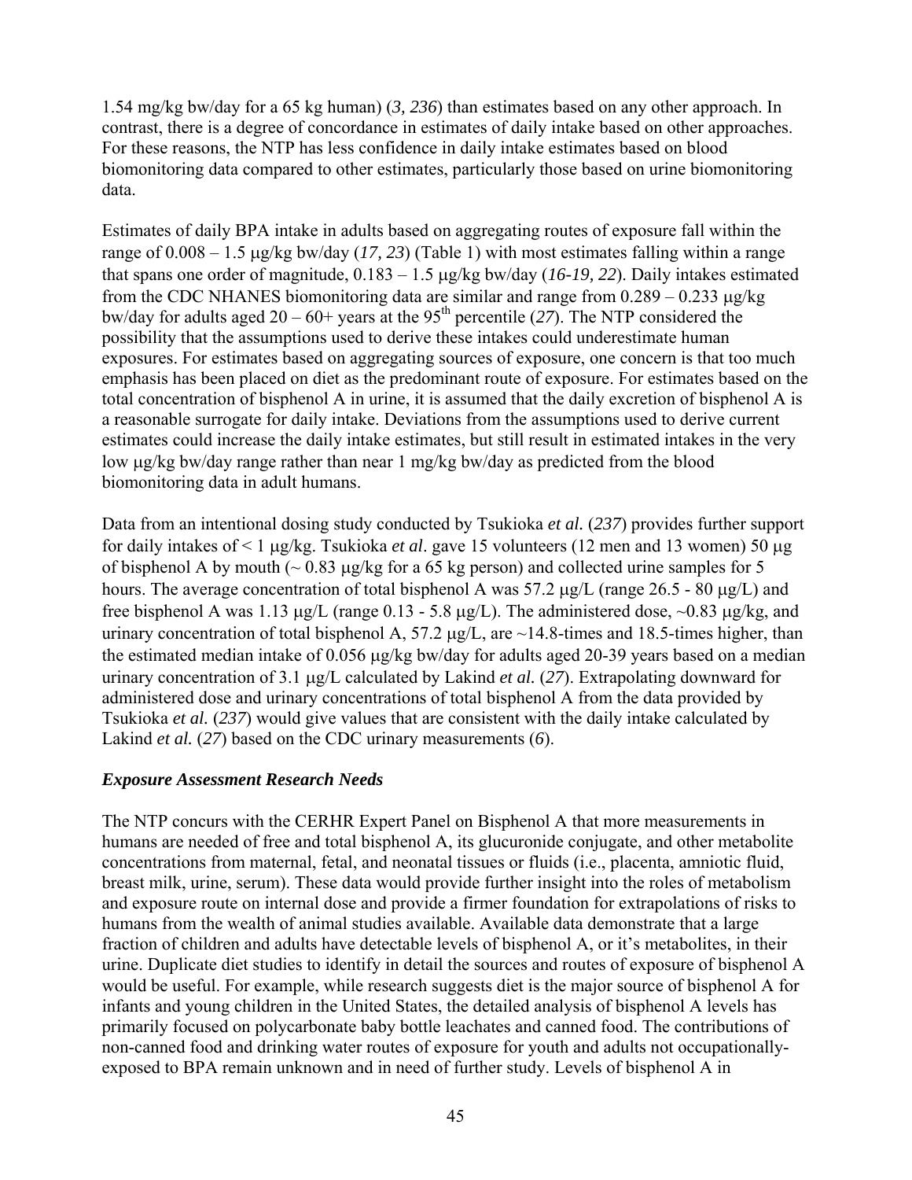1.54 mg/kg bw/day for a 65 kg human) (*3, 236*) than estimates based on any other approach. In contrast, there is a degree of concordance in estimates of daily intake based on other approaches. For these reasons, the NTP has less confidence in daily intake estimates based on blood biomonitoring data compared to other estimates, particularly those based on urine biomonitoring data.

Estimates of daily BPA intake in adults based on aggregating routes of exposure fall within the range of 0.008 – 1.5 μg/kg bw/day (*17, 23*) (Table 1) with most estimates falling within a range that spans one order of magnitude, 0.183 – 1.5 μg/kg bw/day (*16-19, 22*). Daily intakes estimated from the CDC NHANES biomonitoring data are similar and range from 0.289 – 0.233 μg/kg bw/day for adults aged 20 – 60+ years at the 95$^{th}$ percentile (*27*). The NTP considered the possibility that the assumptions used to derive these intakes could underestimate human exposures. For estimates based on aggregating sources of exposure, one concern is that too much emphasis has been placed on diet as the predominant route of exposure. For estimates based on the total concentration of bisphenol A in urine, it is assumed that the daily excretion of bisphenol A is a reasonable surrogate for daily intake. Deviations from the assumptions used to derive current estimates could increase the daily intake estimates, but still result in estimated intakes in the very low μg/kg bw/day range rather than near 1 mg/kg bw/day as predicted from the blood biomonitoring data in adult humans.

Data from an intentional dosing study conducted by Tsukioka *et al.* (*237*) provides further support for daily intakes of < 1 μg/kg. Tsukioka *et al*. gave 15 volunteers (12 men and 13 women) 50 μg of bisphenol A by mouth (~ 0.83 μg/kg for a 65 kg person) and collected urine samples for 5 hours. The average concentration of total bisphenol A was 57.2 μg/L (range 26.5 - 80 μg/L) and free bisphenol A was 1.13 μg/L (range 0.13 - 5.8 μg/L). The administered dose, ~0.83 μg/kg, and urinary concentration of total bisphenol A, 57.2 μg/L, are ~14.8-times and 18.5-times higher, than the estimated median intake of 0.056 μg/kg bw/day for adults aged 20-39 years based on a median urinary concentration of 3.1 μg/L calculated by Lakind *et al.* (*27*). Extrapolating downward for administered dose and urinary concentrations of total bisphenol A from the data provided by Tsukioka *et al.* (*237*) would give values that are consistent with the daily intake calculated by Lakind *et al.* (*27*) based on the CDC urinary measurements (*6*).

### *Exposure Assessment Research Needs*

The NTP concurs with the CERHR Expert Panel on Bisphenol A that more measurements in humans are needed of free and total bisphenol A, its glucuronide conjugate, and other metabolite concentrations from maternal, fetal, and neonatal tissues or fluids (i.e., placenta, amniotic fluid, breast milk, urine, serum). These data would provide further insight into the roles of metabolism and exposure route on internal dose and provide a firmer foundation for extrapolations of risks to humans from the wealth of animal studies available. Available data demonstrate that a large fraction of children and adults have detectable levels of bisphenol A, or it's metabolites, in their urine. Duplicate diet studies to identify in detail the sources and routes of exposure of bisphenol A would be useful. For example, while research suggests diet is the major source of bisphenol A for infants and young children in the United States, the detailed analysis of bisphenol A levels has primarily focused on polycarbonate baby bottle leachates and canned food. The contributions of non-canned food and drinking water routes of exposure for youth and adults not occupationally-exposed to BPA remain unknown and in need of further study. Levels of bisphenol A in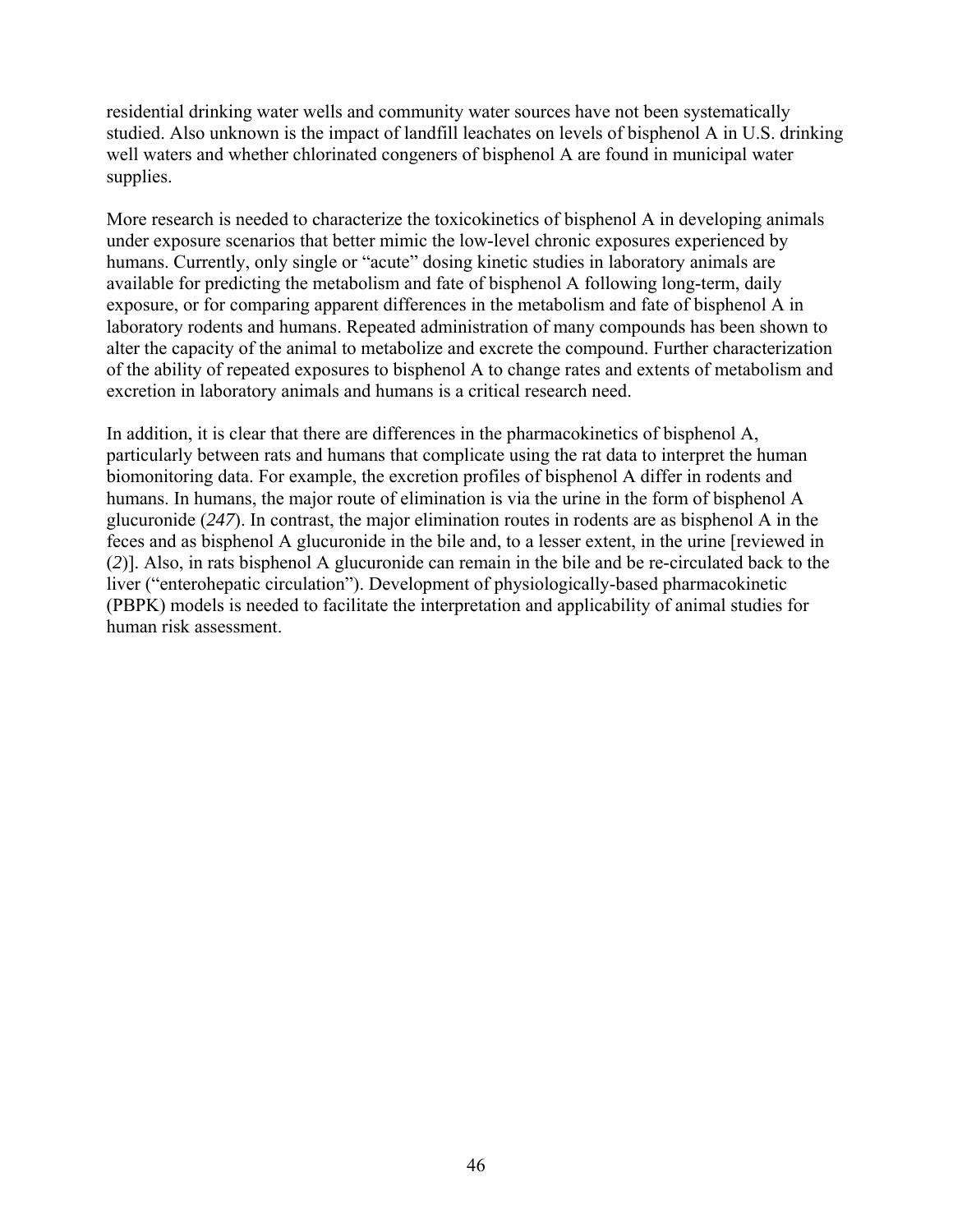residential drinking water wells and community water sources have not been systematically studied. Also unknown is the impact of landfill leachates on levels of bisphenol A in U.S. drinking well waters and whether chlorinated congeners of bisphenol A are found in municipal water supplies.

More research is needed to characterize the toxicokinetics of bisphenol A in developing animals under exposure scenarios that better mimic the low-level chronic exposures experienced by humans. Currently, only single or "acute" dosing kinetic studies in laboratory animals are available for predicting the metabolism and fate of bisphenol A following long-term, daily exposure, or for comparing apparent differences in the metabolism and fate of bisphenol A in laboratory rodents and humans. Repeated administration of many compounds has been shown to alter the capacity of the animal to metabolize and excrete the compound. Further characterization of the ability of repeated exposures to bisphenol A to change rates and extents of metabolism and excretion in laboratory animals and humans is a critical research need.

In addition, it is clear that there are differences in the pharmacokinetics of bisphenol A, particularly between rats and humans that complicate using the rat data to interpret the human biomonitoring data. For example, the excretion profiles of bisphenol A differ in rodents and humans. In humans, the major route of elimination is via the urine in the form of bisphenol A glucuronide (*247*). In contrast, the major elimination routes in rodents are as bisphenol A in the feces and as bisphenol A glucuronide in the bile and, to a lesser extent, in the urine [reviewed in (*2*)]. Also, in rats bisphenol A glucuronide can remain in the bile and be re-circulated back to the liver ("enterohepatic circulation"). Development of physiologically-based pharmacokinetic (PBPK) models is needed to facilitate the interpretation and applicability of animal studies for human risk assessment.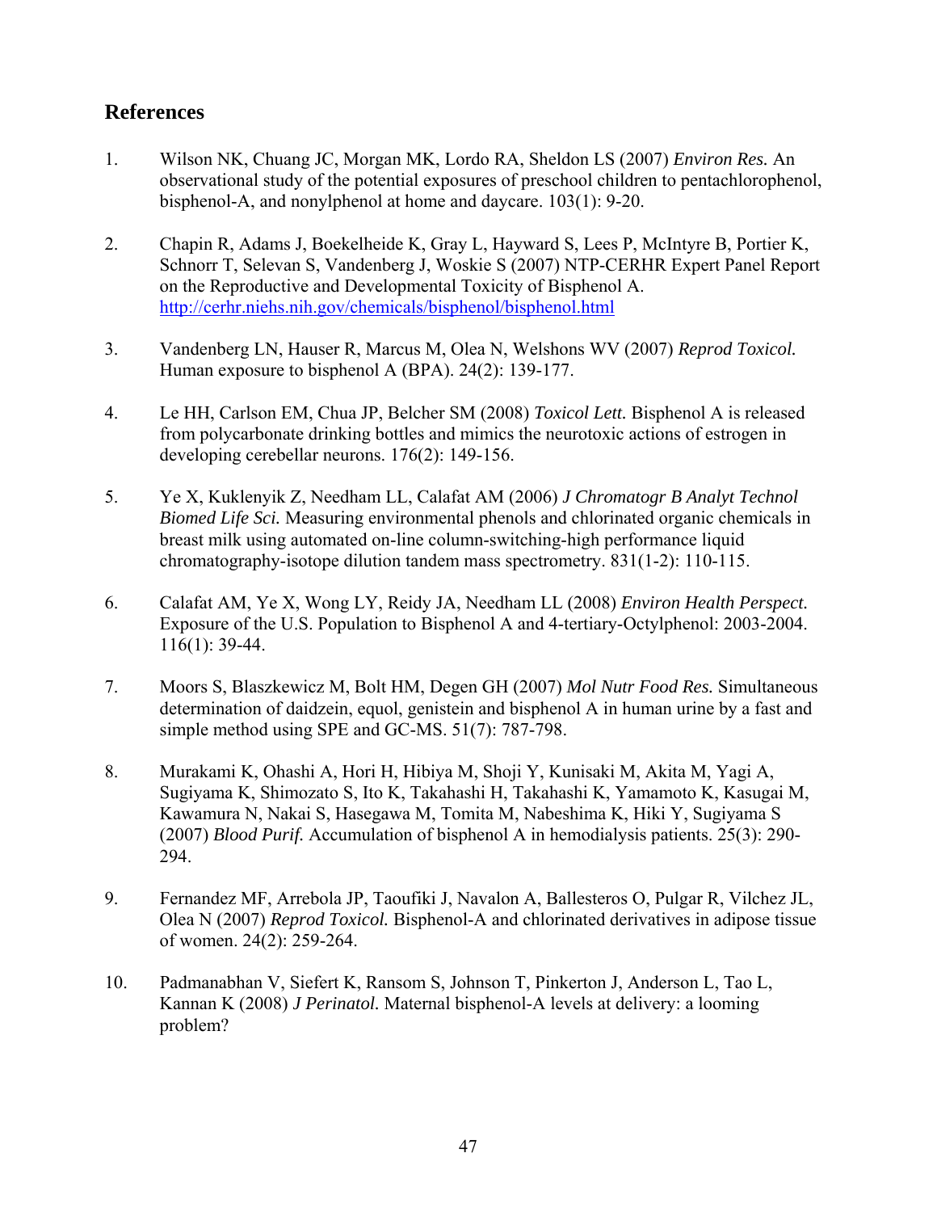## References

1. Wilson NK, Chuang JC, Morgan MK, Lordo RA, Sheldon LS (2007) *Environ Res.* An observational study of the potential exposures of preschool children to pentachlorophenol, bisphenol-A, and nonylphenol at home and daycare. 103(1): 9-20.

2. Chapin R, Adams J, Boekelheide K, Gray L, Hayward S, Lees P, McIntyre B, Portier K, Schnorr T, Selevan S, Vandenberg J, Woskie S (2007) NTP-CERHR Expert Panel Report on the Reproductive and Developmental Toxicity of Bisphenol A. [http://cerhr.niehs.nih.gov/chemicals/bisphenol/bisphenol.html](http://cerhr.niehs.nih.gov/chemicals/bisphenol/bisphenol.html)

3. Vandenberg LN, Hauser R, Marcus M, Olea N, Welshons WV (2007) *Reprod Toxicol.* Human exposure to bisphenol A (BPA). 24(2): 139-177.

4. Le HH, Carlson EM, Chua JP, Belcher SM (2008) *Toxicol Lett.* Bisphenol A is released from polycarbonate drinking bottles and mimics the neurotoxic actions of estrogen in developing cerebellar neurons. 176(2): 149-156.

5. Ye X, Kuklenyik Z, Needham LL, Calafat AM (2006) *J Chromatogr B Analyt Technol Biomed Life Sci.* Measuring environmental phenols and chlorinated organic chemicals in breast milk using automated on-line column-switching-high performance liquid chromatography-isotope dilution tandem mass spectrometry. 831(1-2): 110-115.

6. Calafat AM, Ye X, Wong LY, Reidy JA, Needham LL (2008) *Environ Health Perspect.* Exposure of the U.S. Population to Bisphenol A and 4-tertiary-Octylphenol: 2003-2004. 116(1): 39-44.

7. Moors S, Blaszkewicz M, Bolt HM, Degen GH (2007) *Mol Nutr Food Res.* Simultaneous determination of daidzein, equol, genistein and bisphenol A in human urine by a fast and simple method using SPE and GC-MS. 51(7): 787-798.

8. Murakami K, Ohashi A, Hori H, Hibiya M, Shoji Y, Kunisaki M, Akita M, Yagi A, Sugiyama K, Shimozato S, Ito K, Takahashi H, Takahashi K, Yamamoto K, Kasugai M, Kawamura N, Nakai S, Hasegawa M, Tomita M, Nabeshima K, Hiki Y, Sugiyama S (2007) *Blood Purif.* Accumulation of bisphenol A in hemodialysis patients. 25(3): 290-294.

9. Fernandez MF, Arrebola JP, Taoufiki J, Navalon A, Ballesteros O, Pulgar R, Vilchez JL, Olea N (2007) *Reprod Toxicol.* Bisphenol-A and chlorinated derivatives in adipose tissue of women. 24(2): 259-264.

10. Padmanabhan V, Siefert K, Ransom S, Johnson T, Pinkerton J, Anderson L, Tao L, Kannan K (2008) *J Perinatol.* Maternal bisphenol-A levels at delivery: a looming problem?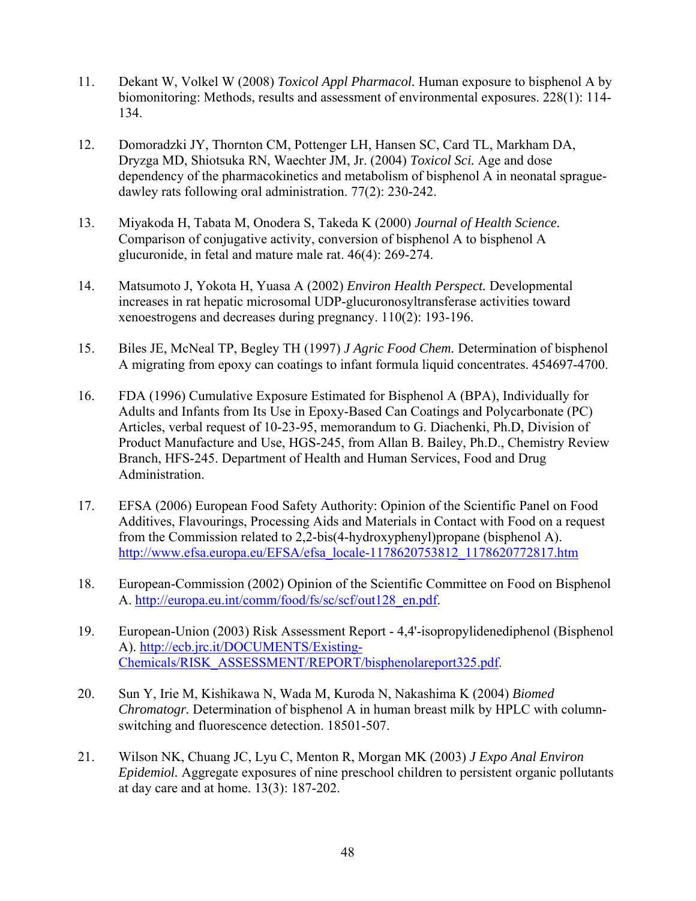11. Dekant W, Volkel W (2008) *Toxicol Appl Pharmacol.* Human exposure to bisphenol A by biomonitoring: Methods, results and assessment of environmental exposures. 228(1): 114-134.

12. Domoradzki JY, Thornton CM, Pottenger LH, Hansen SC, Card TL, Markham DA, Dryzga MD, Shiotsuka RN, Waechter JM, Jr. (2004) *Toxicol Sci.* Age and dose dependency of the pharmacokinetics and metabolism of bisphenol A in neonatal sprague-dawley rats following oral administration. 77(2): 230-242.

13. Miyakoda H, Tabata M, Onodera S, Takeda K (2000) *Journal of Health Science.* Comparison of conjugative activity, conversion of bisphenol A to bisphenol A glucuronide, in fetal and mature male rat. 46(4): 269-274.

14. Matsumoto J, Yokota H, Yuasa A (2002) *Environ Health Perspect.* Developmental increases in rat hepatic microsomal UDP-glucuronosyltransferase activities toward xenoestrogens and decreases during pregnancy. 110(2): 193-196.

15. Biles JE, McNeal TP, Begley TH (1997) *J Agric Food Chem.* Determination of bisphenol A migrating from epoxy can coatings to infant formula liquid concentrates. 454697-4700.

16. FDA (1996) Cumulative Exposure Estimated for Bisphenol A (BPA), Individually for Adults and Infants from Its Use in Epoxy-Based Can Coatings and Polycarbonate (PC) Articles, verbal request of 10-23-95, memorandum to G. Diachenki, Ph.D, Division of Product Manufacture and Use, HGS-245, from Allan B. Bailey, Ph.D., Chemistry Review Branch, HFS-245. Department of Health and Human Services, Food and Drug Administration.

17. EFSA (2006) European Food Safety Authority: Opinion of the Scientific Panel on Food Additives, Flavourings, Processing Aids and Materials in Contact with Food on a request from the Commission related to 2,2-bis(4-hydroxyphenyl)propane (bisphenol A). http://www.efsa.europa.eu/EFSA/efsa_locale-1178620753812_1178620772817.htm

18. European-Commission (2002) Opinion of the Scientific Committee on Food on Bisphenol A. http://europa.eu.int/comm/food/fs/sc/scf/out128_en.pdf.

19. European-Union (2003) Risk Assessment Report - 4,4'-isopropylidenediphenol (Bisphenol A). http://ecb.jrc.it/DOCUMENTS/Existing-Chemicals/RISK_ASSESSMENT/REPORT/bisphenolareport325.pdf.

20. Sun Y, Irie M, Kishikawa N, Wada M, Kuroda N, Nakashima K (2004) *Biomed Chromatogr.* Determination of bisphenol A in human breast milk by HPLC with column-switching and fluorescence detection. 18501-507.

21. Wilson NK, Chuang JC, Lyu C, Menton R, Morgan MK (2003) *J Expo Anal Environ Epidemiol.* Aggregate exposures of nine preschool children to persistent organic pollutants at day care and at home. 13(3): 187-202.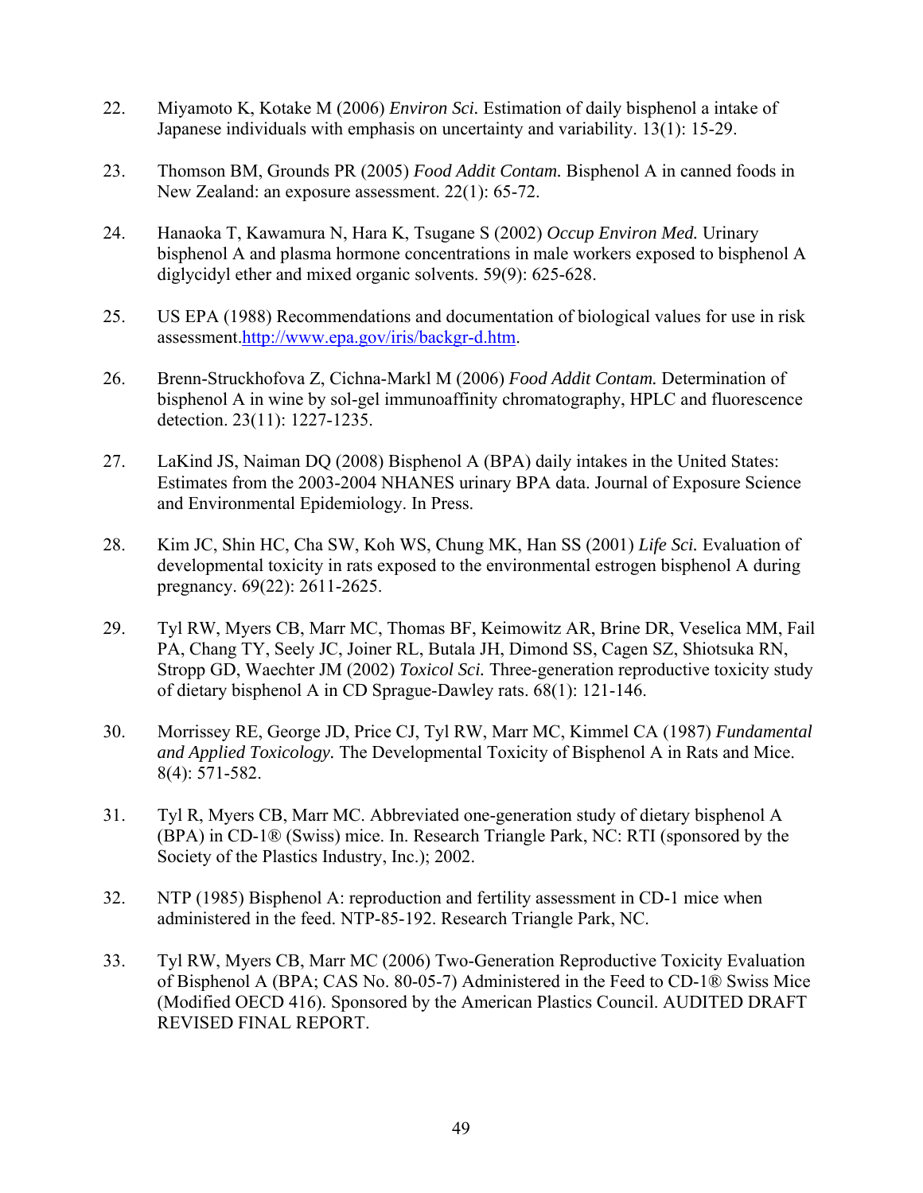22. Miyamoto K, Kotake M (2006) *Environ Sci.* Estimation of daily bisphenol a intake of Japanese individuals with emphasis on uncertainty and variability. 13(1): 15-29.

23. Thomson BM, Grounds PR (2005) *Food Addit Contam.* Bisphenol A in canned foods in New Zealand: an exposure assessment. 22(1): 65-72.

24. Hanaoka T, Kawamura N, Hara K, Tsugane S (2002) *Occup Environ Med.* Urinary bisphenol A and plasma hormone concentrations in male workers exposed to bisphenol A diglycidyl ether and mixed organic solvents. 59(9): 625-628.

25. US EPA (1988) Recommendations and documentation of biological values for use in risk assessment.[http://www.epa.gov/iris/backgr-d.htm](http://www.epa.gov/iris/backgr-d.htm).

26. Brenn-Struckhofova Z, Cichna-Markl M (2006) *Food Addit Contam.* Determination of bisphenol A in wine by sol-gel immunoaffinity chromatography, HPLC and fluorescence detection. 23(11): 1227-1235.

27. LaKind JS, Naiman DQ (2008) Bisphenol A (BPA) daily intakes in the United States: Estimates from the 2003-2004 NHANES urinary BPA data. Journal of Exposure Science and Environmental Epidemiology. In Press.

28. Kim JC, Shin HC, Cha SW, Koh WS, Chung MK, Han SS (2001) *Life Sci.* Evaluation of developmental toxicity in rats exposed to the environmental estrogen bisphenol A during pregnancy. 69(22): 2611-2625.

29. Tyl RW, Myers CB, Marr MC, Thomas BF, Keimowitz AR, Brine DR, Veselica MM, Fail PA, Chang TY, Seely JC, Joiner RL, Butala JH, Dimond SS, Cagen SZ, Shiotsuka RN, Stropp GD, Waechter JM (2002) *Toxicol Sci.* Three-generation reproductive toxicity study of dietary bisphenol A in CD Sprague-Dawley rats. 68(1): 121-146.

30. Morrissey RE, George JD, Price CJ, Tyl RW, Marr MC, Kimmel CA (1987) *Fundamental and Applied Toxicology.* The Developmental Toxicity of Bisphenol A in Rats and Mice. 8(4): 571-582.

31. Tyl R, Myers CB, Marr MC. Abbreviated one-generation study of dietary bisphenol A (BPA) in CD-1® (Swiss) mice. In. Research Triangle Park, NC: RTI (sponsored by the Society of the Plastics Industry, Inc.); 2002.

32. NTP (1985) Bisphenol A: reproduction and fertility assessment in CD-1 mice when administered in the feed. NTP-85-192. Research Triangle Park, NC.

33. Tyl RW, Myers CB, Marr MC (2006) Two-Generation Reproductive Toxicity Evaluation of Bisphenol A (BPA; CAS No. 80-05-7) Administered in the Feed to CD-1® Swiss Mice (Modified OECD 416). Sponsored by the American Plastics Council. AUDITED DRAFT REVISED FINAL REPORT.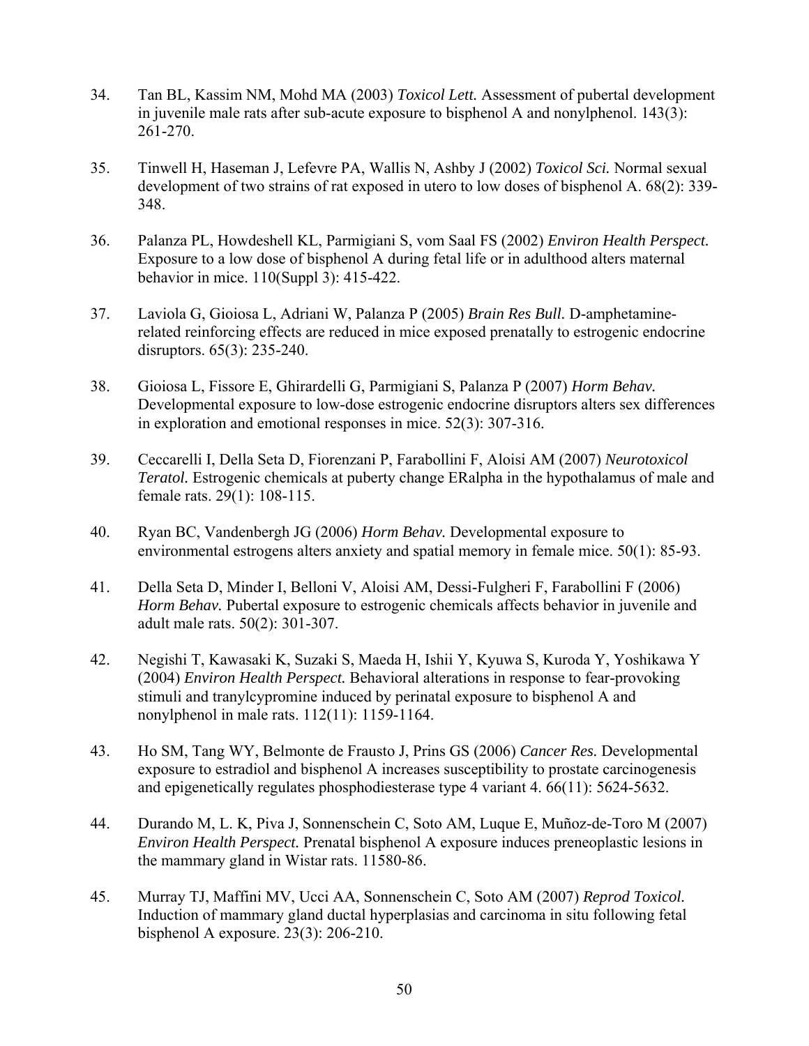34. Tan BL, Kassim NM, Mohd MA (2003) *Toxicol Lett.* Assessment of pubertal development in juvenile male rats after sub-acute exposure to bisphenol A and nonylphenol. 143(3): 261-270.

35. Tinwell H, Haseman J, Lefevre PA, Wallis N, Ashby J (2002) *Toxicol Sci.* Normal sexual development of two strains of rat exposed in utero to low doses of bisphenol A. 68(2): 339-348.

36. Palanza PL, Howdeshell KL, Parmigiani S, vom Saal FS (2002) *Environ Health Perspect.* Exposure to a low dose of bisphenol A during fetal life or in adulthood alters maternal behavior in mice. 110(Suppl 3): 415-422.

37. Laviola G, Gioiosa L, Adriani W, Palanza P (2005) *Brain Res Bull.* D-amphetamine-related reinforcing effects are reduced in mice exposed prenatally to estrogenic endocrine disruptors. 65(3): 235-240.

38. Gioiosa L, Fissore E, Ghirardelli G, Parmigiani S, Palanza P (2007) *Horm Behav.* Developmental exposure to low-dose estrogenic endocrine disruptors alters sex differences in exploration and emotional responses in mice. 52(3): 307-316.

39. Ceccarelli I, Della Seta D, Fiorenzani P, Farabollini F, Aloisi AM (2007) *Neurotoxicol Teratol.* Estrogenic chemicals at puberty change ERalpha in the hypothalamus of male and female rats. 29(1): 108-115.

40. Ryan BC, Vandenbergh JG (2006) *Horm Behav.* Developmental exposure to environmental estrogens alters anxiety and spatial memory in female mice. 50(1): 85-93.

41. Della Seta D, Minder I, Belloni V, Aloisi AM, Dessi-Fulgheri F, Farabollini F (2006) *Horm Behav.* Pubertal exposure to estrogenic chemicals affects behavior in juvenile and adult male rats. 50(2): 301-307.

42. Negishi T, Kawasaki K, Suzaki S, Maeda H, Ishii Y, Kyuwa S, Kuroda Y, Yoshikawa Y (2004) *Environ Health Perspect.* Behavioral alterations in response to fear-provoking stimuli and tranylcypromine induced by perinatal exposure to bisphenol A and nonylphenol in male rats. 112(11): 1159-1164.

43. Ho SM, Tang WY, Belmonte de Frausto J, Prins GS (2006) *Cancer Res.* Developmental exposure to estradiol and bisphenol A increases susceptibility to prostate carcinogenesis and epigenetically regulates phosphodiesterase type 4 variant 4. 66(11): 5624-5632.

44. Durando M, L. K, Piva J, Sonnenschein C, Soto AM, Luque E, Muñoz-de-Toro M (2007) *Environ Health Perspect.* Prenatal bisphenol A exposure induces preneoplastic lesions in the mammary gland in Wistar rats. 11580-86.

45. Murray TJ, Maffini MV, Ucci AA, Sonnenschein C, Soto AM (2007) *Reprod Toxicol.* Induction of mammary gland ductal hyperplasias and carcinoma in situ following fetal bisphenol A exposure. 23(3): 206-210.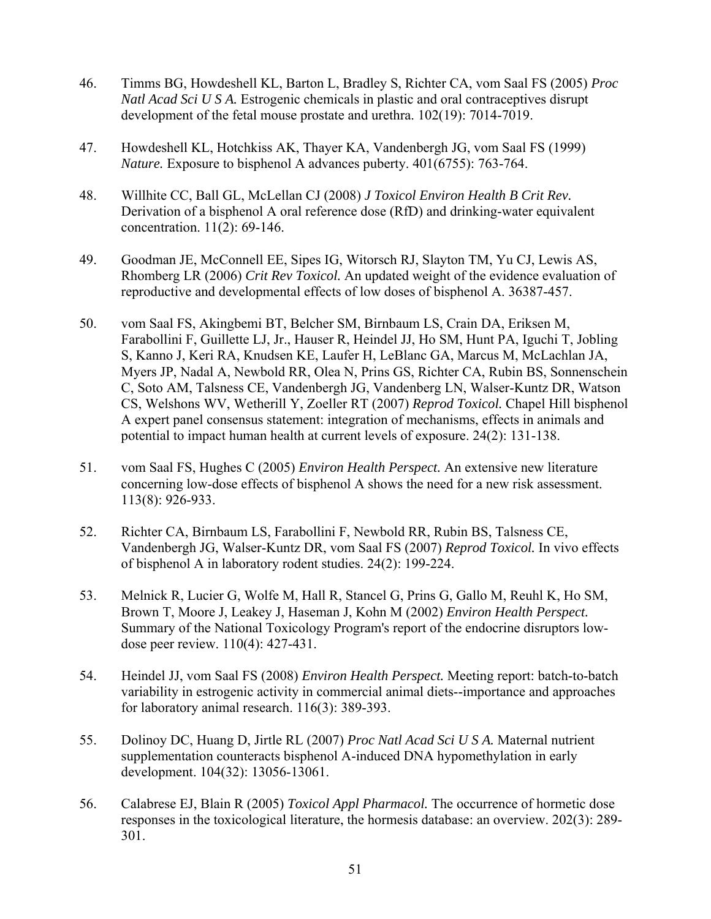46. Timms BG, Howdeshell KL, Barton L, Bradley S, Richter CA, vom Saal FS (2005) *Proc Natl Acad Sci U S A.* Estrogenic chemicals in plastic and oral contraceptives disrupt development of the fetal mouse prostate and urethra. 102(19): 7014-7019.

47. Howdeshell KL, Hotchkiss AK, Thayer KA, Vandenbergh JG, vom Saal FS (1999) *Nature.* Exposure to bisphenol A advances puberty. 401(6755): 763-764.

48. Willhite CC, Ball GL, McLellan CJ (2008) *J Toxicol Environ Health B Crit Rev.* Derivation of a bisphenol A oral reference dose (RfD) and drinking-water equivalent concentration. 11(2): 69-146.

49. Goodman JE, McConnell EE, Sipes IG, Witorsch RJ, Slayton TM, Yu CJ, Lewis AS, Rhomberg LR (2006) *Crit Rev Toxicol.* An updated weight of the evidence evaluation of reproductive and developmental effects of low doses of bisphenol A. 36387-457.

50. vom Saal FS, Akingbemi BT, Belcher SM, Birnbaum LS, Crain DA, Eriksen M, Farabollini F, Guillette LJ, Jr., Hauser R, Heindel JJ, Ho SM, Hunt PA, Iguchi T, Jobling S, Kanno J, Keri RA, Knudsen KE, Laufer H, LeBlanc GA, Marcus M, McLachlan JA, Myers JP, Nadal A, Newbold RR, Olea N, Prins GS, Richter CA, Rubin BS, Sonnenschein C, Soto AM, Talsness CE, Vandenbergh JG, Vandenberg LN, Walser-Kuntz DR, Watson CS, Welshons WV, Wetherill Y, Zoeller RT (2007) *Reprod Toxicol.* Chapel Hill bisphenol A expert panel consensus statement: integration of mechanisms, effects in animals and potential to impact human health at current levels of exposure. 24(2): 131-138.

51. vom Saal FS, Hughes C (2005) *Environ Health Perspect.* An extensive new literature concerning low-dose effects of bisphenol A shows the need for a new risk assessment. 113(8): 926-933.

52. Richter CA, Birnbaum LS, Farabollini F, Newbold RR, Rubin BS, Talsness CE, Vandenbergh JG, Walser-Kuntz DR, vom Saal FS (2007) *Reprod Toxicol.* In vivo effects of bisphenol A in laboratory rodent studies. 24(2): 199-224.

53. Melnick R, Lucier G, Wolfe M, Hall R, Stancel G, Prins G, Gallo M, Reuhl K, Ho SM, Brown T, Moore J, Leakey J, Haseman J, Kohn M (2002) *Environ Health Perspect.* Summary of the National Toxicology Program's report of the endocrine disruptors low-dose peer review. 110(4): 427-431.

54. Heindel JJ, vom Saal FS (2008) *Environ Health Perspect.* Meeting report: batch-to-batch variability in estrogenic activity in commercial animal diets--importance and approaches for laboratory animal research. 116(3): 389-393.

55. Dolinoy DC, Huang D, Jirtle RL (2007) *Proc Natl Acad Sci U S A.* Maternal nutrient supplementation counteracts bisphenol A-induced DNA hypomethylation in early development. 104(32): 13056-13061.

56. Calabrese EJ, Blain R (2005) *Toxicol Appl Pharmacol.* The occurrence of hormetic dose responses in the toxicological literature, the hormesis database: an overview. 202(3): 289-301.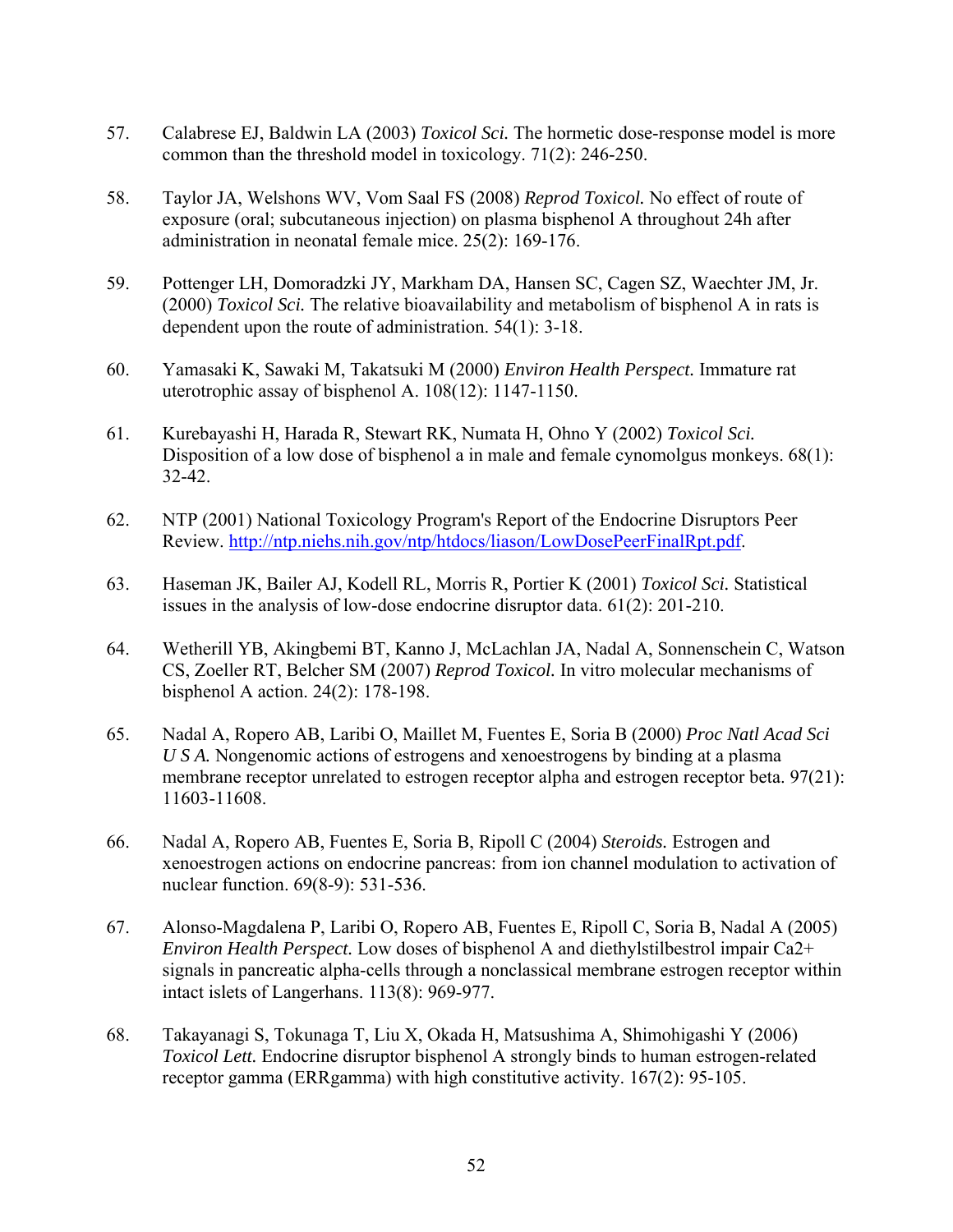57. Calabrese EJ, Baldwin LA (2003) *Toxicol Sci.* The hormetic dose-response model is more common than the threshold model in toxicology. 71(2): 246-250.

58. Taylor JA, Welshons WV, Vom Saal FS (2008) *Reprod Toxicol.* No effect of route of exposure (oral; subcutaneous injection) on plasma bisphenol A throughout 24h after administration in neonatal female mice. 25(2): 169-176.

59. Pottenger LH, Domoradzki JY, Markham DA, Hansen SC, Cagen SZ, Waechter JM, Jr. (2000) *Toxicol Sci.* The relative bioavailability and metabolism of bisphenol A in rats is dependent upon the route of administration. 54(1): 3-18.

60. Yamasaki K, Sawaki M, Takatsuki M (2000) *Environ Health Perspect.* Immature rat uterotrophic assay of bisphenol A. 108(12): 1147-1150.

61. Kurebayashi H, Harada R, Stewart RK, Numata H, Ohno Y (2002) *Toxicol Sci.* Disposition of a low dose of bisphenol a in male and female cynomolgus monkeys. 68(1): 32-42.

62. NTP (2001) National Toxicology Program's Report of the Endocrine Disruptors Peer Review. http://ntp.niehs.nih.gov/ntp/htdocs/liason/LowDosePeerFinalRpt.pdf.

63. Haseman JK, Bailer AJ, Kodell RL, Morris R, Portier K (2001) *Toxicol Sci.* Statistical issues in the analysis of low-dose endocrine disruptor data. 61(2): 201-210.

64. Wetherill YB, Akingbemi BT, Kanno J, McLachlan JA, Nadal A, Sonnenschein C, Watson CS, Zoeller RT, Belcher SM (2007) *Reprod Toxicol.* In vitro molecular mechanisms of bisphenol A action. 24(2): 178-198.

65. Nadal A, Ropero AB, Laribi O, Maillet M, Fuentes E, Soria B (2000) *Proc Natl Acad Sci U S A.* Nongenomic actions of estrogens and xenoestrogens by binding at a plasma membrane receptor unrelated to estrogen receptor alpha and estrogen receptor beta. 97(21): 11603-11608.

66. Nadal A, Ropero AB, Fuentes E, Soria B, Ripoll C (2004) *Steroids.* Estrogen and xenoestrogen actions on endocrine pancreas: from ion channel modulation to activation of nuclear function. 69(8-9): 531-536.

67. Alonso-Magdalena P, Laribi O, Ropero AB, Fuentes E, Ripoll C, Soria B, Nadal A (2005) *Environ Health Perspect.* Low doses of bisphenol A and diethylstilbestrol impair Ca2+ signals in pancreatic alpha-cells through a nonclassical membrane estrogen receptor within intact islets of Langerhans. 113(8): 969-977.

68. Takayanagi S, Tokunaga T, Liu X, Okada H, Matsushima A, Shimohigashi Y (2006) *Toxicol Lett.* Endocrine disruptor bisphenol A strongly binds to human estrogen-related receptor gamma (ERRgamma) with high constitutive activity. 167(2): 95-105.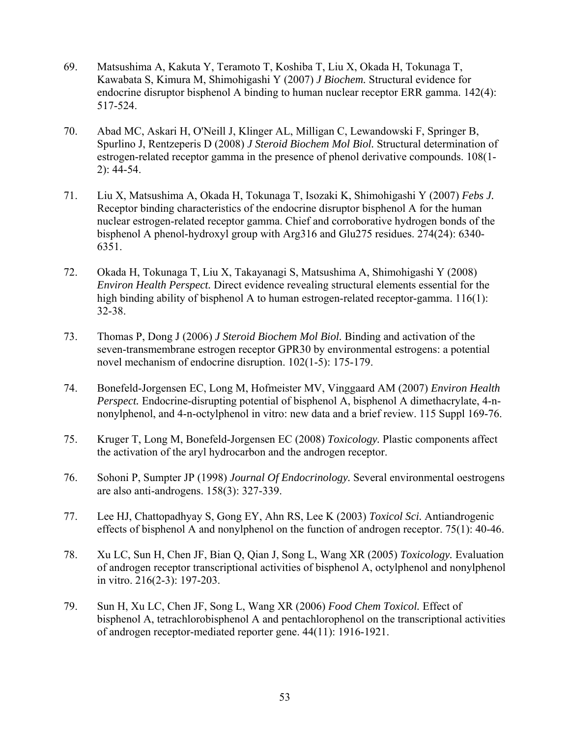69. Matsushima A, Kakuta Y, Teramoto T, Koshiba T, Liu X, Okada H, Tokunaga T, Kawabata S, Kimura M, Shimohigashi Y (2007) *J Biochem.* Structural evidence for endocrine disruptor bisphenol A binding to human nuclear receptor ERR gamma. 142(4): 517-524.

70. Abad MC, Askari H, O'Neill J, Klinger AL, Milligan C, Lewandowski F, Springer B, Spurlino J, Rentzeperis D (2008) *J Steroid Biochem Mol Biol.* Structural determination of estrogen-related receptor gamma in the presence of phenol derivative compounds. 108(1-2): 44-54.

71. Liu X, Matsushima A, Okada H, Tokunaga T, Isozaki K, Shimohigashi Y (2007) *Febs J.* Receptor binding characteristics of the endocrine disruptor bisphenol A for the human nuclear estrogen-related receptor gamma. Chief and corroborative hydrogen bonds of the bisphenol A phenol-hydroxyl group with Arg316 and Glu275 residues. 274(24): 6340-6351.

72. Okada H, Tokunaga T, Liu X, Takayanagi S, Matsushima A, Shimohigashi Y (2008) *Environ Health Perspect.* Direct evidence revealing structural elements essential for the high binding ability of bisphenol A to human estrogen-related receptor-gamma. 116(1): 32-38.

73. Thomas P, Dong J (2006) *J Steroid Biochem Mol Biol.* Binding and activation of the seven-transmembrane estrogen receptor GPR30 by environmental estrogens: a potential novel mechanism of endocrine disruption. 102(1-5): 175-179.

74. Bonefeld-Jorgensen EC, Long M, Hofmeister MV, Vinggaard AM (2007) *Environ Health Perspect.* Endocrine-disrupting potential of bisphenol A, bisphenol A dimethacrylate, 4-n-nonylphenol, and 4-n-octylphenol in vitro: new data and a brief review. 115 Suppl 169-76.

75. Kruger T, Long M, Bonefeld-Jorgensen EC (2008) *Toxicology.* Plastic components affect the activation of the aryl hydrocarbon and the androgen receptor.

76. Sohoni P, Sumpter JP (1998) *Journal Of Endocrinology.* Several environmental oestrogens are also anti-androgens. 158(3): 327-339.

77. Lee HJ, Chattopadhyay S, Gong EY, Ahn RS, Lee K (2003) *Toxicol Sci.* Antiandrogenic effects of bisphenol A and nonylphenol on the function of androgen receptor. 75(1): 40-46.

78. Xu LC, Sun H, Chen JF, Bian Q, Qian J, Song L, Wang XR (2005) *Toxicology.* Evaluation of androgen receptor transcriptional activities of bisphenol A, octylphenol and nonylphenol in vitro. 216(2-3): 197-203.

79. Sun H, Xu LC, Chen JF, Song L, Wang XR (2006) *Food Chem Toxicol.* Effect of bisphenol A, tetrachlorobisphenol A and pentachlorophenol on the transcriptional activities of androgen receptor-mediated reporter gene. 44(11): 1916-1921.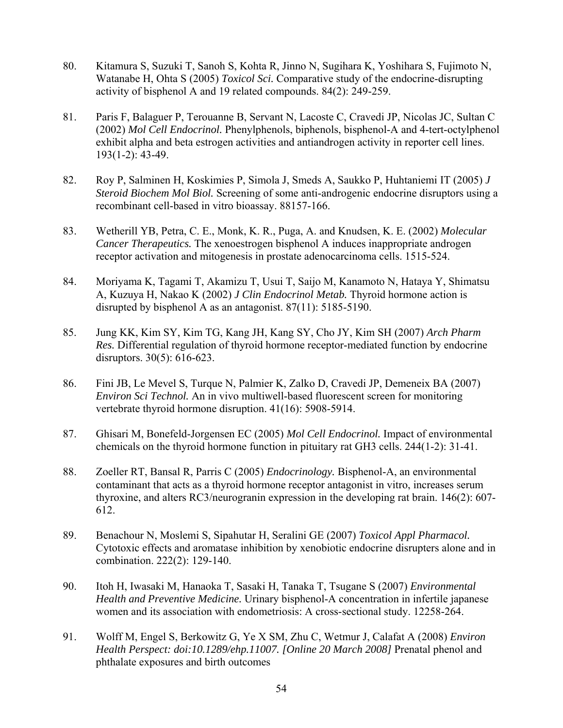80. Kitamura S, Suzuki T, Sanoh S, Kohta R, Jinno N, Sugihara K, Yoshihara S, Fujimoto N, Watanabe H, Ohta S (2005) *Toxicol Sci.* Comparative study of the endocrine-disrupting activity of bisphenol A and 19 related compounds. 84(2): 249-259.

81. Paris F, Balaguer P, Terouanne B, Servant N, Lacoste C, Cravedi JP, Nicolas JC, Sultan C (2002) *Mol Cell Endocrinol.* Phenylphenols, biphenols, bisphenol-A and 4-tert-octylphenol exhibit alpha and beta estrogen activities and antiandrogen activity in reporter cell lines. 193(1-2): 43-49.

82. Roy P, Salminen H, Koskimies P, Simola J, Smeds A, Saukko P, Huhtaniemi IT (2005) *J Steroid Biochem Mol Biol.* Screening of some anti-androgenic endocrine disruptors using a recombinant cell-based in vitro bioassay. 88157-166.

83. Wetherill YB, Petra, C. E., Monk, K. R., Puga, A. and Knudsen, K. E. (2002) *Molecular Cancer Therapeutics.* The xenoestrogen bisphenol A induces inappropriate androgen receptor activation and mitogenesis in prostate adenocarcinoma cells. 1515-524.

84. Moriyama K, Tagami T, Akamizu T, Usui T, Saijo M, Kanamoto N, Hataya Y, Shimatsu A, Kuzuya H, Nakao K (2002) *J Clin Endocrinol Metab.* Thyroid hormone action is disrupted by bisphenol A as an antagonist. 87(11): 5185-5190.

85. Jung KK, Kim SY, Kim TG, Kang JH, Kang SY, Cho JY, Kim SH (2007) *Arch Pharm Res.* Differential regulation of thyroid hormone receptor-mediated function by endocrine disruptors. 30(5): 616-623.

86. Fini JB, Le Mevel S, Turque N, Palmier K, Zalko D, Cravedi JP, Demeneix BA (2007) *Environ Sci Technol.* An in vivo multiwell-based fluorescent screen for monitoring vertebrate thyroid hormone disruption. 41(16): 5908-5914.

87. Ghisari M, Bonefeld-Jorgensen EC (2005) *Mol Cell Endocrinol.* Impact of environmental chemicals on the thyroid hormone function in pituitary rat GH3 cells. 244(1-2): 31-41.

88. Zoeller RT, Bansal R, Parris C (2005) *Endocrinology.* Bisphenol-A, an environmental contaminant that acts as a thyroid hormone receptor antagonist in vitro, increases serum thyroxine, and alters RC3/neurogranin expression in the developing rat brain. 146(2): 607-612.

89. Benachour N, Moslemi S, Sipahutar H, Seralini GE (2007) *Toxicol Appl Pharmacol.* Cytotoxic effects and aromatase inhibition by xenobiotic endocrine disrupters alone and in combination. 222(2): 129-140.

90. Itoh H, Iwasaki M, Hanaoka T, Sasaki H, Tanaka T, Tsugane S (2007) *Environmental Health and Preventive Medicine.* Urinary bisphenol-A concentration in infertile japanese women and its association with endometriosis: A cross-sectional study. 12258-264.

91. Wolff M, Engel S, Berkowitz G, Ye X SM, Zhu C, Wetmur J, Calafat A (2008) *Environ Health Perspect: doi:10.1289/ehp.11007. [Online 20 March 2008]* Prenatal phenol and phthalate exposures and birth outcomes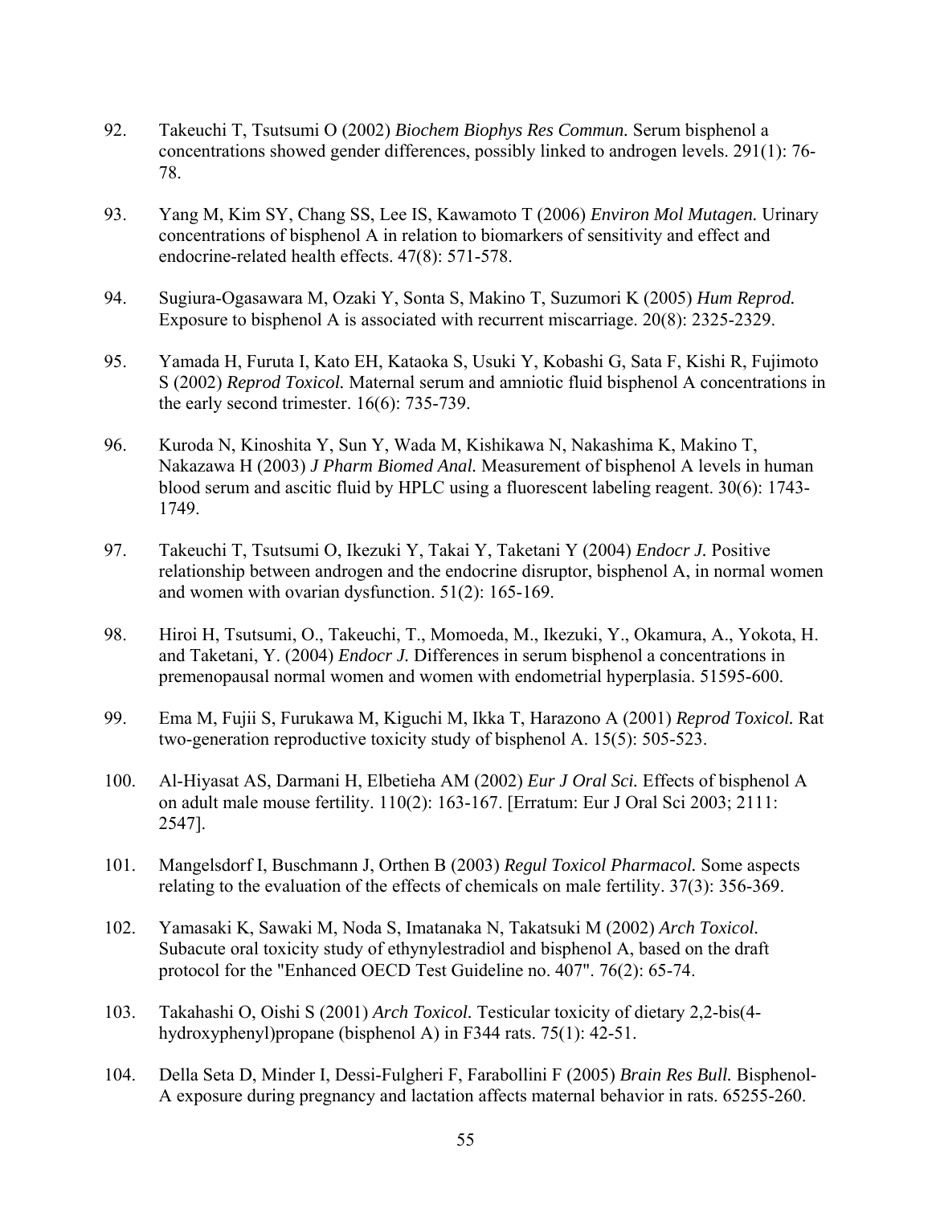92. Takeuchi T, Tsutsumi O (2002) *Biochem Biophys Res Commun.* Serum bisphenol a concentrations showed gender differences, possibly linked to androgen levels. 291(1): 76-78.

93. Yang M, Kim SY, Chang SS, Lee IS, Kawamoto T (2006) *Environ Mol Mutagen.* Urinary concentrations of bisphenol A in relation to biomarkers of sensitivity and effect and endocrine-related health effects. 47(8): 571-578.

94. Sugiura-Ogasawara M, Ozaki Y, Sonta S, Makino T, Suzumori K (2005) *Hum Reprod.* Exposure to bisphenol A is associated with recurrent miscarriage. 20(8): 2325-2329.

95. Yamada H, Furuta I, Kato EH, Kataoka S, Usuki Y, Kobashi G, Sata F, Kishi R, Fujimoto S (2002) *Reprod Toxicol.* Maternal serum and amniotic fluid bisphenol A concentrations in the early second trimester. 16(6): 735-739.

96. Kuroda N, Kinoshita Y, Sun Y, Wada M, Kishikawa N, Nakashima K, Makino T, Nakazawa H (2003) *J Pharm Biomed Anal.* Measurement of bisphenol A levels in human blood serum and ascitic fluid by HPLC using a fluorescent labeling reagent. 30(6): 1743-1749.

97. Takeuchi T, Tsutsumi O, Ikezuki Y, Takai Y, Taketani Y (2004) *Endocr J.* Positive relationship between androgen and the endocrine disruptor, bisphenol A, in normal women and women with ovarian dysfunction. 51(2): 165-169.

98. Hiroi H, Tsutsumi, O., Takeuchi, T., Momoeda, M., Ikezuki, Y., Okamura, A., Yokota, H. and Taketani, Y. (2004) *Endocr J.* Differences in serum bisphenol a concentrations in premenopausal normal women and women with endometrial hyperplasia. 51595-600.

99. Ema M, Fujii S, Furukawa M, Kiguchi M, Ikka T, Harazono A (2001) *Reprod Toxicol.* Rat two-generation reproductive toxicity study of bisphenol A. 15(5): 505-523.

100. Al-Hiyasat AS, Darmani H, Elbetieha AM (2002) *Eur J Oral Sci.* Effects of bisphenol A on adult male mouse fertility. 110(2): 163-167. [Erratum: Eur J Oral Sci 2003; 2111: 2547].

101. Mangelsdorf I, Buschmann J, Orthen B (2003) *Regul Toxicol Pharmacol.* Some aspects relating to the evaluation of the effects of chemicals on male fertility. 37(3): 356-369.

102. Yamasaki K, Sawaki M, Noda S, Imatanaka N, Takatsuki M (2002) *Arch Toxicol.* Subacute oral toxicity study of ethynylestradiol and bisphenol A, based on the draft protocol for the "Enhanced OECD Test Guideline no. 407". 76(2): 65-74.

103. Takahashi O, Oishi S (2001) *Arch Toxicol.* Testicular toxicity of dietary 2,2-bis(4-hydroxyphenyl)propane (bisphenol A) in F344 rats. 75(1): 42-51.

104. Della Seta D, Minder I, Dessi-Fulgheri F, Farabollini F (2005) *Brain Res Bull.* Bisphenol-A exposure during pregnancy and lactation affects maternal behavior in rats. 65255-260.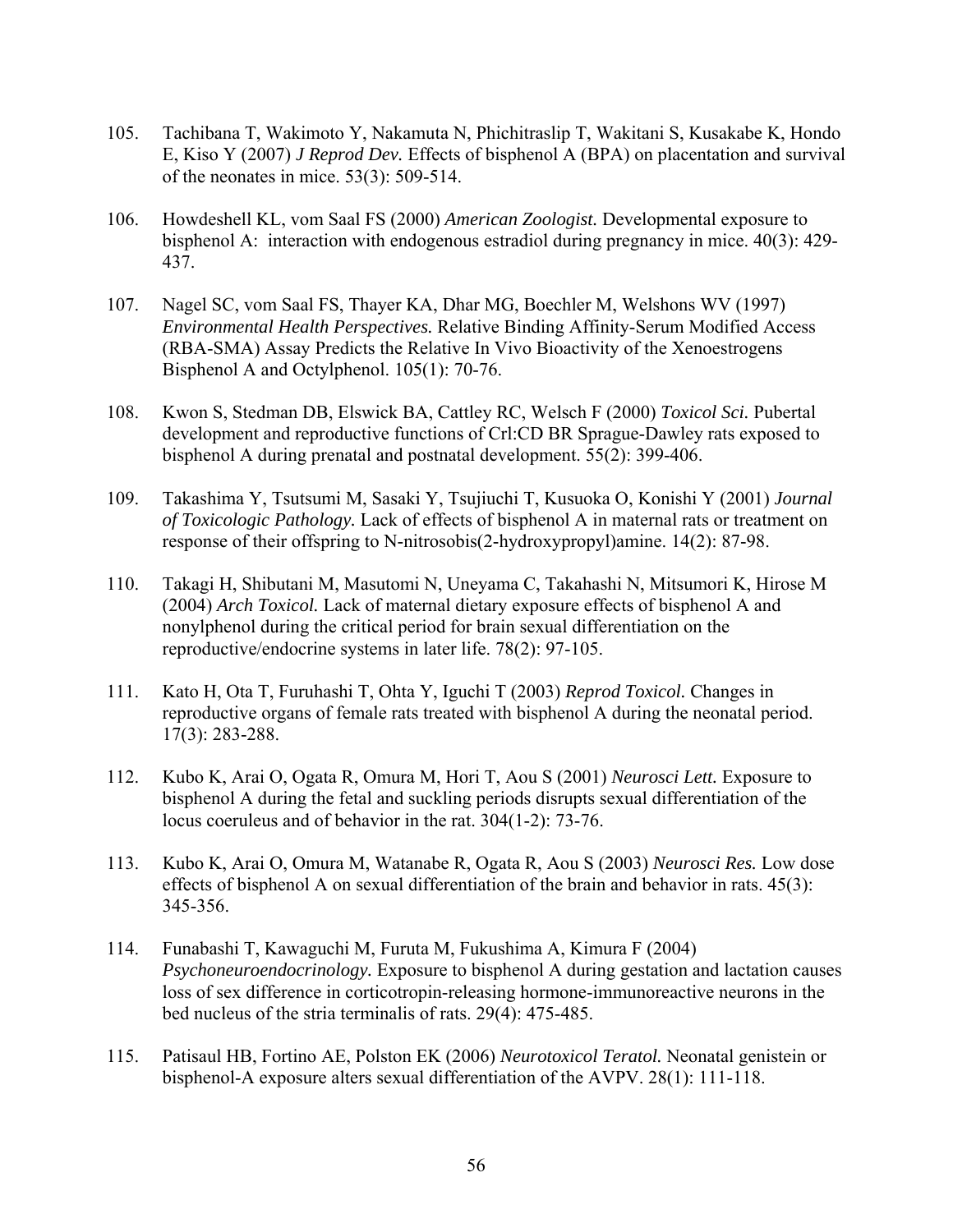105. Tachibana T, Wakimoto Y, Nakamuta N, Phichitraslip T, Wakitani S, Kusakabe K, Hondo E, Kiso Y (2007) *J Reprod Dev.* Effects of bisphenol A (BPA) on placentation and survival of the neonates in mice. 53(3): 509-514.

106. Howdeshell KL, vom Saal FS (2000) *American Zoologist.* Developmental exposure to bisphenol A: interaction with endogenous estradiol during pregnancy in mice. 40(3): 429-437.

107. Nagel SC, vom Saal FS, Thayer KA, Dhar MG, Boechler M, Welshons WV (1997) *Environmental Health Perspectives.* Relative Binding Affinity-Serum Modified Access (RBA-SMA) Assay Predicts the Relative In Vivo Bioactivity of the Xenoestrogens Bisphenol A and Octylphenol. 105(1): 70-76.

108. Kwon S, Stedman DB, Elswick BA, Cattley RC, Welsch F (2000) *Toxicol Sci.* Pubertal development and reproductive functions of Crl:CD BR Sprague-Dawley rats exposed to bisphenol A during prenatal and postnatal development. 55(2): 399-406.

109. Takashima Y, Tsutsumi M, Sasaki Y, Tsujiuchi T, Kusuoka O, Konishi Y (2001) *Journal of Toxicologic Pathology.* Lack of effects of bisphenol A in maternal rats or treatment on response of their offspring to N-nitrosobis(2-hydroxypropyl)amine. 14(2): 87-98.

110. Takagi H, Shibutani M, Masutomi N, Uneyama C, Takahashi N, Mitsumori K, Hirose M (2004) *Arch Toxicol.* Lack of maternal dietary exposure effects of bisphenol A and nonylphenol during the critical period for brain sexual differentiation on the reproductive/endocrine systems in later life. 78(2): 97-105.

111. Kato H, Ota T, Furuhashi T, Ohta Y, Iguchi T (2003) *Reprod Toxicol.* Changes in reproductive organs of female rats treated with bisphenol A during the neonatal period. 17(3): 283-288.

112. Kubo K, Arai O, Ogata R, Omura M, Hori T, Aou S (2001) *Neurosci Lett.* Exposure to bisphenol A during the fetal and suckling periods disrupts sexual differentiation of the locus coeruleus and of behavior in the rat. 304(1-2): 73-76.

113. Kubo K, Arai O, Omura M, Watanabe R, Ogata R, Aou S (2003) *Neurosci Res.* Low dose effects of bisphenol A on sexual differentiation of the brain and behavior in rats. 45(3): 345-356.

114. Funabashi T, Kawaguchi M, Furuta M, Fukushima A, Kimura F (2004) *Psychoneuroendocrinology.* Exposure to bisphenol A during gestation and lactation causes loss of sex difference in corticotropin-releasing hormone-immunoreactive neurons in the bed nucleus of the stria terminalis of rats. 29(4): 475-485.

115. Patisaul HB, Fortino AE, Polston EK (2006) *Neurotoxicol Teratol.* Neonatal genistein or bisphenol-A exposure alters sexual differentiation of the AVPV. 28(1): 111-118.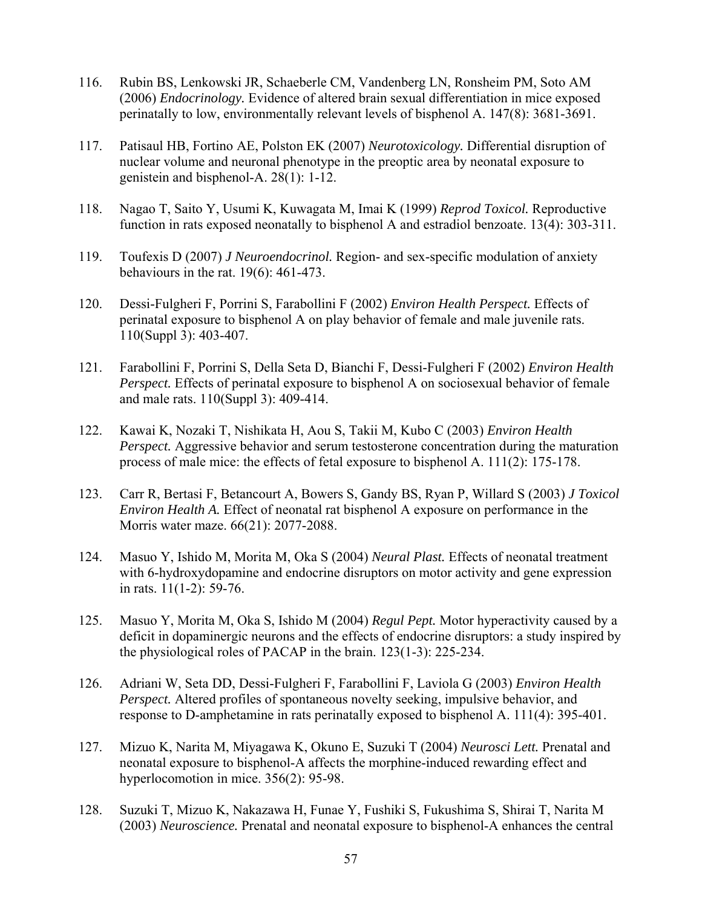116. Rubin BS, Lenkowski JR, Schaeberle CM, Vandenberg LN, Ronsheim PM, Soto AM (2006) *Endocrinology.* Evidence of altered brain sexual differentiation in mice exposed perinatally to low, environmentally relevant levels of bisphenol A. 147(8): 3681-3691.

117. Patisaul HB, Fortino AE, Polston EK (2007) *Neurotoxicology.* Differential disruption of nuclear volume and neuronal phenotype in the preoptic area by neonatal exposure to genistein and bisphenol-A. 28(1): 1-12.

118. Nagao T, Saito Y, Usumi K, Kuwagata M, Imai K (1999) *Reprod Toxicol.* Reproductive function in rats exposed neonatally to bisphenol A and estradiol benzoate. 13(4): 303-311.

119. Toufexis D (2007) *J Neuroendocrinol.* Region- and sex-specific modulation of anxiety behaviours in the rat. 19(6): 461-473.

120. Dessi-Fulgheri F, Porrini S, Farabollini F (2002) *Environ Health Perspect.* Effects of perinatal exposure to bisphenol A on play behavior of female and male juvenile rats. 110(Suppl 3): 403-407.

121. Farabollini F, Porrini S, Della Seta D, Bianchi F, Dessi-Fulgheri F (2002) *Environ Health Perspect.* Effects of perinatal exposure to bisphenol A on sociosexual behavior of female and male rats. 110(Suppl 3): 409-414.

122. Kawai K, Nozaki T, Nishikata H, Aou S, Takii M, Kubo C (2003) *Environ Health Perspect.* Aggressive behavior and serum testosterone concentration during the maturation process of male mice: the effects of fetal exposure to bisphenol A. 111(2): 175-178.

123. Carr R, Bertasi F, Betancourt A, Bowers S, Gandy BS, Ryan P, Willard S (2003) *J Toxicol Environ Health A.* Effect of neonatal rat bisphenol A exposure on performance in the Morris water maze. 66(21): 2077-2088.

124. Masuo Y, Ishido M, Morita M, Oka S (2004) *Neural Plast.* Effects of neonatal treatment with 6-hydroxydopamine and endocrine disruptors on motor activity and gene expression in rats. 11(1-2): 59-76.

125. Masuo Y, Morita M, Oka S, Ishido M (2004) *Regul Pept.* Motor hyperactivity caused by a deficit in dopaminergic neurons and the effects of endocrine disruptors: a study inspired by the physiological roles of PACAP in the brain. 123(1-3): 225-234.

126. Adriani W, Seta DD, Dessi-Fulgheri F, Farabollini F, Laviola G (2003) *Environ Health Perspect.* Altered profiles of spontaneous novelty seeking, impulsive behavior, and response to D-amphetamine in rats perinatally exposed to bisphenol A. 111(4): 395-401.

127. Mizuo K, Narita M, Miyagawa K, Okuno E, Suzuki T (2004) *Neurosci Lett.* Prenatal and neonatal exposure to bisphenol-A affects the morphine-induced rewarding effect and hyperlocomotion in mice. 356(2): 95-98.

128. Suzuki T, Mizuo K, Nakazawa H, Funae Y, Fushiki S, Fukushima S, Shirai T, Narita M (2003) *Neuroscience.* Prenatal and neonatal exposure to bisphenol-A enhances the central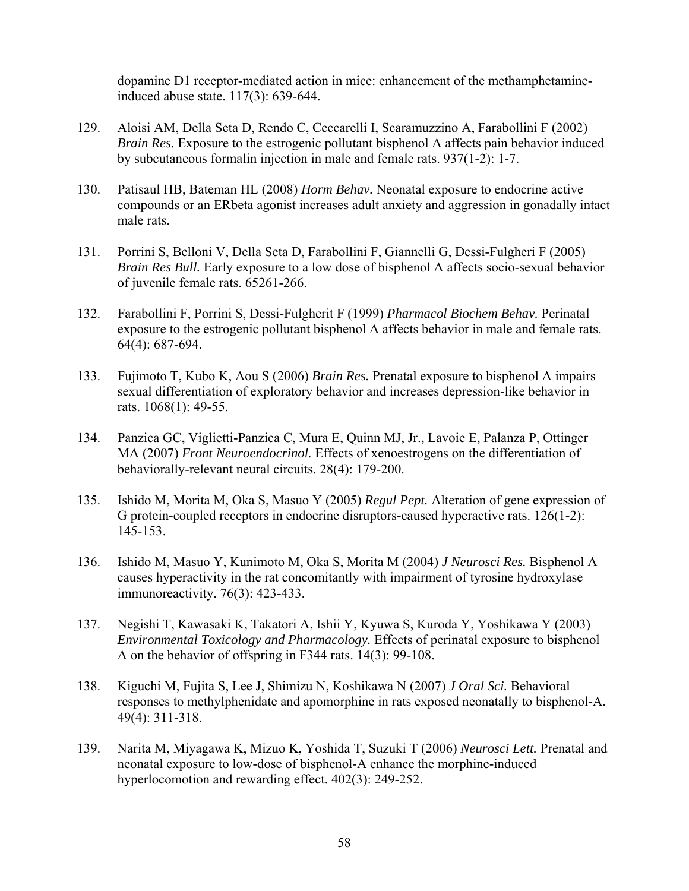dopamine D1 receptor-mediated action in mice: enhancement of the methamphetamine-induced abuse state. 117(3): 639-644.

129. Aloisi AM, Della Seta D, Rendo C, Ceccarelli I, Scaramuzzino A, Farabollini F (2002) *Brain Res.* Exposure to the estrogenic pollutant bisphenol A affects pain behavior induced by subcutaneous formalin injection in male and female rats. 937(1-2): 1-7.

130. Patisaul HB, Bateman HL (2008) *Horm Behav.* Neonatal exposure to endocrine active compounds or an ERbeta agonist increases adult anxiety and aggression in gonadally intact male rats.

131. Porrini S, Belloni V, Della Seta D, Farabollini F, Giannelli G, Dessi-Fulgheri F (2005) *Brain Res Bull.* Early exposure to a low dose of bisphenol A affects socio-sexual behavior of juvenile female rats. 65261-266.

132. Farabollini F, Porrini S, Dessi-Fulgherit F (1999) *Pharmacol Biochem Behav.* Perinatal exposure to the estrogenic pollutant bisphenol A affects behavior in male and female rats. 64(4): 687-694.

133. Fujimoto T, Kubo K, Aou S (2006) *Brain Res.* Prenatal exposure to bisphenol A impairs sexual differentiation of exploratory behavior and increases depression-like behavior in rats. 1068(1): 49-55.

134. Panzica GC, Viglietti-Panzica C, Mura E, Quinn MJ, Jr., Lavoie E, Palanza P, Ottinger MA (2007) *Front Neuroendocrinol.* Effects of xenoestrogens on the differentiation of behaviorally-relevant neural circuits. 28(4): 179-200.

135. Ishido M, Morita M, Oka S, Masuo Y (2005) *Regul Pept.* Alteration of gene expression of G protein-coupled receptors in endocrine disruptors-caused hyperactive rats. 126(1-2): 145-153.

136. Ishido M, Masuo Y, Kunimoto M, Oka S, Morita M (2004) *J Neurosci Res.* Bisphenol A causes hyperactivity in the rat concomitantly with impairment of tyrosine hydroxylase immunoreactivity. 76(3): 423-433.

137. Negishi T, Kawasaki K, Takatori A, Ishii Y, Kyuwa S, Kuroda Y, Yoshikawa Y (2003) *Environmental Toxicology and Pharmacology.* Effects of perinatal exposure to bisphenol A on the behavior of offspring in F344 rats. 14(3): 99-108.

138. Kiguchi M, Fujita S, Lee J, Shimizu N, Koshikawa N (2007) *J Oral Sci.* Behavioral responses to methylphenidate and apomorphine in rats exposed neonatally to bisphenol-A. 49(4): 311-318.

139. Narita M, Miyagawa K, Mizuo K, Yoshida T, Suzuki T (2006) *Neurosci Lett.* Prenatal and neonatal exposure to low-dose of bisphenol-A enhance the morphine-induced hyperlocomotion and rewarding effect. 402(3): 249-252.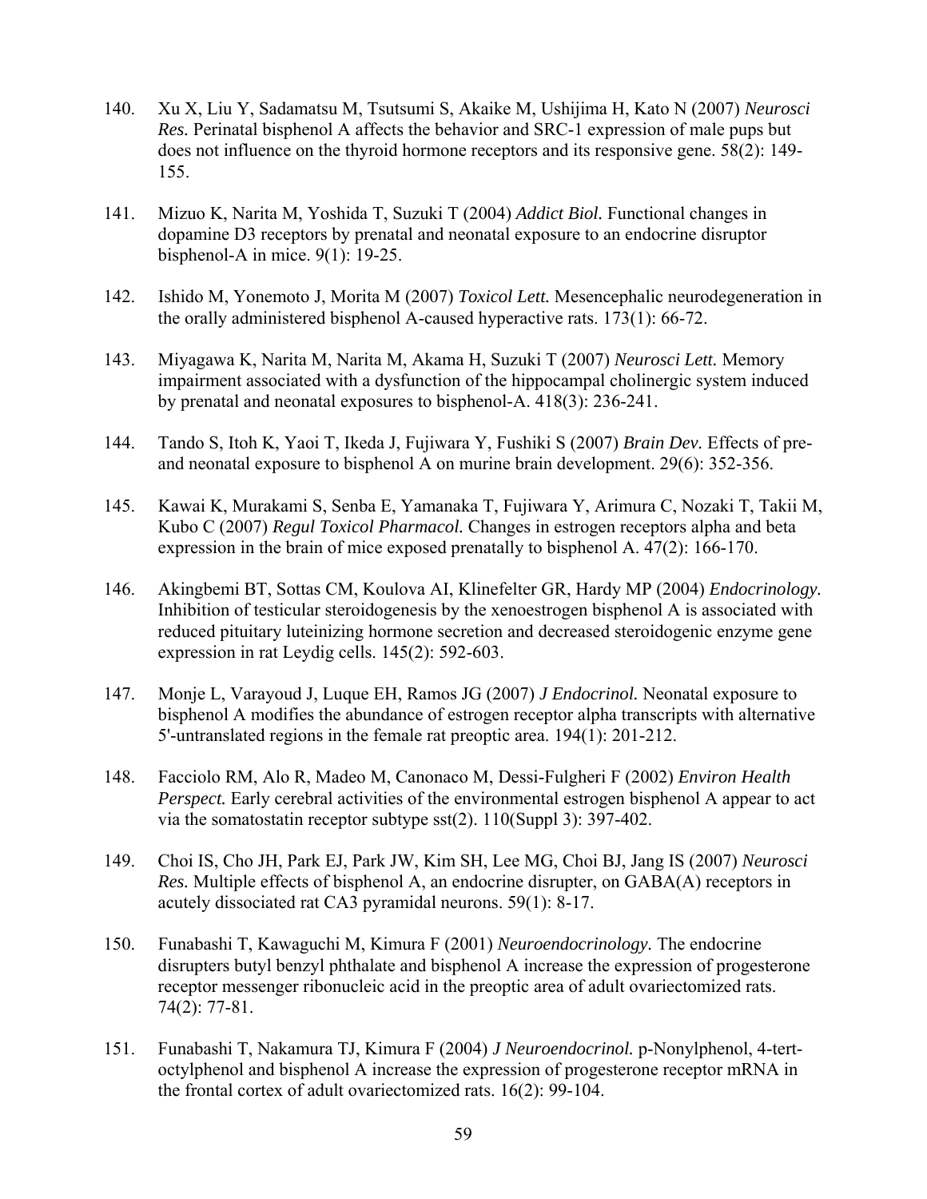140. Xu X, Liu Y, Sadamatsu M, Tsutsumi S, Akaike M, Ushijima H, Kato N (2007) *Neurosci Res.* Perinatal bisphenol A affects the behavior and SRC-1 expression of male pups but does not influence on the thyroid hormone receptors and its responsive gene. 58(2): 149-155.

141. Mizuo K, Narita M, Yoshida T, Suzuki T (2004) *Addict Biol.* Functional changes in dopamine D3 receptors by prenatal and neonatal exposure to an endocrine disruptor bisphenol-A in mice. 9(1): 19-25.

142. Ishido M, Yonemoto J, Morita M (2007) *Toxicol Lett.* Mesencephalic neurodegeneration in the orally administered bisphenol A-caused hyperactive rats. 173(1): 66-72.

143. Miyagawa K, Narita M, Narita M, Akama H, Suzuki T (2007) *Neurosci Lett.* Memory impairment associated with a dysfunction of the hippocampal cholinergic system induced by prenatal and neonatal exposures to bisphenol-A. 418(3): 236-241.

144. Tando S, Itoh K, Yaoi T, Ikeda J, Fujiwara Y, Fushiki S (2007) *Brain Dev.* Effects of pre- and neonatal exposure to bisphenol A on murine brain development. 29(6): 352-356.

145. Kawai K, Murakami S, Senba E, Yamanaka T, Fujiwara Y, Arimura C, Nozaki T, Takii M, Kubo C (2007) *Regul Toxicol Pharmacol.* Changes in estrogen receptors alpha and beta expression in the brain of mice exposed prenatally to bisphenol A. 47(2): 166-170.

146. Akingbemi BT, Sottas CM, Koulova AI, Klinefelter GR, Hardy MP (2004) *Endocrinology.* Inhibition of testicular steroidogenesis by the xenoestrogen bisphenol A is associated with reduced pituitary luteinizing hormone secretion and decreased steroidogenic enzyme gene expression in rat Leydig cells. 145(2): 592-603.

147. Monje L, Varayoud J, Luque EH, Ramos JG (2007) *J Endocrinol.* Neonatal exposure to bisphenol A modifies the abundance of estrogen receptor alpha transcripts with alternative 5'-untranslated regions in the female rat preoptic area. 194(1): 201-212.

148. Facciolo RM, Alo R, Madeo M, Canonaco M, Dessi-Fulgheri F (2002) *Environ Health Perspect.* Early cerebral activities of the environmental estrogen bisphenol A appear to act via the somatostatin receptor subtype sst(2). 110(Suppl 3): 397-402.

149. Choi IS, Cho JH, Park EJ, Park JW, Kim SH, Lee MG, Choi BJ, Jang IS (2007) *Neurosci Res.* Multiple effects of bisphenol A, an endocrine disrupter, on GABA(A) receptors in acutely dissociated rat CA3 pyramidal neurons. 59(1): 8-17.

150. Funabashi T, Kawaguchi M, Kimura F (2001) *Neuroendocrinology.* The endocrine disrupters butyl benzyl phthalate and bisphenol A increase the expression of progesterone receptor messenger ribonucleic acid in the preoptic area of adult ovariectomized rats. 74(2): 77-81.

151. Funabashi T, Nakamura TJ, Kimura F (2004) *J Neuroendocrinol.* p-Nonylphenol, 4-tert-octylphenol and bisphenol A increase the expression of progesterone receptor mRNA in the frontal cortex of adult ovariectomized rats. 16(2): 99-104.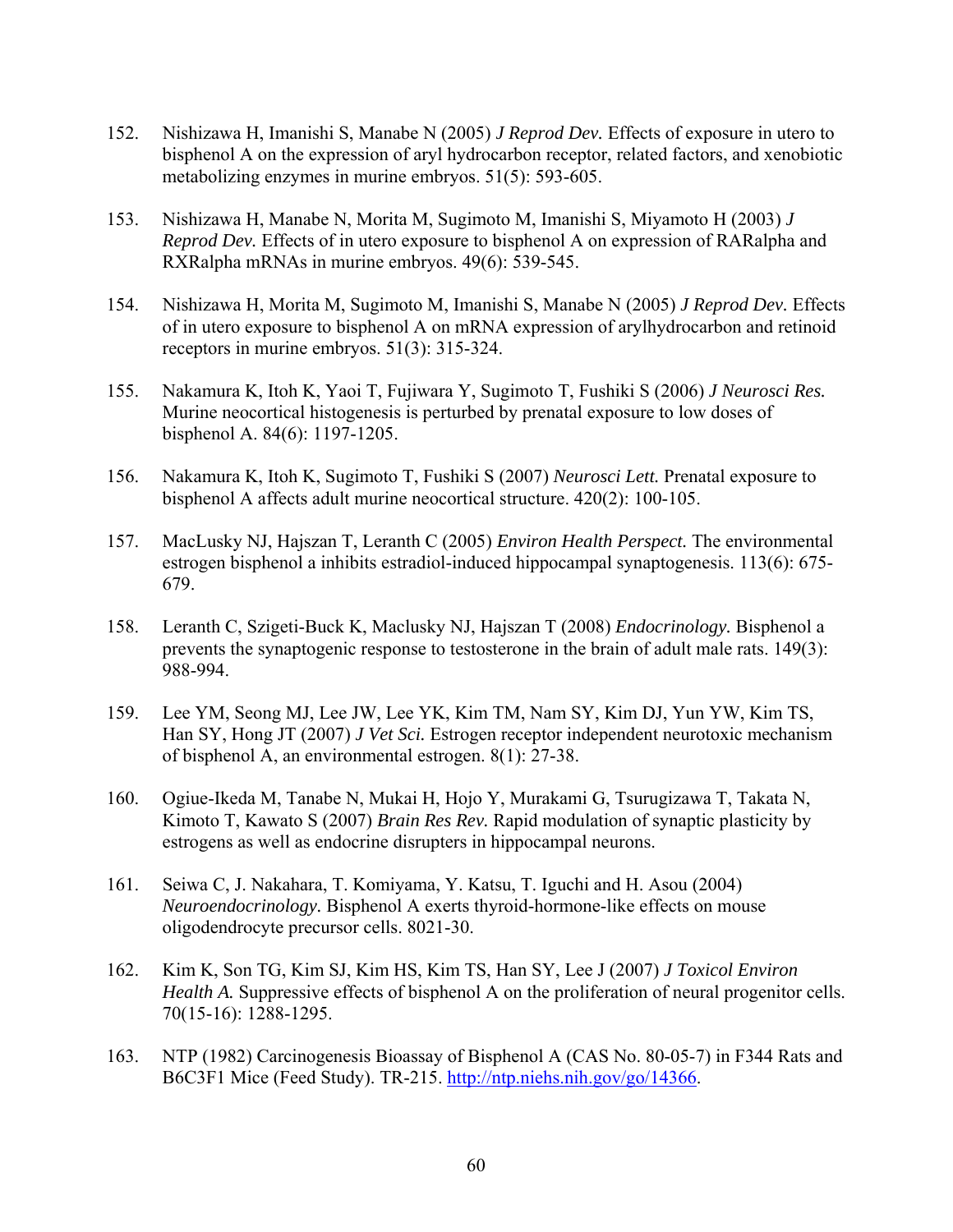152. Nishizawa H, Imanishi S, Manabe N (2005) *J Reprod Dev.* Effects of exposure in utero to bisphenol A on the expression of aryl hydrocarbon receptor, related factors, and xenobiotic metabolizing enzymes in murine embryos. 51(5): 593-605.

153. Nishizawa H, Manabe N, Morita M, Sugimoto M, Imanishi S, Miyamoto H (2003) *J Reprod Dev.* Effects of in utero exposure to bisphenol A on expression of RARalpha and RXRalpha mRNAs in murine embryos. 49(6): 539-545.

154. Nishizawa H, Morita M, Sugimoto M, Imanishi S, Manabe N (2005) *J Reprod Dev.* Effects of in utero exposure to bisphenol A on mRNA expression of arylhydrocarbon and retinoid receptors in murine embryos. 51(3): 315-324.

155. Nakamura K, Itoh K, Yaoi T, Fujiwara Y, Sugimoto T, Fushiki S (2006) *J Neurosci Res.* Murine neocortical histogenesis is perturbed by prenatal exposure to low doses of bisphenol A. 84(6): 1197-1205.

156. Nakamura K, Itoh K, Sugimoto T, Fushiki S (2007) *Neurosci Lett.* Prenatal exposure to bisphenol A affects adult murine neocortical structure. 420(2): 100-105.

157. MacLusky NJ, Hajszan T, Leranth C (2005) *Environ Health Perspect.* The environmental estrogen bisphenol a inhibits estradiol-induced hippocampal synaptogenesis. 113(6): 675-679.

158. Leranth C, Szigeti-Buck K, Maclusky NJ, Hajszan T (2008) *Endocrinology.* Bisphenol a prevents the synaptogenic response to testosterone in the brain of adult male rats. 149(3): 988-994.

159. Lee YM, Seong MJ, Lee JW, Lee YK, Kim TM, Nam SY, Kim DJ, Yun YW, Kim TS, Han SY, Hong JT (2007) *J Vet Sci.* Estrogen receptor independent neurotoxic mechanism of bisphenol A, an environmental estrogen. 8(1): 27-38.

160. Ogiue-Ikeda M, Tanabe N, Mukai H, Hojo Y, Murakami G, Tsurugizawa T, Takata N, Kimoto T, Kawato S (2007) *Brain Res Rev.* Rapid modulation of synaptic plasticity by estrogens as well as endocrine disrupters in hippocampal neurons.

161. Seiwa C, J. Nakahara, T. Komiyama, Y. Katsu, T. Iguchi and H. Asou (2004) *Neuroendocrinology.* Bisphenol A exerts thyroid-hormone-like effects on mouse oligodendrocyte precursor cells. 8021-30.

162. Kim K, Son TG, Kim SJ, Kim HS, Kim TS, Han SY, Lee J (2007) *J Toxicol Environ Health A.* Suppressive effects of bisphenol A on the proliferation of neural progenitor cells. 70(15-16): 1288-1295.

163. NTP (1982) Carcinogenesis Bioassay of Bisphenol A (CAS No. 80-05-7) in F344 Rats and B6C3F1 Mice (Feed Study). TR-215. http://ntp.niehs.nih.gov/go/14366.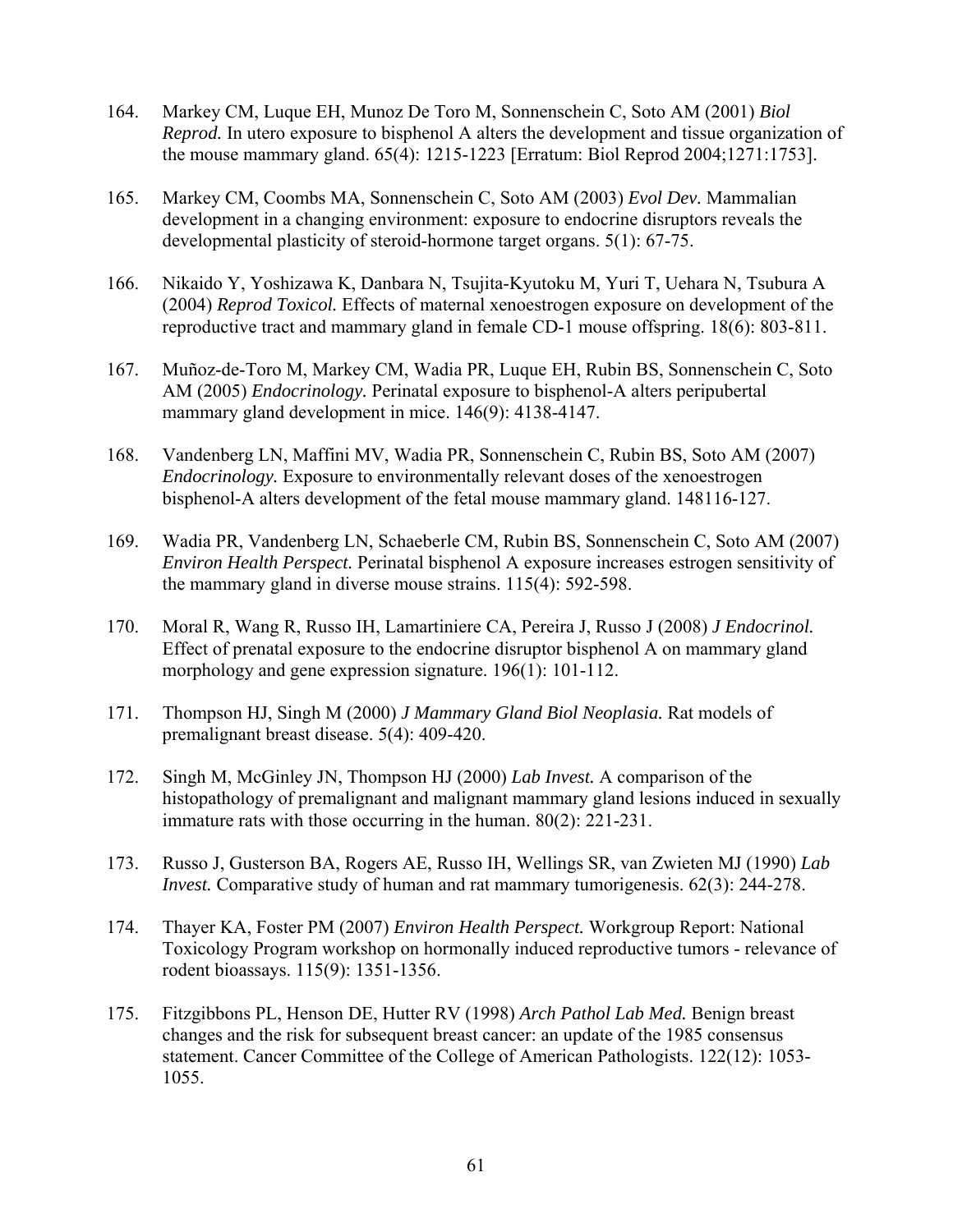164. Markey CM, Luque EH, Munoz De Toro M, Sonnenschein C, Soto AM (2001) *Biol Reprod.* In utero exposure to bisphenol A alters the development and tissue organization of the mouse mammary gland. 65(4): 1215-1223 [Erratum: Biol Reprod 2004;1271:1753].

165. Markey CM, Coombs MA, Sonnenschein C, Soto AM (2003) *Evol Dev.* Mammalian development in a changing environment: exposure to endocrine disruptors reveals the developmental plasticity of steroid-hormone target organs. 5(1): 67-75.

166. Nikaido Y, Yoshizawa K, Danbara N, Tsujita-Kyutoku M, Yuri T, Uehara N, Tsubura A (2004) *Reprod Toxicol.* Effects of maternal xenoestrogen exposure on development of the reproductive tract and mammary gland in female CD-1 mouse offspring. 18(6): 803-811.

167. Muñoz-de-Toro M, Markey CM, Wadia PR, Luque EH, Rubin BS, Sonnenschein C, Soto AM (2005) *Endocrinology.* Perinatal exposure to bisphenol-A alters peripubertal mammary gland development in mice. 146(9): 4138-4147.

168. Vandenberg LN, Maffini MV, Wadia PR, Sonnenschein C, Rubin BS, Soto AM (2007) *Endocrinology.* Exposure to environmentally relevant doses of the xenoestrogen bisphenol-A alters development of the fetal mouse mammary gland. 148116-127.

169. Wadia PR, Vandenberg LN, Schaeberle CM, Rubin BS, Sonnenschein C, Soto AM (2007) *Environ Health Perspect.* Perinatal bisphenol A exposure increases estrogen sensitivity of the mammary gland in diverse mouse strains. 115(4): 592-598.

170. Moral R, Wang R, Russo IH, Lamartiniere CA, Pereira J, Russo J (2008) *J Endocrinol.* Effect of prenatal exposure to the endocrine disruptor bisphenol A on mammary gland morphology and gene expression signature. 196(1): 101-112.

171. Thompson HJ, Singh M (2000) *J Mammary Gland Biol Neoplasia.* Rat models of premalignant breast disease. 5(4): 409-420.

172. Singh M, McGinley JN, Thompson HJ (2000) *Lab Invest.* A comparison of the histopathology of premalignant and malignant mammary gland lesions induced in sexually immature rats with those occurring in the human. 80(2): 221-231.

173. Russo J, Gusterson BA, Rogers AE, Russo IH, Wellings SR, van Zwieten MJ (1990) *Lab Invest.* Comparative study of human and rat mammary tumorigenesis. 62(3): 244-278.

174. Thayer KA, Foster PM (2007) *Environ Health Perspect.* Workgroup Report: National Toxicology Program workshop on hormonally induced reproductive tumors - relevance of rodent bioassays. 115(9): 1351-1356.

175. Fitzgibbons PL, Henson DE, Hutter RV (1998) *Arch Pathol Lab Med.* Benign breast changes and the risk for subsequent breast cancer: an update of the 1985 consensus statement. Cancer Committee of the College of American Pathologists. 122(12): 1053-1055.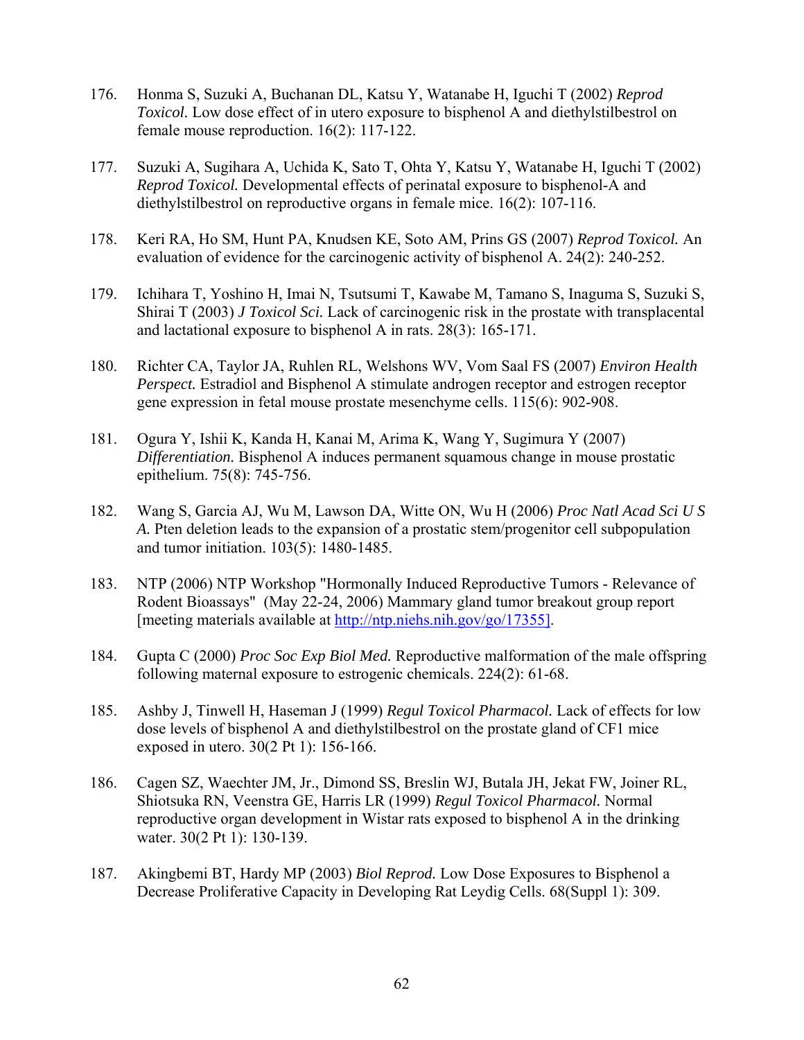176. Honma S, Suzuki A, Buchanan DL, Katsu Y, Watanabe H, Iguchi T (2002) *Reprod Toxicol.* Low dose effect of in utero exposure to bisphenol A and diethylstilbestrol on female mouse reproduction. 16(2): 117-122.

177. Suzuki A, Sugihara A, Uchida K, Sato T, Ohta Y, Katsu Y, Watanabe H, Iguchi T (2002) *Reprod Toxicol.* Developmental effects of perinatal exposure to bisphenol-A and diethylstilbestrol on reproductive organs in female mice. 16(2): 107-116.

178. Keri RA, Ho SM, Hunt PA, Knudsen KE, Soto AM, Prins GS (2007) *Reprod Toxicol.* An evaluation of evidence for the carcinogenic activity of bisphenol A. 24(2): 240-252.

179. Ichihara T, Yoshino H, Imai N, Tsutsumi T, Kawabe M, Tamano S, Inaguma S, Suzuki S, Shirai T (2003) *J Toxicol Sci.* Lack of carcinogenic risk in the prostate with transplacental and lactational exposure to bisphenol A in rats. 28(3): 165-171.

180. Richter CA, Taylor JA, Ruhlen RL, Welshons WV, Vom Saal FS (2007) *Environ Health Perspect.* Estradiol and Bisphenol A stimulate androgen receptor and estrogen receptor gene expression in fetal mouse prostate mesenchyme cells. 115(6): 902-908.

181. Ogura Y, Ishii K, Kanda H, Kanai M, Arima K, Wang Y, Sugimura Y (2007) *Differentiation.* Bisphenol A induces permanent squamous change in mouse prostatic epithelium. 75(8): 745-756.

182. Wang S, Garcia AJ, Wu M, Lawson DA, Witte ON, Wu H (2006) *Proc Natl Acad Sci U S A.* Pten deletion leads to the expansion of a prostatic stem/progenitor cell subpopulation and tumor initiation. 103(5): 1480-1485.

183. NTP (2006) NTP Workshop "Hormonally Induced Reproductive Tumors - Relevance of Rodent Bioassays" (May 22-24, 2006) Mammary gland tumor breakout group report [meeting materials available at http://ntp.niehs.nih.gov/go/17355].

184. Gupta C (2000) *Proc Soc Exp Biol Med.* Reproductive malformation of the male offspring following maternal exposure to estrogenic chemicals. 224(2): 61-68.

185. Ashby J, Tinwell H, Haseman J (1999) *Regul Toxicol Pharmacol.* Lack of effects for low dose levels of bisphenol A and diethylstilbestrol on the prostate gland of CF1 mice exposed in utero. 30(2 Pt 1): 156-166.

186. Cagen SZ, Waechter JM, Jr., Dimond SS, Breslin WJ, Butala JH, Jekat FW, Joiner RL, Shiotsuka RN, Veenstra GE, Harris LR (1999) *Regul Toxicol Pharmacol.* Normal reproductive organ development in Wistar rats exposed to bisphenol A in the drinking water. 30(2 Pt 1): 130-139.

187. Akingbemi BT, Hardy MP (2003) *Biol Reprod.* Low Dose Exposures to Bisphenol a Decrease Proliferative Capacity in Developing Rat Leydig Cells. 68(Suppl 1): 309.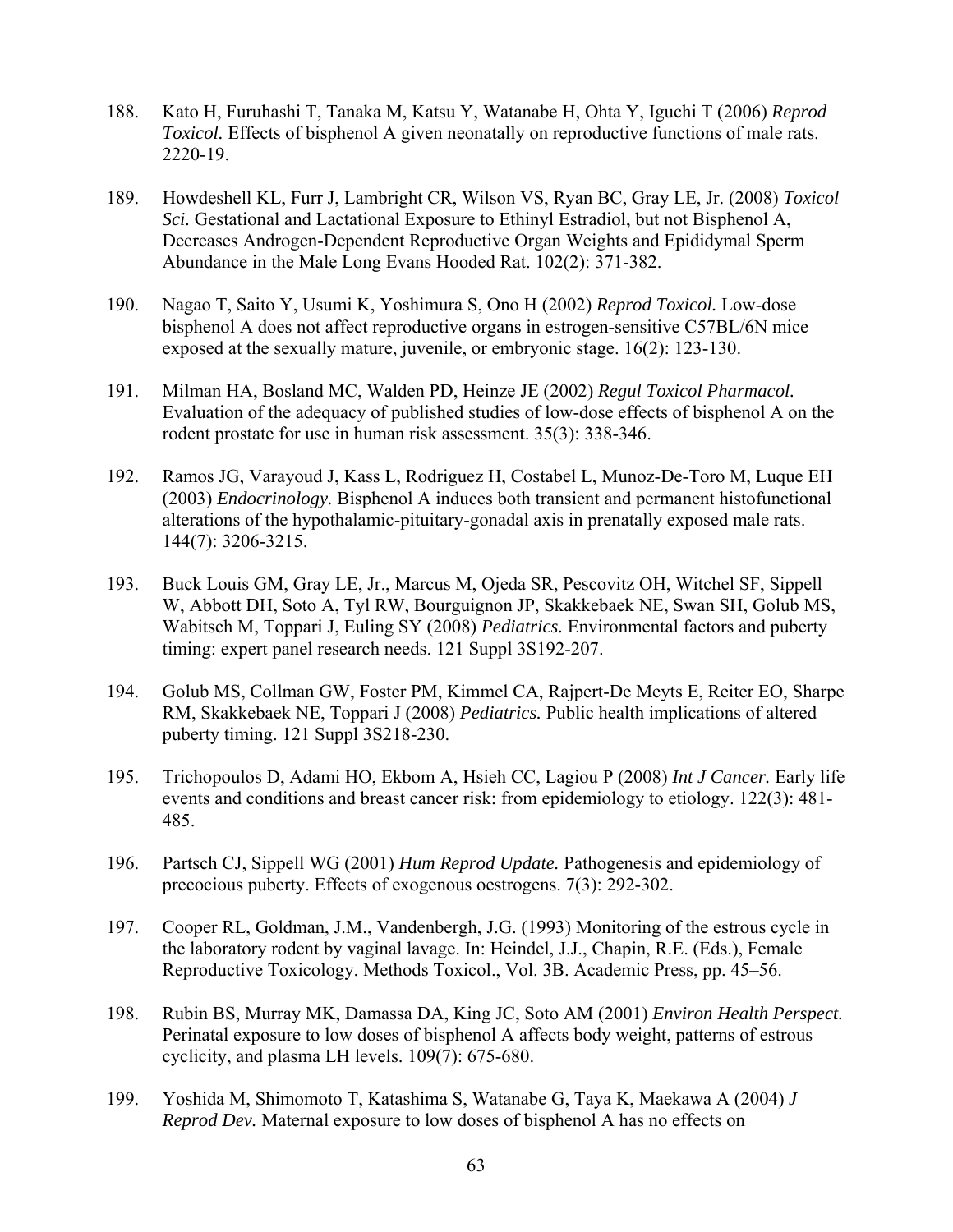188. Kato H, Furuhashi T, Tanaka M, Katsu Y, Watanabe H, Ohta Y, Iguchi T (2006) *Reprod Toxicol.* Effects of bisphenol A given neonatally on reproductive functions of male rats. 2220-19.

189. Howdeshell KL, Furr J, Lambright CR, Wilson VS, Ryan BC, Gray LE, Jr. (2008) *Toxicol Sci.* Gestational and Lactational Exposure to Ethinyl Estradiol, but not Bisphenol A, Decreases Androgen-Dependent Reproductive Organ Weights and Epididymal Sperm Abundance in the Male Long Evans Hooded Rat. 102(2): 371-382.

190. Nagao T, Saito Y, Usumi K, Yoshimura S, Ono H (2002) *Reprod Toxicol.* Low-dose bisphenol A does not affect reproductive organs in estrogen-sensitive C57BL/6N mice exposed at the sexually mature, juvenile, or embryonic stage. 16(2): 123-130.

191. Milman HA, Bosland MC, Walden PD, Heinze JE (2002) *Regul Toxicol Pharmacol.* Evaluation of the adequacy of published studies of low-dose effects of bisphenol A on the rodent prostate for use in human risk assessment. 35(3): 338-346.

192. Ramos JG, Varayoud J, Kass L, Rodriguez H, Costabel L, Munoz-De-Toro M, Luque EH (2003) *Endocrinology.* Bisphenol A induces both transient and permanent histofunctional alterations of the hypothalamic-pituitary-gonadal axis in prenatally exposed male rats. 144(7): 3206-3215.

193. Buck Louis GM, Gray LE, Jr., Marcus M, Ojeda SR, Pescovitz OH, Witchel SF, Sippell W, Abbott DH, Soto A, Tyl RW, Bourguignon JP, Skakkebaek NE, Swan SH, Golub MS, Wabitsch M, Toppari J, Euling SY (2008) *Pediatrics.* Environmental factors and puberty timing: expert panel research needs. 121 Suppl 3S192-207.

194. Golub MS, Collman GW, Foster PM, Kimmel CA, Rajpert-De Meyts E, Reiter EO, Sharpe RM, Skakkebaek NE, Toppari J (2008) *Pediatrics.* Public health implications of altered puberty timing. 121 Suppl 3S218-230.

195. Trichopoulos D, Adami HO, Ekbom A, Hsieh CC, Lagiou P (2008) *Int J Cancer.* Early life events and conditions and breast cancer risk: from epidemiology to etiology. 122(3): 481-485.

196. Partsch CJ, Sippell WG (2001) *Hum Reprod Update.* Pathogenesis and epidemiology of precocious puberty. Effects of exogenous oestrogens. 7(3): 292-302.

197. Cooper RL, Goldman, J.M., Vandenbergh, J.G. (1993) Monitoring of the estrous cycle in the laboratory rodent by vaginal lavage. In: Heindel, J.J., Chapin, R.E. (Eds.), Female Reproductive Toxicology. Methods Toxicol., Vol. 3B. Academic Press, pp. 45–56.

198. Rubin BS, Murray MK, Damassa DA, King JC, Soto AM (2001) *Environ Health Perspect.* Perinatal exposure to low doses of bisphenol A affects body weight, patterns of estrous cyclicity, and plasma LH levels. 109(7): 675-680.

199. Yoshida M, Shimomoto T, Katashima S, Watanabe G, Taya K, Maekawa A (2004) *J Reprod Dev.* Maternal exposure to low doses of bisphenol A has no effects on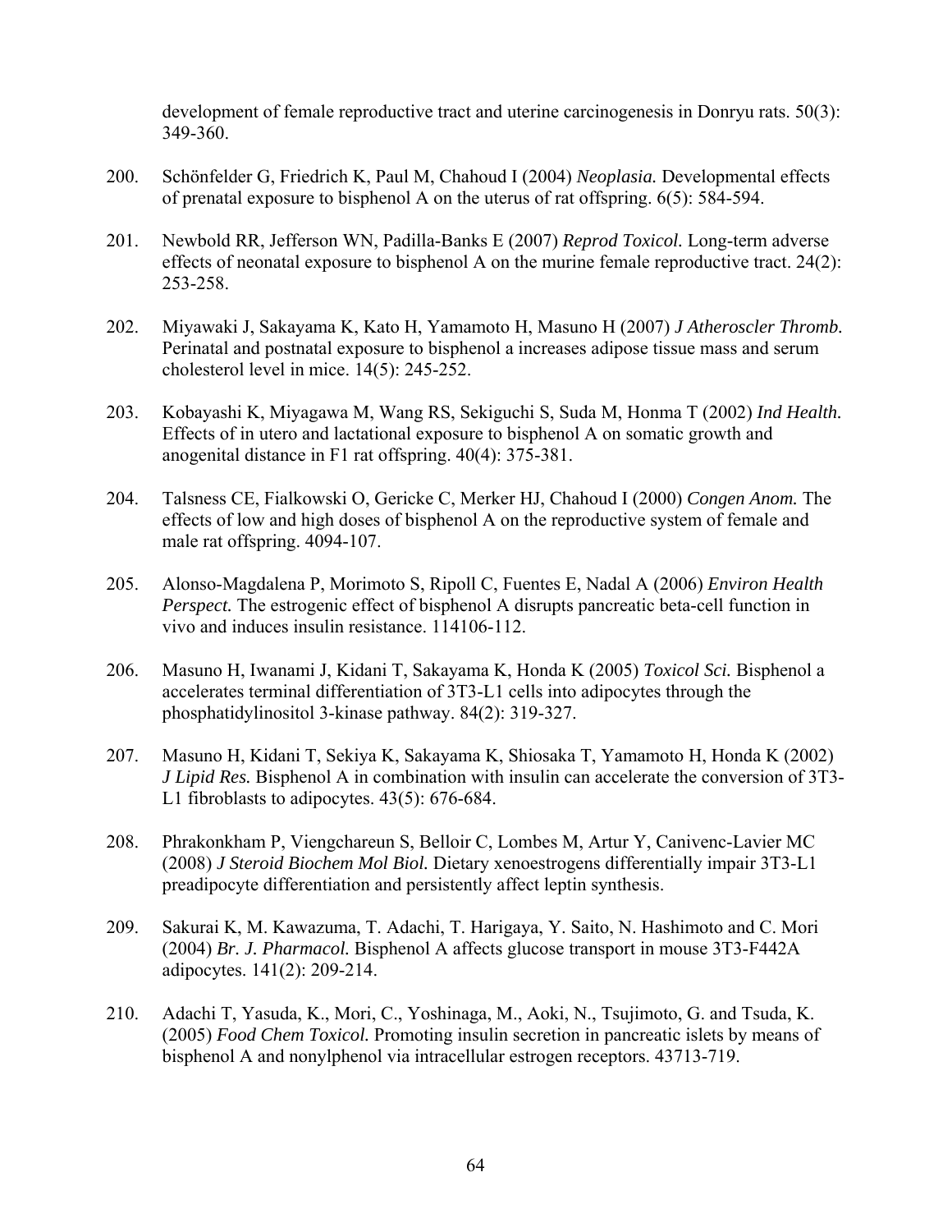development of female reproductive tract and uterine carcinogenesis in Donryu rats. 50(3): 349-360.

200. Schönfelder G, Friedrich K, Paul M, Chahoud I (2004) *Neoplasia.* Developmental effects of prenatal exposure to bisphenol A on the uterus of rat offspring. 6(5): 584-594.

201. Newbold RR, Jefferson WN, Padilla-Banks E (2007) *Reprod Toxicol.* Long-term adverse effects of neonatal exposure to bisphenol A on the murine female reproductive tract. 24(2): 253-258.

202. Miyawaki J, Sakayama K, Kato H, Yamamoto H, Masuno H (2007) *J Atheroscler Thromb.* Perinatal and postnatal exposure to bisphenol a increases adipose tissue mass and serum cholesterol level in mice. 14(5): 245-252.

203. Kobayashi K, Miyagawa M, Wang RS, Sekiguchi S, Suda M, Honma T (2002) *Ind Health.* Effects of in utero and lactational exposure to bisphenol A on somatic growth and anogenital distance in F1 rat offspring. 40(4): 375-381.

204. Talsness CE, Fialkowski O, Gericke C, Merker HJ, Chahoud I (2000) *Congen Anom.* The effects of low and high doses of bisphenol A on the reproductive system of female and male rat offspring. 4094-107.

205. Alonso-Magdalena P, Morimoto S, Ripoll C, Fuentes E, Nadal A (2006) *Environ Health Perspect.* The estrogenic effect of bisphenol A disrupts pancreatic beta-cell function in vivo and induces insulin resistance. 114106-112.

206. Masuno H, Iwanami J, Kidani T, Sakayama K, Honda K (2005) *Toxicol Sci.* Bisphenol a accelerates terminal differentiation of 3T3-L1 cells into adipocytes through the phosphatidylinositol 3-kinase pathway. 84(2): 319-327.

207. Masuno H, Kidani T, Sekiya K, Sakayama K, Shiosaka T, Yamamoto H, Honda K (2002) *J Lipid Res.* Bisphenol A in combination with insulin can accelerate the conversion of 3T3-L1 fibroblasts to adipocytes. 43(5): 676-684.

208. Phrakonkham P, Viengchareun S, Belloir C, Lombes M, Artur Y, Canivenc-Lavier MC (2008) *J Steroid Biochem Mol Biol.* Dietary xenoestrogens differentially impair 3T3-L1 preadipocyte differentiation and persistently affect leptin synthesis.

209. Sakurai K, M. Kawazuma, T. Adachi, T. Harigaya, Y. Saito, N. Hashimoto and C. Mori (2004) *Br. J. Pharmacol.* Bisphenol A affects glucose transport in mouse 3T3-F442A adipocytes. 141(2): 209-214.

210. Adachi T, Yasuda, K., Mori, C., Yoshinaga, M., Aoki, N., Tsujimoto, G. and Tsuda, K. (2005) *Food Chem Toxicol.* Promoting insulin secretion in pancreatic islets by means of bisphenol A and nonylphenol via intracellular estrogen receptors. 43713-719.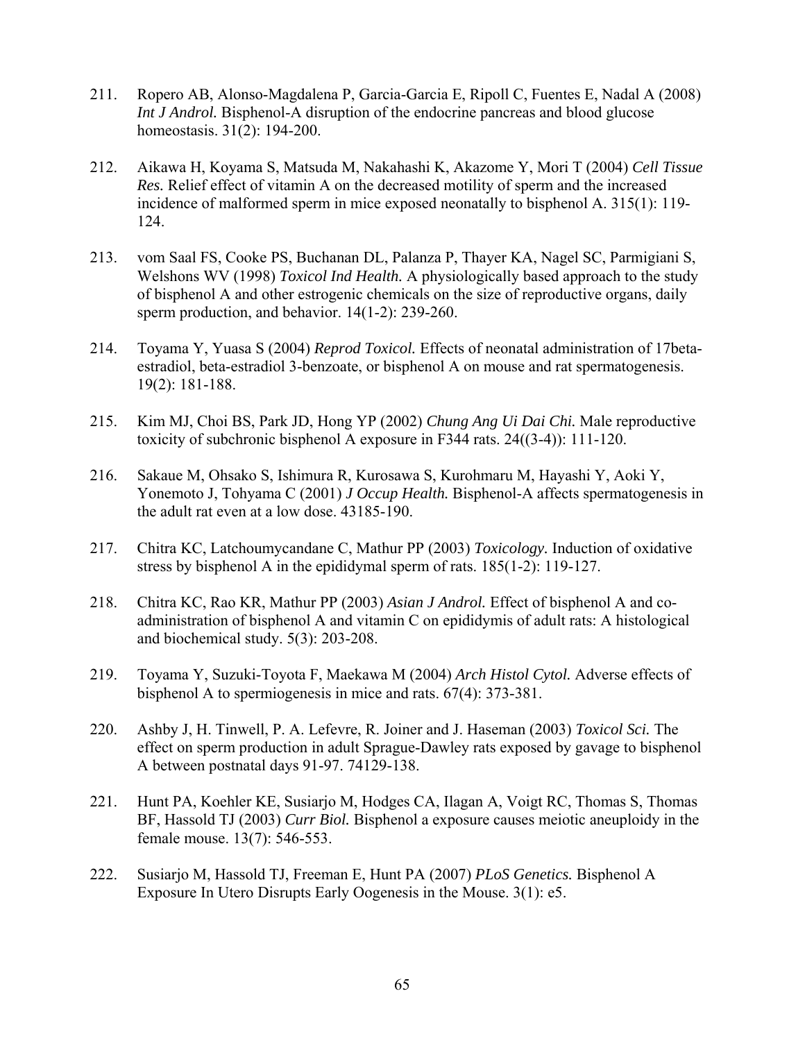211. Ropero AB, Alonso-Magdalena P, Garcia-Garcia E, Ripoll C, Fuentes E, Nadal A (2008) *Int J Androl.* Bisphenol-A disruption of the endocrine pancreas and blood glucose homeostasis. 31(2): 194-200.

212. Aikawa H, Koyama S, Matsuda M, Nakahashi K, Akazome Y, Mori T (2004) *Cell Tissue Res.* Relief effect of vitamin A on the decreased motility of sperm and the increased incidence of malformed sperm in mice exposed neonatally to bisphenol A. 315(1): 119-124.

213. vom Saal FS, Cooke PS, Buchanan DL, Palanza P, Thayer KA, Nagel SC, Parmigiani S, Welshons WV (1998) *Toxicol Ind Health.* A physiologically based approach to the study of bisphenol A and other estrogenic chemicals on the size of reproductive organs, daily sperm production, and behavior. 14(1-2): 239-260.

214. Toyama Y, Yuasa S (2004) *Reprod Toxicol.* Effects of neonatal administration of 17beta-estradiol, beta-estradiol 3-benzoate, or bisphenol A on mouse and rat spermatogenesis. 19(2): 181-188.

215. Kim MJ, Choi BS, Park JD, Hong YP (2002) *Chung Ang Ui Dai Chi.* Male reproductive toxicity of subchronic bisphenol A exposure in F344 rats. 24((3-4)): 111-120.

216. Sakaue M, Ohsako S, Ishimura R, Kurosawa S, Kurohmaru M, Hayashi Y, Aoki Y, Yonemoto J, Tohyama C (2001) *J Occup Health.* Bisphenol-A affects spermatogenesis in the adult rat even at a low dose. 43185-190.

217. Chitra KC, Latchoumycandane C, Mathur PP (2003) *Toxicology.* Induction of oxidative stress by bisphenol A in the epididymal sperm of rats. 185(1-2): 119-127.

218. Chitra KC, Rao KR, Mathur PP (2003) *Asian J Androl.* Effect of bisphenol A and co-administration of bisphenol A and vitamin C on epididymis of adult rats: A histological and biochemical study. 5(3): 203-208.

219. Toyama Y, Suzuki-Toyota F, Maekawa M (2004) *Arch Histol Cytol.* Adverse effects of bisphenol A to spermiogenesis in mice and rats. 67(4): 373-381.

220. Ashby J, H. Tinwell, P. A. Lefevre, R. Joiner and J. Haseman (2003) *Toxicol Sci.* The effect on sperm production in adult Sprague-Dawley rats exposed by gavage to bisphenol A between postnatal days 91-97. 74129-138.

221. Hunt PA, Koehler KE, Susiarjo M, Hodges CA, Ilagan A, Voigt RC, Thomas S, Thomas BF, Hassold TJ (2003) *Curr Biol.* Bisphenol a exposure causes meiotic aneuploidy in the female mouse. 13(7): 546-553.

222. Susiarjo M, Hassold TJ, Freeman E, Hunt PA (2007) *PLoS Genetics.* Bisphenol A Exposure In Utero Disrupts Early Oogenesis in the Mouse. 3(1): e5.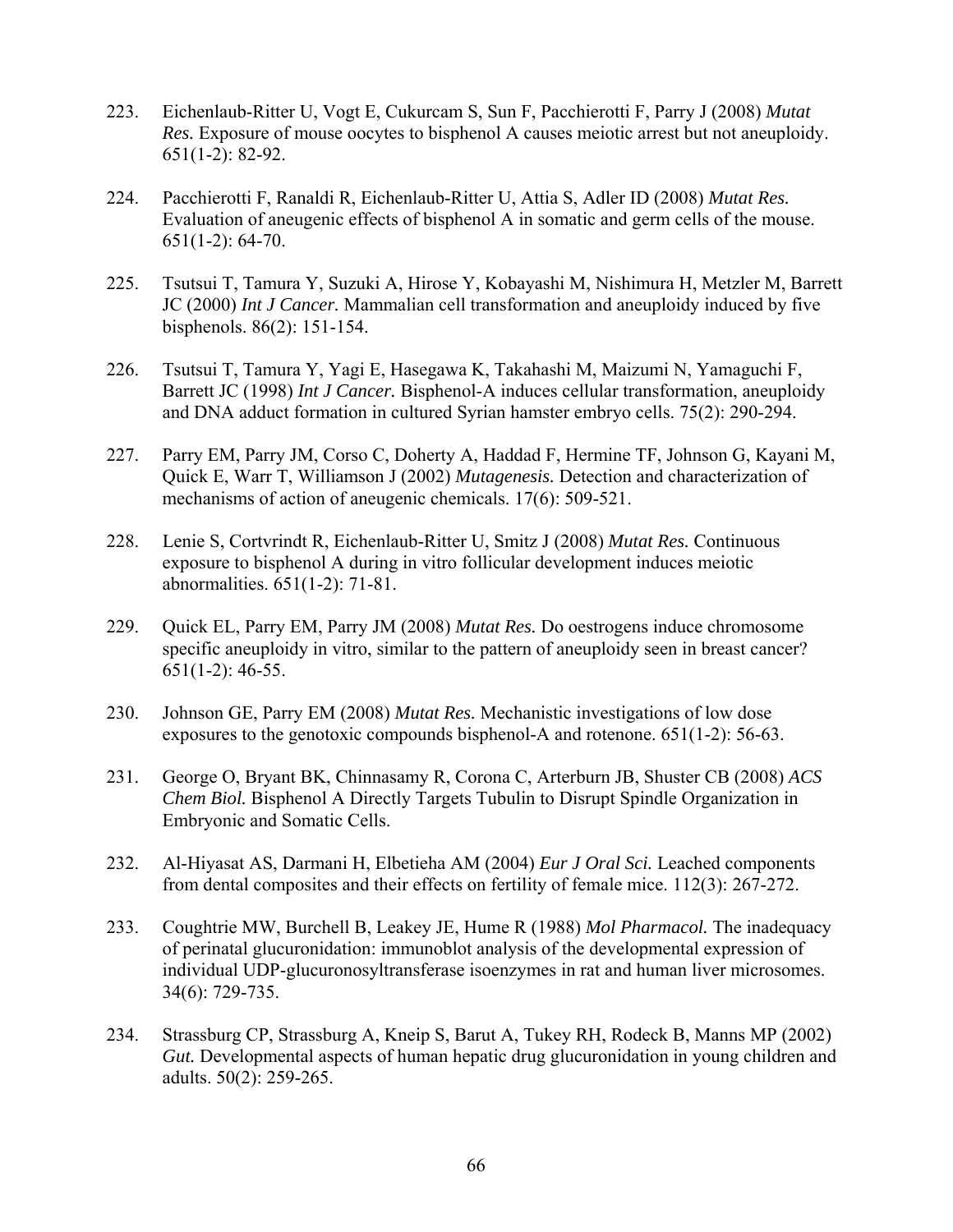223. Eichenlaub-Ritter U, Vogt E, Cukurcam S, Sun F, Pacchierotti F, Parry J (2008) *Mutat Res.* Exposure of mouse oocytes to bisphenol A causes meiotic arrest but not aneuploidy. 651(1-2): 82-92.

224. Pacchierotti F, Ranaldi R, Eichenlaub-Ritter U, Attia S, Adler ID (2008) *Mutat Res.* Evaluation of aneugenic effects of bisphenol A in somatic and germ cells of the mouse. 651(1-2): 64-70.

225. Tsutsui T, Tamura Y, Suzuki A, Hirose Y, Kobayashi M, Nishimura H, Metzler M, Barrett JC (2000) *Int J Cancer.* Mammalian cell transformation and aneuploidy induced by five bisphenols. 86(2): 151-154.

226. Tsutsui T, Tamura Y, Yagi E, Hasegawa K, Takahashi M, Maizumi N, Yamaguchi F, Barrett JC (1998) *Int J Cancer.* Bisphenol-A induces cellular transformation, aneuploidy and DNA adduct formation in cultured Syrian hamster embryo cells. 75(2): 290-294.

227. Parry EM, Parry JM, Corso C, Doherty A, Haddad F, Hermine TF, Johnson G, Kayani M, Quick E, Warr T, Williamson J (2002) *Mutagenesis.* Detection and characterization of mechanisms of action of aneugenic chemicals. 17(6): 509-521.

228. Lenie S, Cortvrindt R, Eichenlaub-Ritter U, Smitz J (2008) *Mutat Res.* Continuous exposure to bisphenol A during in vitro follicular development induces meiotic abnormalities. 651(1-2): 71-81.

229. Quick EL, Parry EM, Parry JM (2008) *Mutat Res.* Do oestrogens induce chromosome specific aneuploidy in vitro, similar to the pattern of aneuploidy seen in breast cancer? 651(1-2): 46-55.

230. Johnson GE, Parry EM (2008) *Mutat Res.* Mechanistic investigations of low dose exposures to the genotoxic compounds bisphenol-A and rotenone. 651(1-2): 56-63.

231. George O, Bryant BK, Chinnasamy R, Corona C, Arterburn JB, Shuster CB (2008) *ACS Chem Biol.* Bisphenol A Directly Targets Tubulin to Disrupt Spindle Organization in Embryonic and Somatic Cells.

232. Al-Hiyasat AS, Darmani H, Elbetieha AM (2004) *Eur J Oral Sci.* Leached components from dental composites and their effects on fertility of female mice. 112(3): 267-272.

233. Coughtrie MW, Burchell B, Leakey JE, Hume R (1988) *Mol Pharmacol.* The inadequacy of perinatal glucuronidation: immunoblot analysis of the developmental expression of individual UDP-glucuronosyltransferase isoenzymes in rat and human liver microsomes. 34(6): 729-735.

234. Strassburg CP, Strassburg A, Kneip S, Barut A, Tukey RH, Rodeck B, Manns MP (2002) *Gut.* Developmental aspects of human hepatic drug glucuronidation in young children and adults. 50(2): 259-265.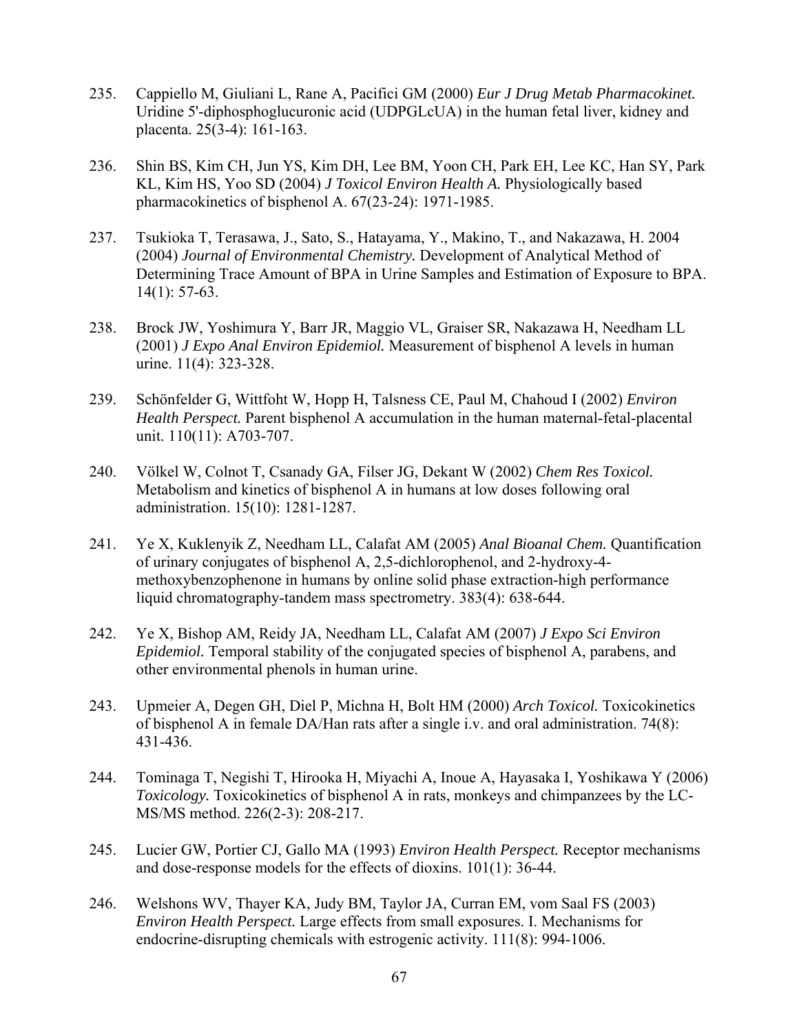235. Cappiello M, Giuliani L, Rane A, Pacifici GM (2000) *Eur J Drug Metab Pharmacokinet.* Uridine 5'-diphosphoglucuronic acid (UDPGLcUA) in the human fetal liver, kidney and placenta. 25(3-4): 161-163.

236. Shin BS, Kim CH, Jun YS, Kim DH, Lee BM, Yoon CH, Park EH, Lee KC, Han SY, Park KL, Kim HS, Yoo SD (2004) *J Toxicol Environ Health A.* Physiologically based pharmacokinetics of bisphenol A. 67(23-24): 1971-1985.

237. Tsukioka T, Terasawa, J., Sato, S., Hatayama, Y., Makino, T., and Nakazawa, H. 2004 (2004) *Journal of Environmental Chemistry.* Development of Analytical Method of Determining Trace Amount of BPA in Urine Samples and Estimation of Exposure to BPA. 14(1): 57-63.

238. Brock JW, Yoshimura Y, Barr JR, Maggio VL, Graiser SR, Nakazawa H, Needham LL (2001) *J Expo Anal Environ Epidemiol.* Measurement of bisphenol A levels in human urine. 11(4): 323-328.

239. Schönfelder G, Wittfoht W, Hopp H, Talsness CE, Paul M, Chahoud I (2002) *Environ Health Perspect.* Parent bisphenol A accumulation in the human maternal-fetal-placental unit. 110(11): A703-707.

240. Völkel W, Colnot T, Csanady GA, Filser JG, Dekant W (2002) *Chem Res Toxicol.* Metabolism and kinetics of bisphenol A in humans at low doses following oral administration. 15(10): 1281-1287.

241. Ye X, Kuklenyik Z, Needham LL, Calafat AM (2005) *Anal Bioanal Chem.* Quantification of urinary conjugates of bisphenol A, 2,5-dichlorophenol, and 2-hydroxy-4-methoxybenzophenone in humans by online solid phase extraction-high performance liquid chromatography-tandem mass spectrometry. 383(4): 638-644.

242. Ye X, Bishop AM, Reidy JA, Needham LL, Calafat AM (2007) *J Expo Sci Environ Epidemiol.* Temporal stability of the conjugated species of bisphenol A, parabens, and other environmental phenols in human urine.

243. Upmeier A, Degen GH, Diel P, Michna H, Bolt HM (2000) *Arch Toxicol.* Toxicokinetics of bisphenol A in female DA/Han rats after a single i.v. and oral administration. 74(8): 431-436.

244. Tominaga T, Negishi T, Hirooka H, Miyachi A, Inoue A, Hayasaka I, Yoshikawa Y (2006) *Toxicology.* Toxicokinetics of bisphenol A in rats, monkeys and chimpanzees by the LC-MS/MS method. 226(2-3): 208-217.

245. Lucier GW, Portier CJ, Gallo MA (1993) *Environ Health Perspect.* Receptor mechanisms and dose-response models for the effects of dioxins. 101(1): 36-44.

246. Welshons WV, Thayer KA, Judy BM, Taylor JA, Curran EM, vom Saal FS (2003) *Environ Health Perspect.* Large effects from small exposures. I. Mechanisms for endocrine-disrupting chemicals with estrogenic activity. 111(8): 994-1006.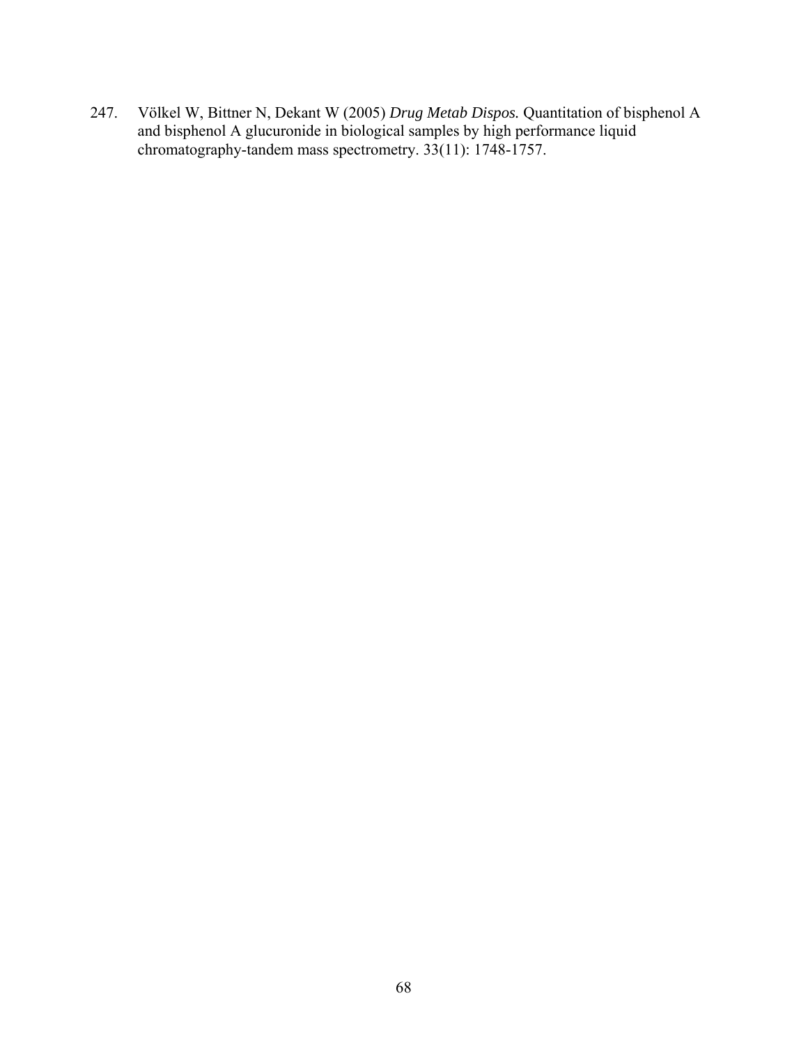247. Völkel W, Bittner N, Dekant W (2005) *Drug Metab Dispos.* Quantitation of bisphenol A and bisphenol A glucuronide in biological samples by high performance liquid chromatography-tandem mass spectrometry. 33(11): 1748-1757.